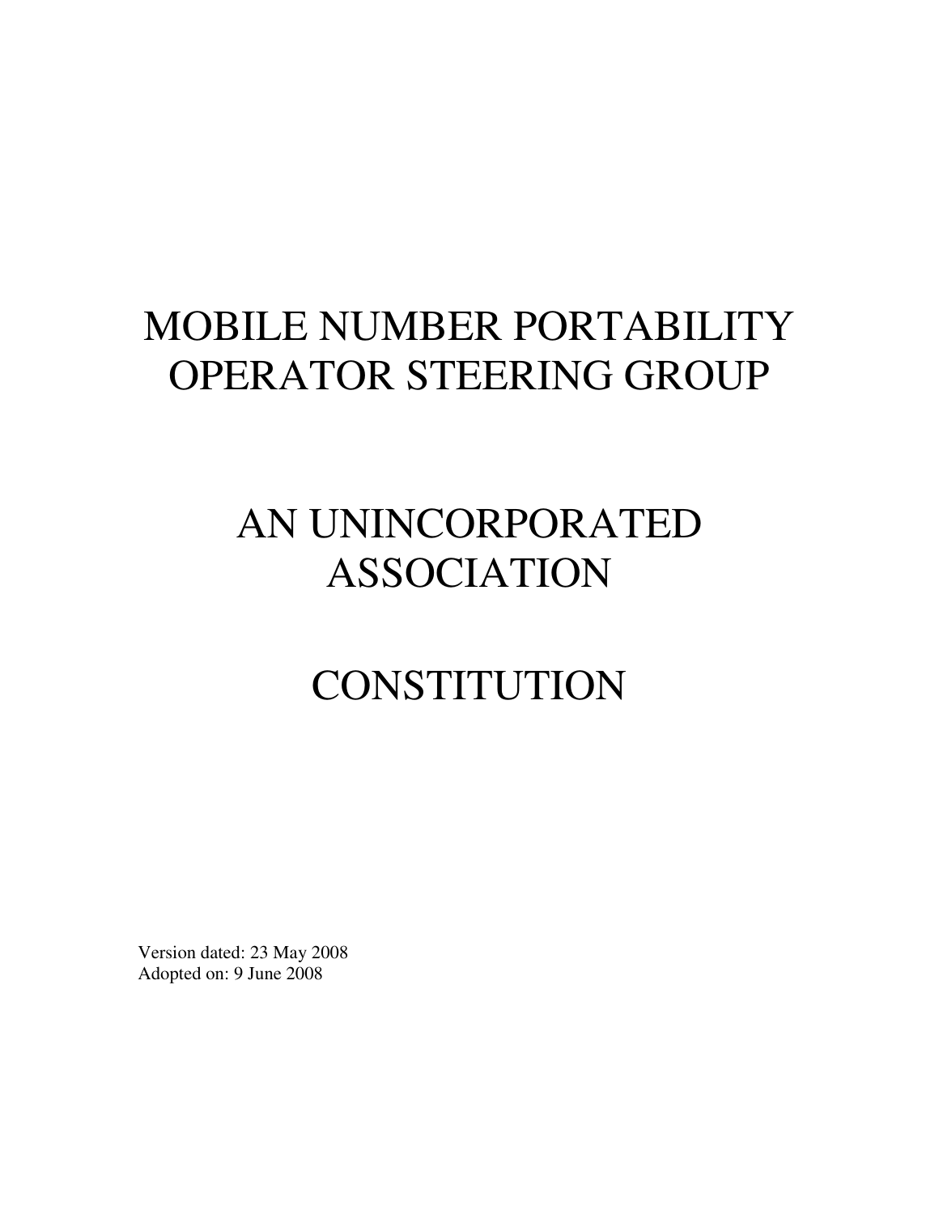# MOBILE NUMBER PORTABILITY OPERATOR STEERING GROUP

# AN UNINCORPORATED ASSOCIATION

# CONSTITUTION

Version dated: 23 May 2008
Adopted on: 9 June 2008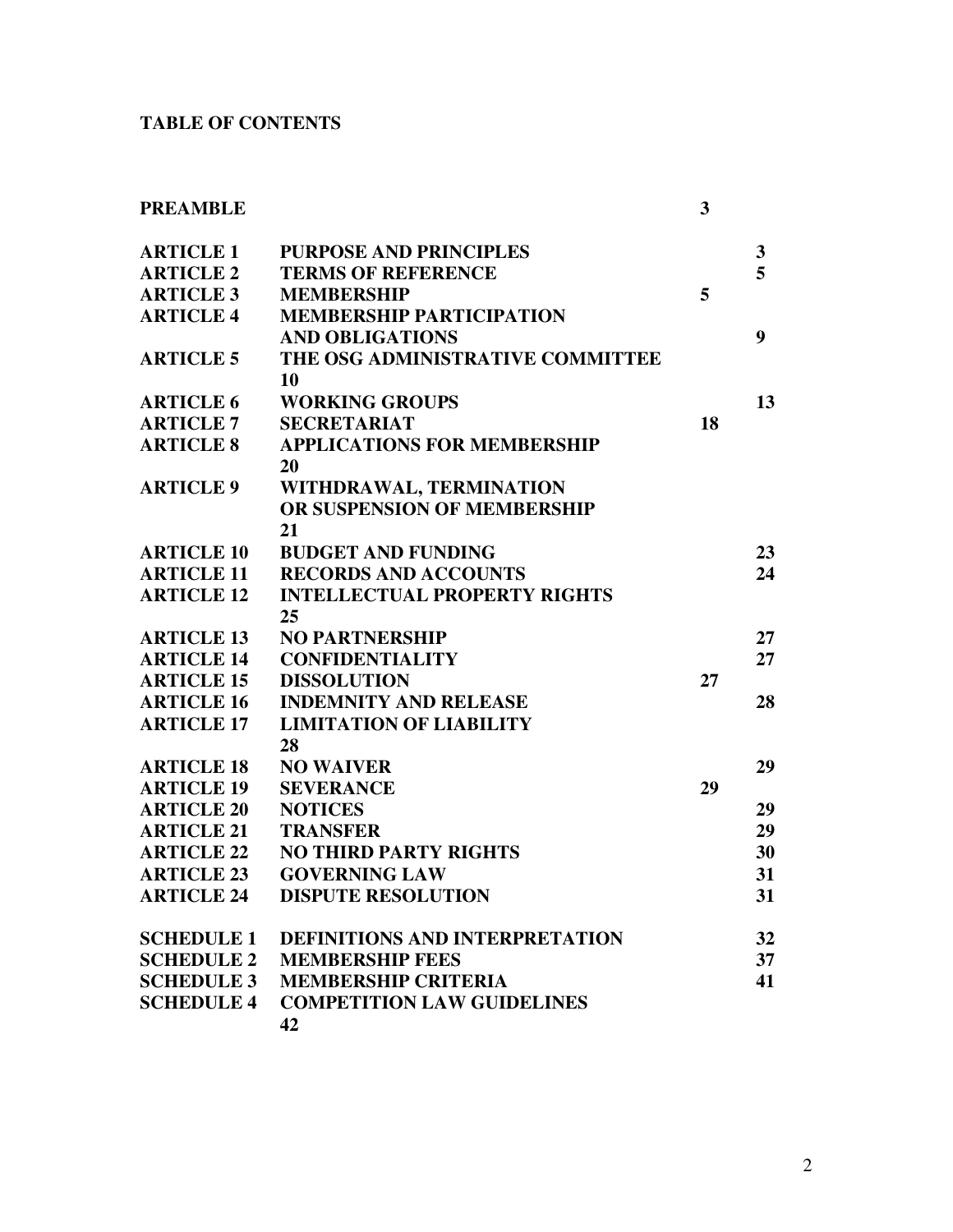**TABLE OF CONTENTS**

| | | |
|---|---|---|
| **PREAMBLE** | | **3** |
| **ARTICLE 1** | **PURPOSE AND PRINCIPLES** | **3** |
| **ARTICLE 2** | **TERMS OF REFERENCE** | **5** |
| **ARTICLE 3** | **MEMBERSHIP** | **5** |
| **ARTICLE 4** | **MEMBERSHIP PARTICIPATION AND OBLIGATIONS** | **9** |
| **ARTICLE 5** | **THE OSG ADMINISTRATIVE COMMITTEE** | **10** |
| **ARTICLE 6** | **WORKING GROUPS** | **13** |
| **ARTICLE 7** | **SECRETARIAT** | **18** |
| **ARTICLE 8** | **APPLICATIONS FOR MEMBERSHIP** | **20** |
| **ARTICLE 9** | **WITHDRAWAL, TERMINATION OR SUSPENSION OF MEMBERSHIP** | **21** |
| **ARTICLE 10** | **BUDGET AND FUNDING** | **23** |
| **ARTICLE 11** | **RECORDS AND ACCOUNTS** | **24** |
| **ARTICLE 12** | **INTELLECTUAL PROPERTY RIGHTS** | **25** |
| **ARTICLE 13** | **NO PARTNERSHIP** | **27** |
| **ARTICLE 14** | **CONFIDENTIALITY** | **27** |
| **ARTICLE 15** | **DISSOLUTION** | **27** |
| **ARTICLE 16** | **INDEMNITY AND RELEASE** | **28** |
| **ARTICLE 17** | **LIMITATION OF LIABILITY** | **28** |
| **ARTICLE 18** | **NO WAIVER** | **29** |
| **ARTICLE 19** | **SEVERANCE** | **29** |
| **ARTICLE 20** | **NOTICES** | **29** |
| **ARTICLE 21** | **TRANSFER** | **29** |
| **ARTICLE 22** | **NO THIRD PARTY RIGHTS** | **30** |
| **ARTICLE 23** | **GOVERNING LAW** | **31** |
| **ARTICLE 24** | **DISPUTE RESOLUTION** | **31** |
| **SCHEDULE 1** | **DEFINITIONS AND INTERPRETATION** | **32** |
| **SCHEDULE 2** | **MEMBERSHIP FEES** | **37** |
| **SCHEDULE 3** | **MEMBERSHIP CRITERIA** | **41** |
| **SCHEDULE 4** | **COMPETITION LAW GUIDELINES** | **42** |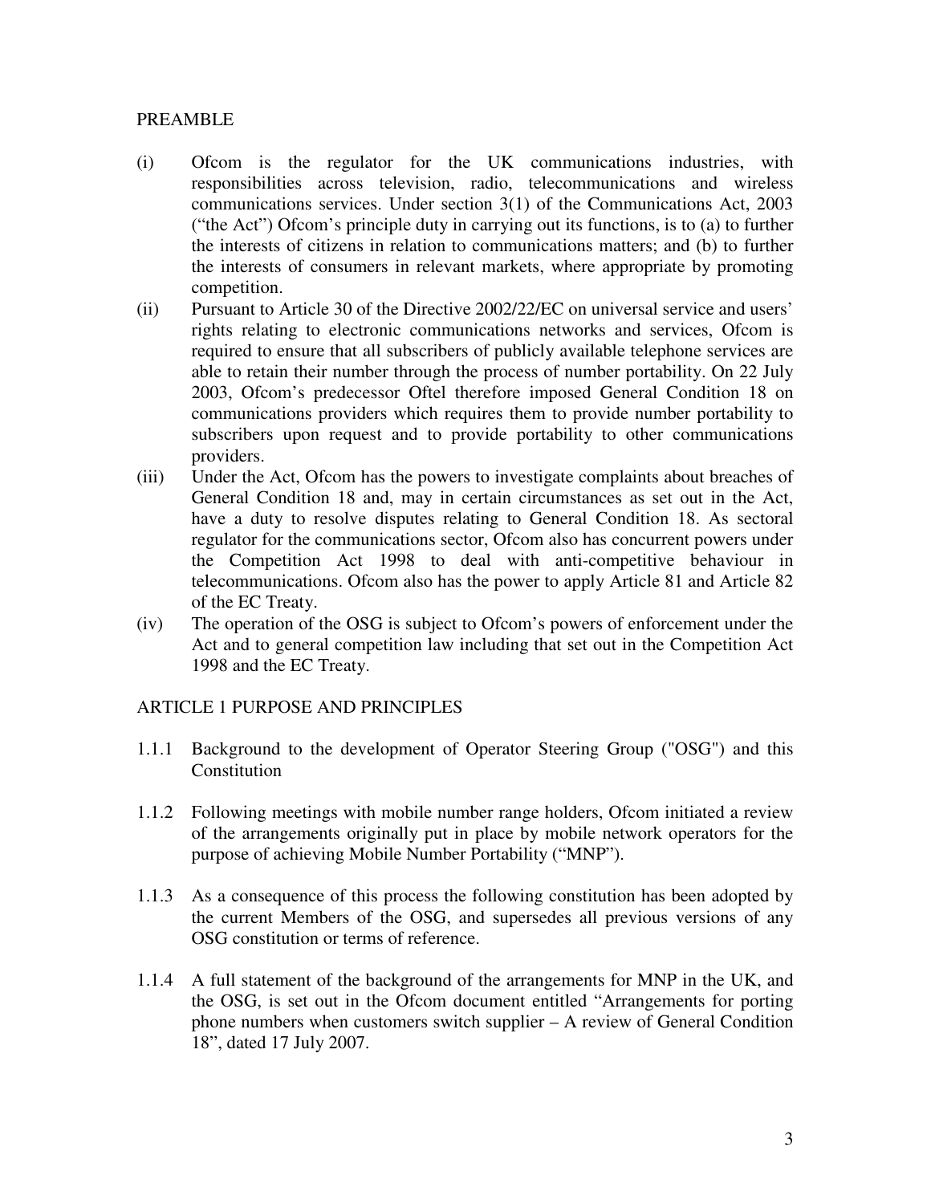## PREAMBLE

(i) Ofcom is the regulator for the UK communications industries, with responsibilities across television, radio, telecommunications and wireless communications services. Under section 3(1) of the Communications Act, 2003 ("the Act") Ofcom's principle duty in carrying out its functions, is to (a) to further the interests of citizens in relation to communications matters; and (b) to further the interests of consumers in relevant markets, where appropriate by promoting competition.

(ii) Pursuant to Article 30 of the Directive 2002/22/EC on universal service and users' rights relating to electronic communications networks and services, Ofcom is required to ensure that all subscribers of publicly available telephone services are able to retain their number through the process of number portability. On 22 July 2003, Ofcom's predecessor Oftel therefore imposed General Condition 18 on communications providers which requires them to provide number portability to subscribers upon request and to provide portability to other communications providers.

(iii) Under the Act, Ofcom has the powers to investigate complaints about breaches of General Condition 18 and, may in certain circumstances as set out in the Act, have a duty to resolve disputes relating to General Condition 18. As sectoral regulator for the communications sector, Ofcom also has concurrent powers under the Competition Act 1998 to deal with anti-competitive behaviour in telecommunications. Ofcom also has the power to apply Article 81 and Article 82 of the EC Treaty.

(iv) The operation of the OSG is subject to Ofcom's powers of enforcement under the Act and to general competition law including that set out in the Competition Act 1998 and the EC Treaty.

## ARTICLE 1 PURPOSE AND PRINCIPLES

1.1.1 Background to the development of Operator Steering Group ("OSG") and this Constitution

1.1.2 Following meetings with mobile number range holders, Ofcom initiated a review of the arrangements originally put in place by mobile network operators for the purpose of achieving Mobile Number Portability ("MNP").

1.1.3 As a consequence of this process the following constitution has been adopted by the current Members of the OSG, and supersedes all previous versions of any OSG constitution or terms of reference.

1.1.4 A full statement of the background of the arrangements for MNP in the UK, and the OSG, is set out in the Ofcom document entitled "Arrangements for porting phone numbers when customers switch supplier – A review of General Condition 18", dated 17 July 2007.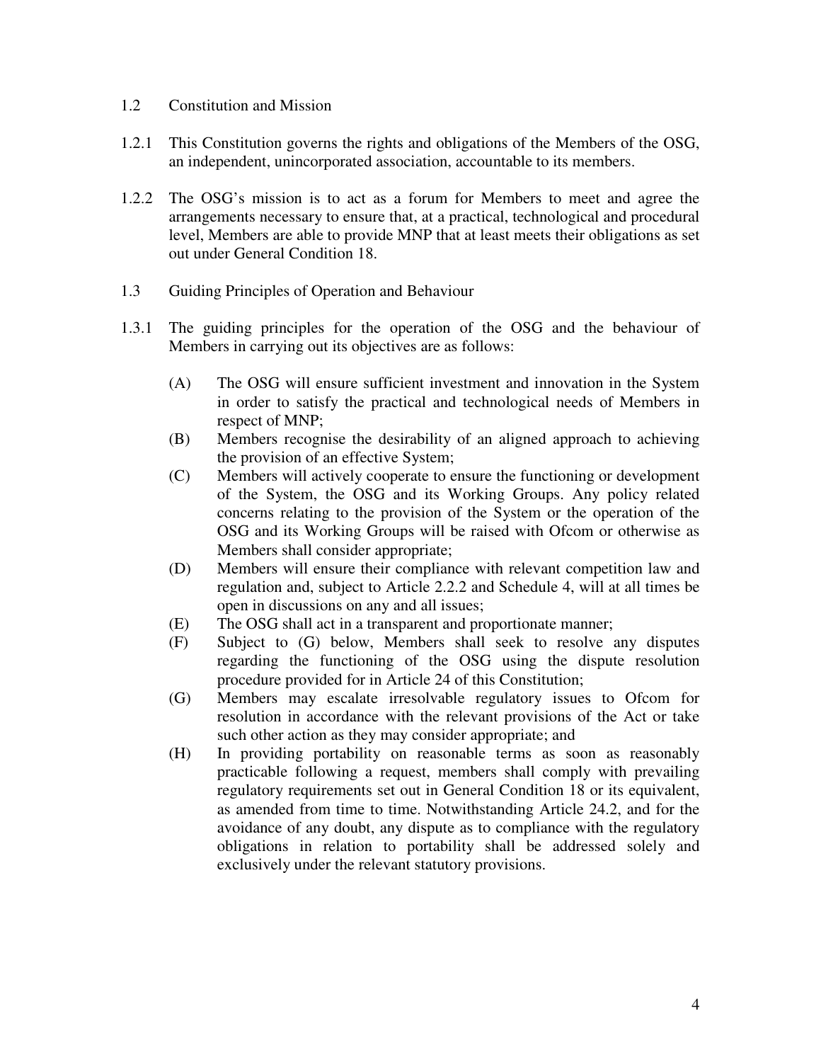## 1.2 Constitution and Mission

1.2.1 This Constitution governs the rights and obligations of the Members of the OSG, an independent, unincorporated association, accountable to its members.

1.2.2 The OSG's mission is to act as a forum for Members to meet and agree the arrangements necessary to ensure that, at a practical, technological and procedural level, Members are able to provide MNP that at least meets their obligations as set out under General Condition 18.

## 1.3 Guiding Principles of Operation and Behaviour

1.3.1 The guiding principles for the operation of the OSG and the behaviour of Members in carrying out its objectives are as follows:

- (A) The OSG will ensure sufficient investment and innovation in the System in order to satisfy the practical and technological needs of Members in respect of MNP;
- (B) Members recognise the desirability of an aligned approach to achieving the provision of an effective System;
- (C) Members will actively cooperate to ensure the functioning or development of the System, the OSG and its Working Groups. Any policy related concerns relating to the provision of the System or the operation of the OSG and its Working Groups will be raised with Ofcom or otherwise as Members shall consider appropriate;
- (D) Members will ensure their compliance with relevant competition law and regulation and, subject to Article 2.2.2 and Schedule 4, will at all times be open in discussions on any and all issues;
- (E) The OSG shall act in a transparent and proportionate manner;
- (F) Subject to (G) below, Members shall seek to resolve any disputes regarding the functioning of the OSG using the dispute resolution procedure provided for in Article 24 of this Constitution;
- (G) Members may escalate irresolvable regulatory issues to Ofcom for resolution in accordance with the relevant provisions of the Act or take such other action as they may consider appropriate; and
- (H) In providing portability on reasonable terms as soon as reasonably practicable following a request, members shall comply with prevailing regulatory requirements set out in General Condition 18 or its equivalent, as amended from time to time. Notwithstanding Article 24.2, and for the avoidance of any doubt, any dispute as to compliance with the regulatory obligations in relation to portability shall be addressed solely and exclusively under the relevant statutory provisions.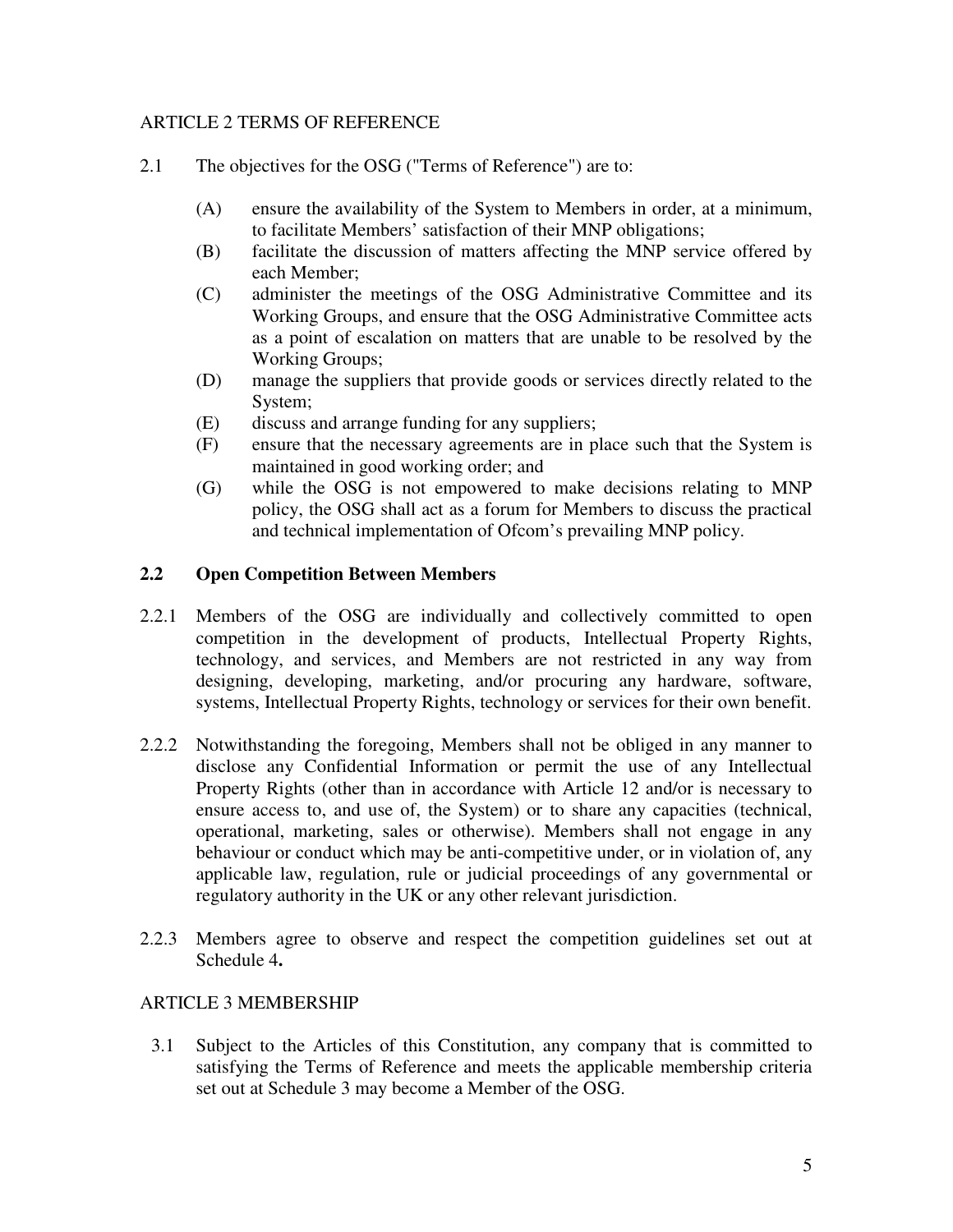## ARTICLE 2 TERMS OF REFERENCE

2.1 The objectives for the OSG ("Terms of Reference") are to:

(A) ensure the availability of the System to Members in order, at a minimum, to facilitate Members' satisfaction of their MNP obligations;

(B) facilitate the discussion of matters affecting the MNP service offered by each Member;

(C) administer the meetings of the OSG Administrative Committee and its Working Groups, and ensure that the OSG Administrative Committee acts as a point of escalation on matters that are unable to be resolved by the Working Groups;

(D) manage the suppliers that provide goods or services directly related to the System;

(E) discuss and arrange funding for any suppliers;

(F) ensure that the necessary agreements are in place such that the System is maintained in good working order; and

(G) while the OSG is not empowered to make decisions relating to MNP policy, the OSG shall act as a forum for Members to discuss the practical and technical implementation of Ofcom's prevailing MNP policy.

### 2.2 Open Competition Between Members

2.2.1 Members of the OSG are individually and collectively committed to open competition in the development of products, Intellectual Property Rights, technology, and services, and Members are not restricted in any way from designing, developing, marketing, and/or procuring any hardware, software, systems, Intellectual Property Rights, technology or services for their own benefit.

2.2.2 Notwithstanding the foregoing, Members shall not be obliged in any manner to disclose any Confidential Information or permit the use of any Intellectual Property Rights (other than in accordance with Article 12 and/or is necessary to ensure access to, and use of, the System) or to share any capacities (technical, operational, marketing, sales or otherwise). Members shall not engage in any behaviour or conduct which may be anti-competitive under, or in violation of, any applicable law, regulation, rule or judicial proceedings of any governmental or regulatory authority in the UK or any other relevant jurisdiction.

2.2.3 Members agree to observe and respect the competition guidelines set out at Schedule 4**.**

## ARTICLE 3 MEMBERSHIP

3.1 Subject to the Articles of this Constitution, any company that is committed to satisfying the Terms of Reference and meets the applicable membership criteria set out at Schedule 3 may become a Member of the OSG.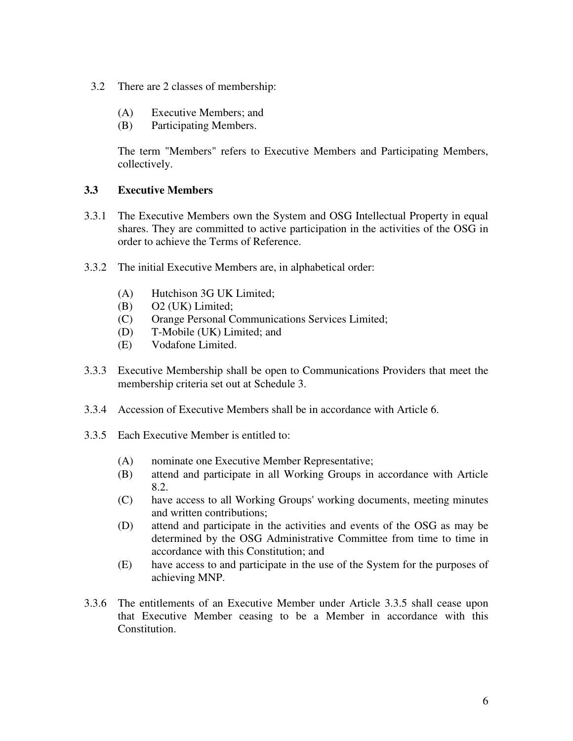3.2 There are 2 classes of membership:

(A) Executive Members; and
(B) Participating Members.

The term "Members" refers to Executive Members and Participating Members, collectively.

### 3.3 Executive Members

3.3.1 The Executive Members own the System and OSG Intellectual Property in equal shares. They are committed to active participation in the activities of the OSG in order to achieve the Terms of Reference.

3.3.2 The initial Executive Members are, in alphabetical order:

(A) Hutchison 3G UK Limited;
(B) O2 (UK) Limited;
(C) Orange Personal Communications Services Limited;
(D) T-Mobile (UK) Limited; and
(E) Vodafone Limited.

3.3.3 Executive Membership shall be open to Communications Providers that meet the membership criteria set out at Schedule 3.

3.3.4 Accession of Executive Members shall be in accordance with Article 6.

3.3.5 Each Executive Member is entitled to:

(A) nominate one Executive Member Representative;
(B) attend and participate in all Working Groups in accordance with Article 8.2.
(C) have access to all Working Groups' working documents, meeting minutes and written contributions;
(D) attend and participate in the activities and events of the OSG as may be determined by the OSG Administrative Committee from time to time in accordance with this Constitution; and
(E) have access to and participate in the use of the System for the purposes of achieving MNP.

3.3.6 The entitlements of an Executive Member under Article 3.3.5 shall cease upon that Executive Member ceasing to be a Member in accordance with this Constitution.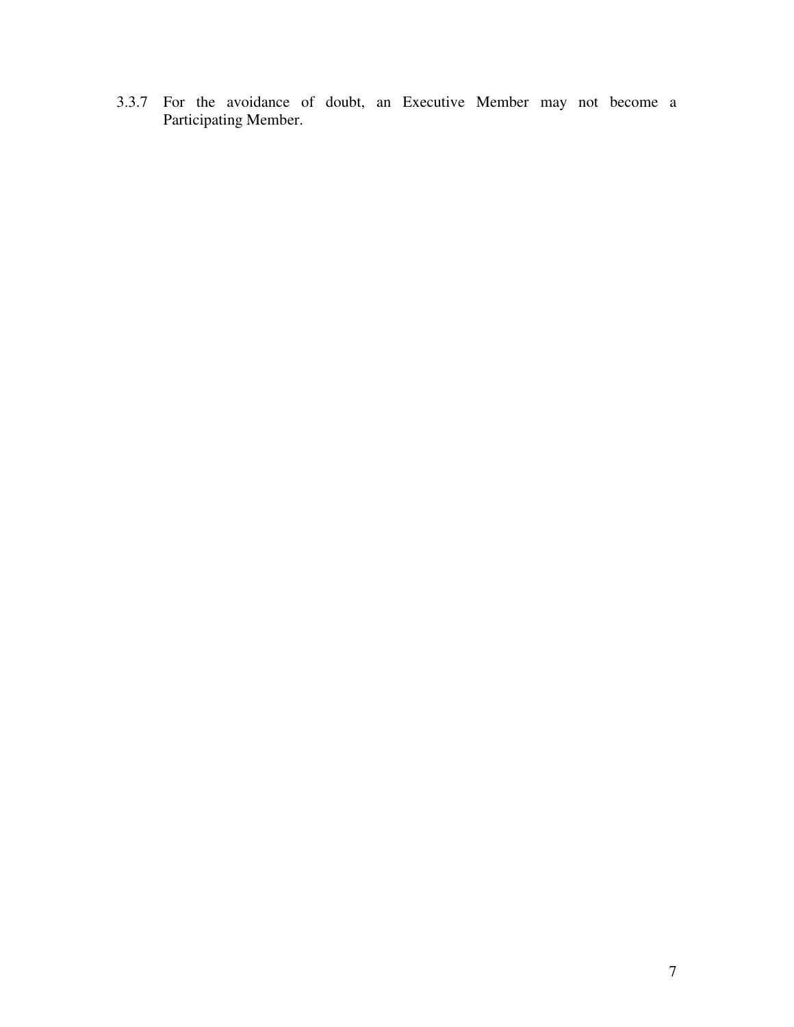3.3.7 For the avoidance of doubt, an Executive Member may not become a Participating Member.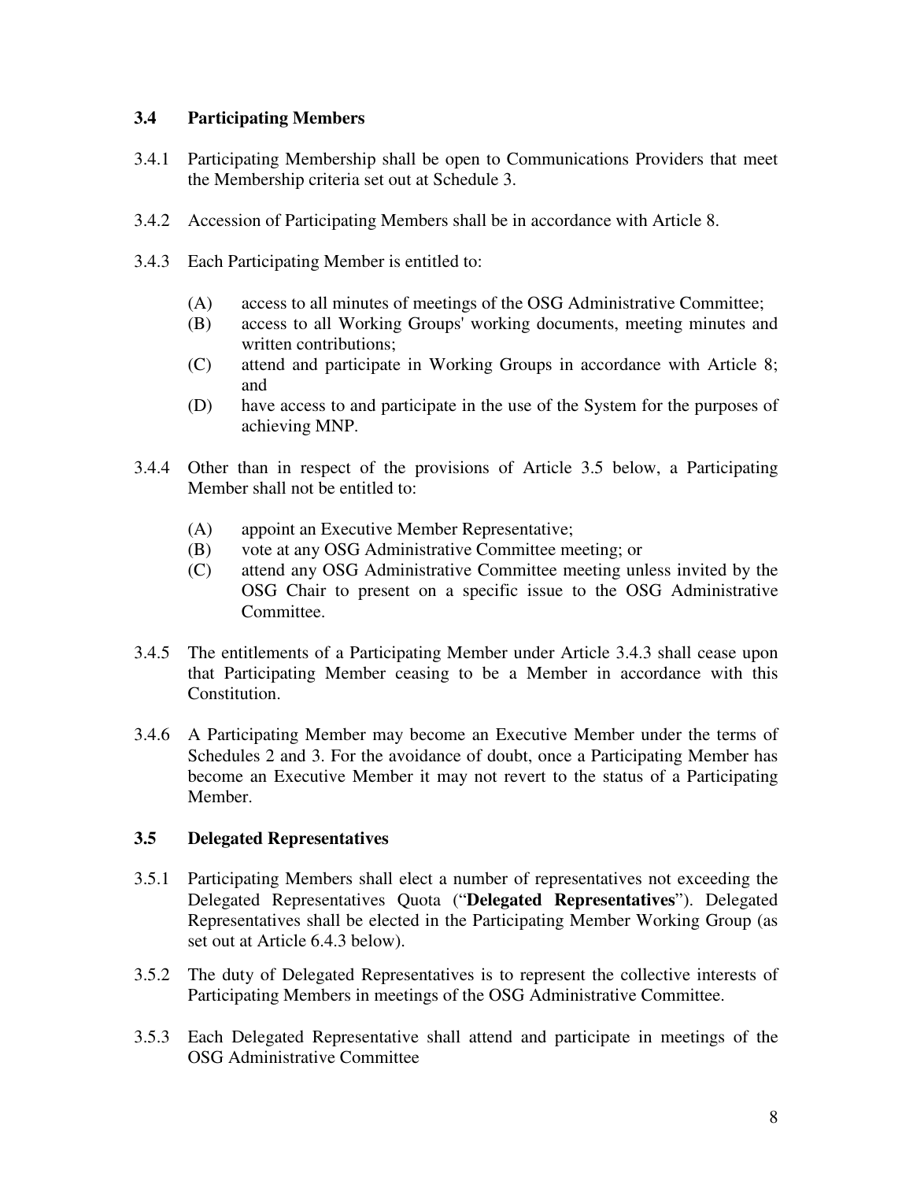### 3.4 Participating Members

3.4.1 Participating Membership shall be open to Communications Providers that meet the Membership criteria set out at Schedule 3.

3.4.2 Accession of Participating Members shall be in accordance with Article 8.

3.4.3 Each Participating Member is entitled to:

- (A) access to all minutes of meetings of the OSG Administrative Committee;
- (B) access to all Working Groups' working documents, meeting minutes and written contributions;
- (C) attend and participate in Working Groups in accordance with Article 8; and
- (D) have access to and participate in the use of the System for the purposes of achieving MNP.

3.4.4 Other than in respect of the provisions of Article 3.5 below, a Participating Member shall not be entitled to:

- (A) appoint an Executive Member Representative;
- (B) vote at any OSG Administrative Committee meeting; or
- (C) attend any OSG Administrative Committee meeting unless invited by the OSG Chair to present on a specific issue to the OSG Administrative Committee.

3.4.5 The entitlements of a Participating Member under Article 3.4.3 shall cease upon that Participating Member ceasing to be a Member in accordance with this Constitution.

3.4.6 A Participating Member may become an Executive Member under the terms of Schedules 2 and 3. For the avoidance of doubt, once a Participating Member has become an Executive Member it may not revert to the status of a Participating Member.

### 3.5 Delegated Representatives

3.5.1 Participating Members shall elect a number of representatives not exceeding the Delegated Representatives Quota ("**Delegated Representatives**"). Delegated Representatives shall be elected in the Participating Member Working Group (as set out at Article 6.4.3 below).

3.5.2 The duty of Delegated Representatives is to represent the collective interests of Participating Members in meetings of the OSG Administrative Committee.

3.5.3 Each Delegated Representative shall attend and participate in meetings of the OSG Administrative Committee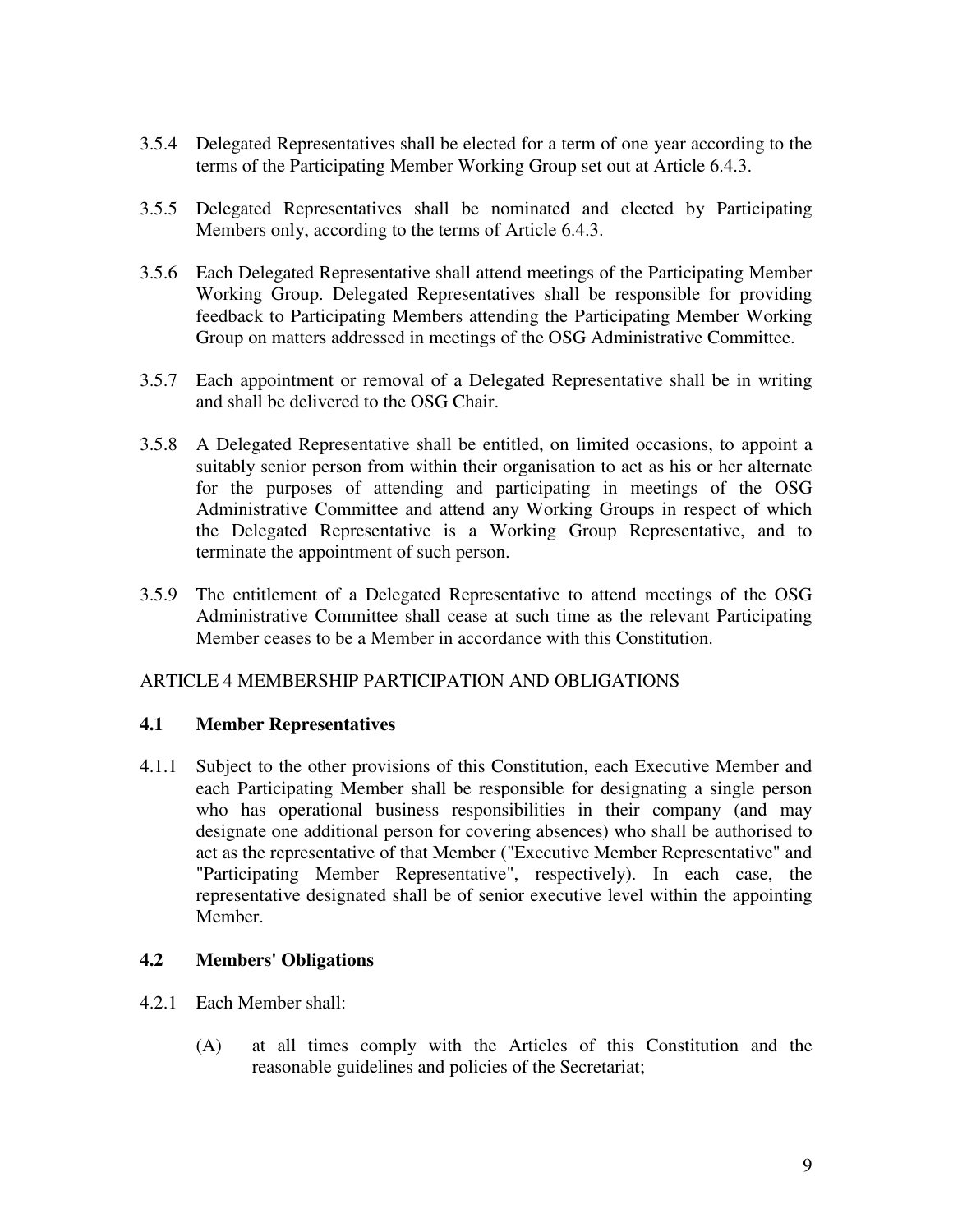3.5.4 Delegated Representatives shall be elected for a term of one year according to the terms of the Participating Member Working Group set out at Article 6.4.3.

3.5.5 Delegated Representatives shall be nominated and elected by Participating Members only, according to the terms of Article 6.4.3.

3.5.6 Each Delegated Representative shall attend meetings of the Participating Member Working Group. Delegated Representatives shall be responsible for providing feedback to Participating Members attending the Participating Member Working Group on matters addressed in meetings of the OSG Administrative Committee.

3.5.7 Each appointment or removal of a Delegated Representative shall be in writing and shall be delivered to the OSG Chair.

3.5.8 A Delegated Representative shall be entitled, on limited occasions, to appoint a suitably senior person from within their organisation to act as his or her alternate for the purposes of attending and participating in meetings of the OSG Administrative Committee and attend any Working Groups in respect of which the Delegated Representative is a Working Group Representative, and to terminate the appointment of such person.

3.5.9 The entitlement of a Delegated Representative to attend meetings of the OSG Administrative Committee shall cease at such time as the relevant Participating Member ceases to be a Member in accordance with this Constitution.

## ARTICLE 4 MEMBERSHIP PARTICIPATION AND OBLIGATIONS

### 4.1 Member Representatives

4.1.1 Subject to the other provisions of this Constitution, each Executive Member and each Participating Member shall be responsible for designating a single person who has operational business responsibilities in their company (and may designate one additional person for covering absences) who shall be authorised to act as the representative of that Member ("Executive Member Representative" and "Participating Member Representative", respectively). In each case, the representative designated shall be of senior executive level within the appointing Member.

### 4.2 Members' Obligations

4.2.1 Each Member shall:

(A) at all times comply with the Articles of this Constitution and the reasonable guidelines and policies of the Secretariat;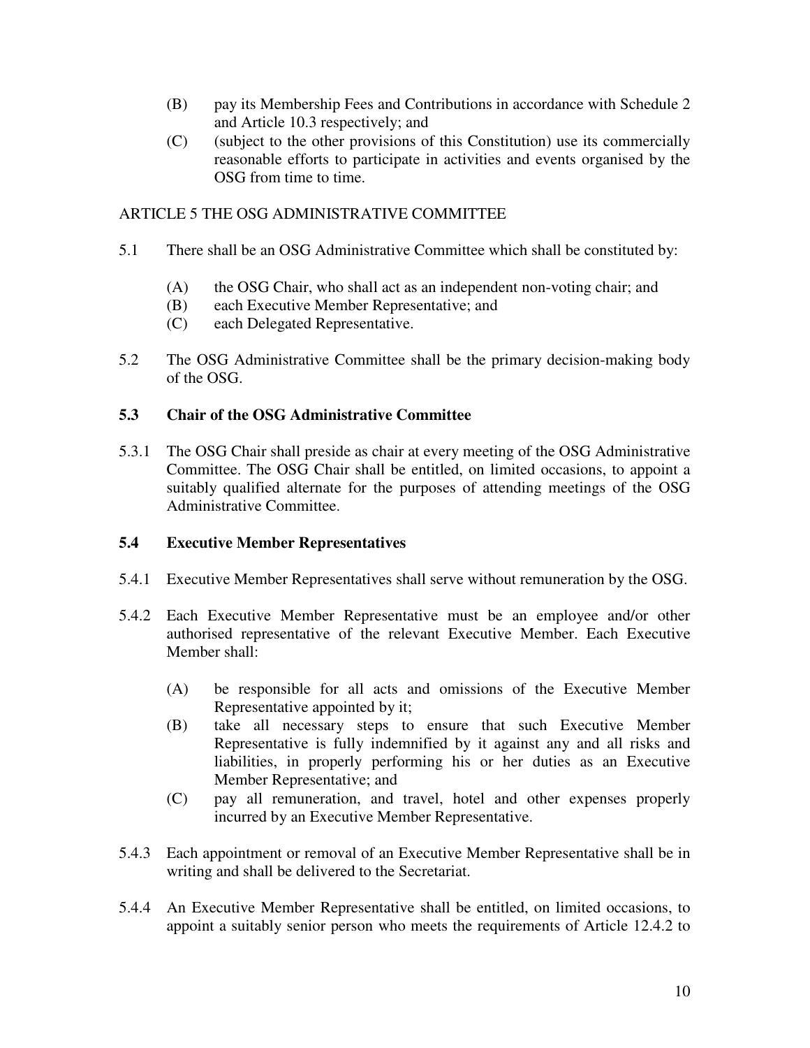(B) pay its Membership Fees and Contributions in accordance with Schedule 2 and Article 10.3 respectively; and

(C) (subject to the other provisions of this Constitution) use its commercially reasonable efforts to participate in activities and events organised by the OSG from time to time.

ARTICLE 5 THE OSG ADMINISTRATIVE COMMITTEE

5.1 There shall be an OSG Administrative Committee which shall be constituted by:

(A) the OSG Chair, who shall act as an independent non-voting chair; and
(B) each Executive Member Representative; and
(C) each Delegated Representative.

5.2 The OSG Administrative Committee shall be the primary decision-making body of the OSG.

**5.3 Chair of the OSG Administrative Committee**

5.3.1 The OSG Chair shall preside as chair at every meeting of the OSG Administrative Committee. The OSG Chair shall be entitled, on limited occasions, to appoint a suitably qualified alternate for the purposes of attending meetings of the OSG Administrative Committee.

**5.4 Executive Member Representatives**

5.4.1 Executive Member Representatives shall serve without remuneration by the OSG.

5.4.2 Each Executive Member Representative must be an employee and/or other authorised representative of the relevant Executive Member. Each Executive Member shall:

(A) be responsible for all acts and omissions of the Executive Member Representative appointed by it;
(B) take all necessary steps to ensure that such Executive Member Representative is fully indemnified by it against any and all risks and liabilities, in properly performing his or her duties as an Executive Member Representative; and
(C) pay all remuneration, and travel, hotel and other expenses properly incurred by an Executive Member Representative.

5.4.3 Each appointment or removal of an Executive Member Representative shall be in writing and shall be delivered to the Secretariat.

5.4.4 An Executive Member Representative shall be entitled, on limited occasions, to appoint a suitably senior person who meets the requirements of Article 12.4.2 to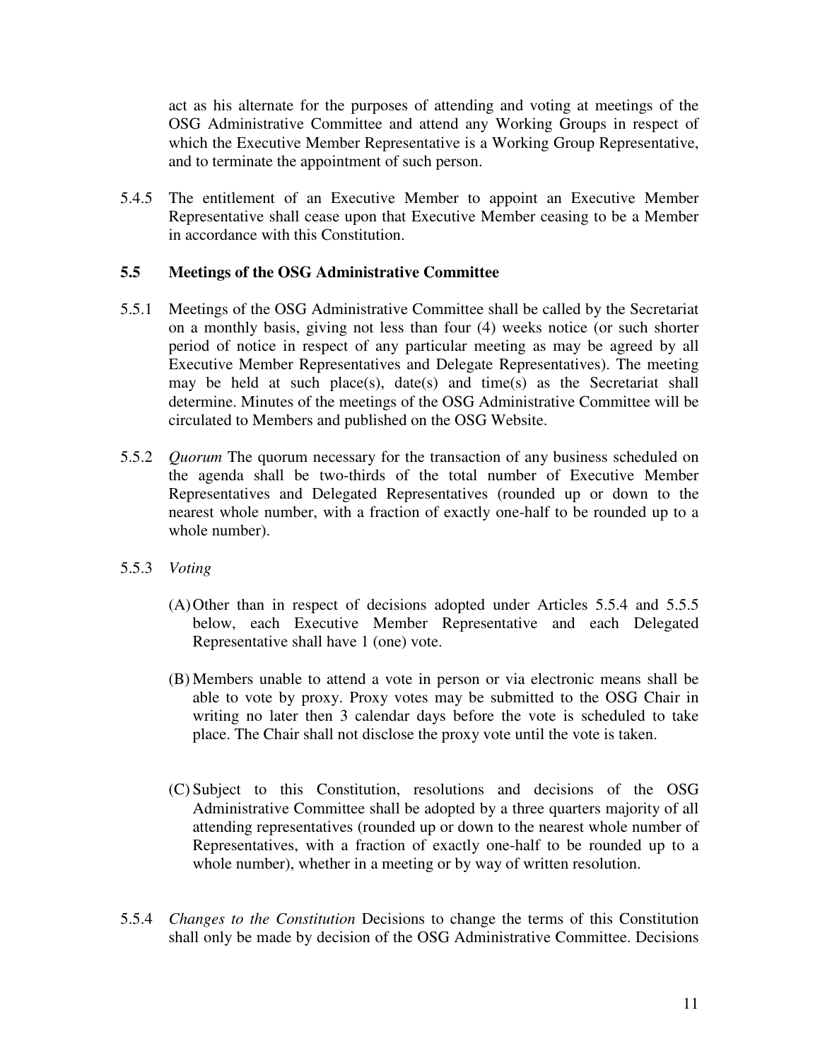act as his alternate for the purposes of attending and voting at meetings of the OSG Administrative Committee and attend any Working Groups in respect of which the Executive Member Representative is a Working Group Representative, and to terminate the appointment of such person.

5.4.5 The entitlement of an Executive Member to appoint an Executive Member Representative shall cease upon that Executive Member ceasing to be a Member in accordance with this Constitution.

### 5.5 Meetings of the OSG Administrative Committee

5.5.1 Meetings of the OSG Administrative Committee shall be called by the Secretariat on a monthly basis, giving not less than four (4) weeks notice (or such shorter period of notice in respect of any particular meeting as may be agreed by all Executive Member Representatives and Delegate Representatives). The meeting may be held at such place(s), date(s) and time(s) as the Secretariat shall determine. Minutes of the meetings of the OSG Administrative Committee will be circulated to Members and published on the OSG Website.

5.5.2 *Quorum* The quorum necessary for the transaction of any business scheduled on the agenda shall be two-thirds of the total number of Executive Member Representatives and Delegated Representatives (rounded up or down to the nearest whole number, with a fraction of exactly one-half to be rounded up to a whole number).

5.5.3 *Voting*

(A) Other than in respect of decisions adopted under Articles 5.5.4 and 5.5.5 below, each Executive Member Representative and each Delegated Representative shall have 1 (one) vote.

(B) Members unable to attend a vote in person or via electronic means shall be able to vote by proxy. Proxy votes may be submitted to the OSG Chair in writing no later then 3 calendar days before the vote is scheduled to take place. The Chair shall not disclose the proxy vote until the vote is taken.

(C) Subject to this Constitution, resolutions and decisions of the OSG Administrative Committee shall be adopted by a three quarters majority of all attending representatives (rounded up or down to the nearest whole number of Representatives, with a fraction of exactly one-half to be rounded up to a whole number), whether in a meeting or by way of written resolution.

5.5.4 *Changes to the Constitution* Decisions to change the terms of this Constitution shall only be made by decision of the OSG Administrative Committee. Decisions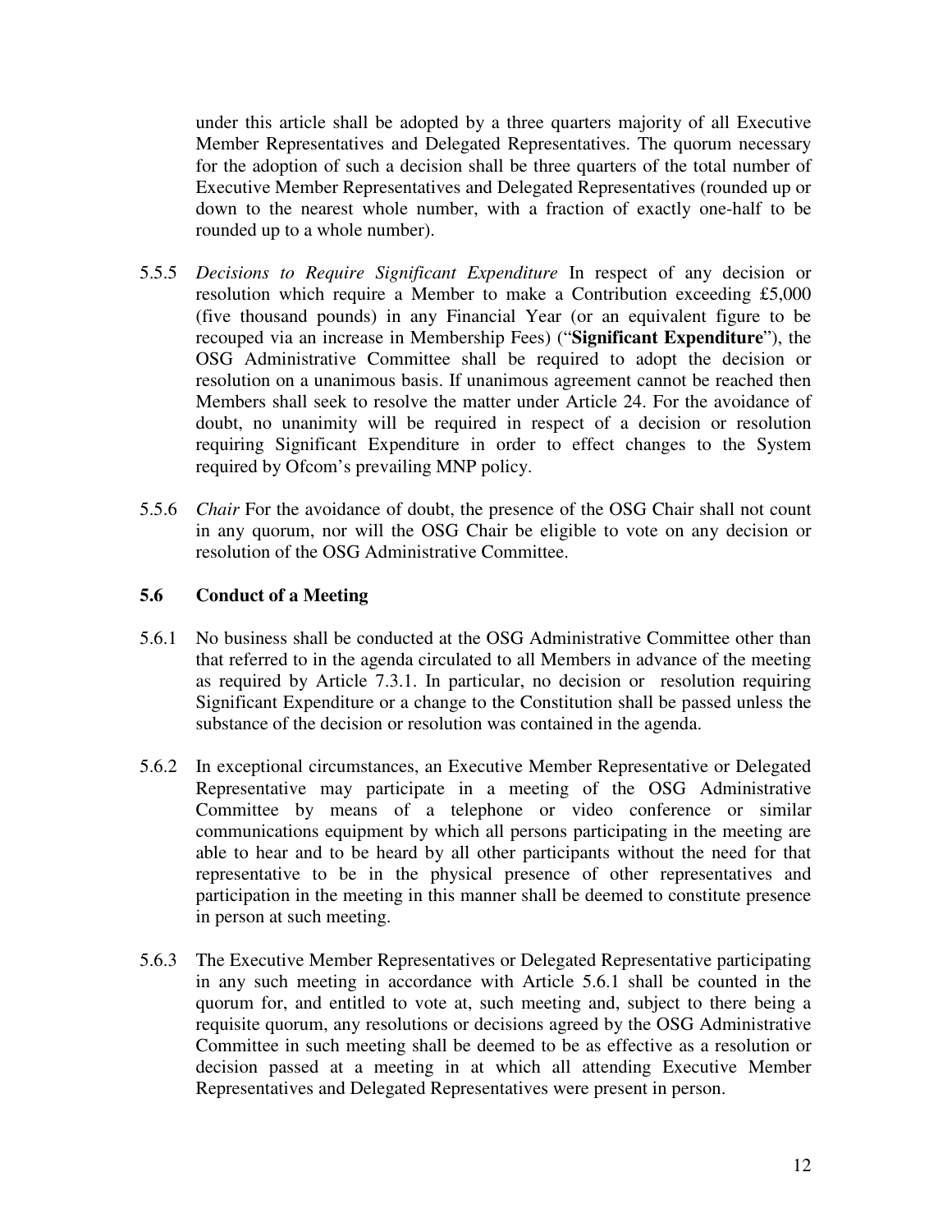under this article shall be adopted by a three quarters majority of all Executive Member Representatives and Delegated Representatives. The quorum necessary for the adoption of such a decision shall be three quarters of the total number of Executive Member Representatives and Delegated Representatives (rounded up or down to the nearest whole number, with a fraction of exactly one-half to be rounded up to a whole number).

5.5.5 *Decisions to Require Significant Expenditure* In respect of any decision or resolution which require a Member to make a Contribution exceeding £5,000 (five thousand pounds) in any Financial Year (or an equivalent figure to be recouped via an increase in Membership Fees) ("**Significant Expenditure**"), the OSG Administrative Committee shall be required to adopt the decision or resolution on a unanimous basis. If unanimous agreement cannot be reached then Members shall seek to resolve the matter under Article 24. For the avoidance of doubt, no unanimity will be required in respect of a decision or resolution requiring Significant Expenditure in order to effect changes to the System required by Ofcom's prevailing MNP policy.

5.5.6 *Chair* For the avoidance of doubt, the presence of the OSG Chair shall not count in any quorum, nor will the OSG Chair be eligible to vote on any decision or resolution of the OSG Administrative Committee.

### 5.6 Conduct of a Meeting

5.6.1 No business shall be conducted at the OSG Administrative Committee other than that referred to in the agenda circulated to all Members in advance of the meeting as required by Article 7.3.1. In particular, no decision or resolution requiring Significant Expenditure or a change to the Constitution shall be passed unless the substance of the decision or resolution was contained in the agenda.

5.6.2 In exceptional circumstances, an Executive Member Representative or Delegated Representative may participate in a meeting of the OSG Administrative Committee by means of a telephone or video conference or similar communications equipment by which all persons participating in the meeting are able to hear and to be heard by all other participants without the need for that representative to be in the physical presence of other representatives and participation in the meeting in this manner shall be deemed to constitute presence in person at such meeting.

5.6.3 The Executive Member Representatives or Delegated Representative participating in any such meeting in accordance with Article 5.6.1 shall be counted in the quorum for, and entitled to vote at, such meeting and, subject to there being a requisite quorum, any resolutions or decisions agreed by the OSG Administrative Committee in such meeting shall be deemed to be as effective as a resolution or decision passed at a meeting in at which all attending Executive Member Representatives and Delegated Representatives were present in person.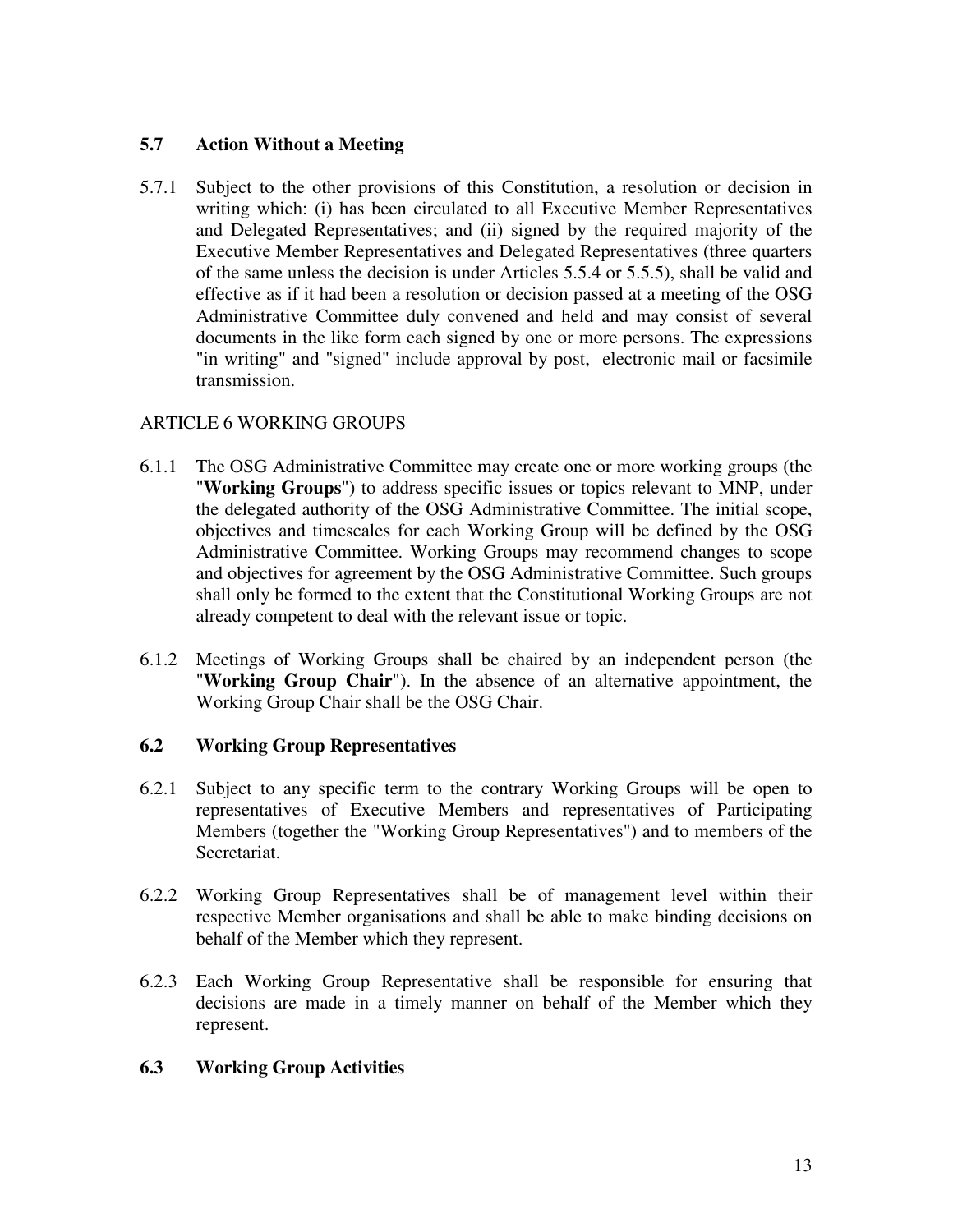### 5.7 Action Without a Meeting

5.7.1 Subject to the other provisions of this Constitution, a resolution or decision in writing which: (i) has been circulated to all Executive Member Representatives and Delegated Representatives; and (ii) signed by the required majority of the Executive Member Representatives and Delegated Representatives (three quarters of the same unless the decision is under Articles 5.5.4 or 5.5.5), shall be valid and effective as if it had been a resolution or decision passed at a meeting of the OSG Administrative Committee duly convened and held and may consist of several documents in the like form each signed by one or more persons. The expressions "in writing" and "signed" include approval by post, electronic mail or facsimile transmission.

## ARTICLE 6 WORKING GROUPS

6.1.1 The OSG Administrative Committee may create one or more working groups (the "**Working Groups**") to address specific issues or topics relevant to MNP, under the delegated authority of the OSG Administrative Committee. The initial scope, objectives and timescales for each Working Group will be defined by the OSG Administrative Committee. Working Groups may recommend changes to scope and objectives for agreement by the OSG Administrative Committee. Such groups shall only be formed to the extent that the Constitutional Working Groups are not already competent to deal with the relevant issue or topic.

6.1.2 Meetings of Working Groups shall be chaired by an independent person (the "**Working Group Chair**"). In the absence of an alternative appointment, the Working Group Chair shall be the OSG Chair.

### 6.2 Working Group Representatives

6.2.1 Subject to any specific term to the contrary Working Groups will be open to representatives of Executive Members and representatives of Participating Members (together the "Working Group Representatives") and to members of the Secretariat.

6.2.2 Working Group Representatives shall be of management level within their respective Member organisations and shall be able to make binding decisions on behalf of the Member which they represent.

6.2.3 Each Working Group Representative shall be responsible for ensuring that decisions are made in a timely manner on behalf of the Member which they represent.

### 6.3 Working Group Activities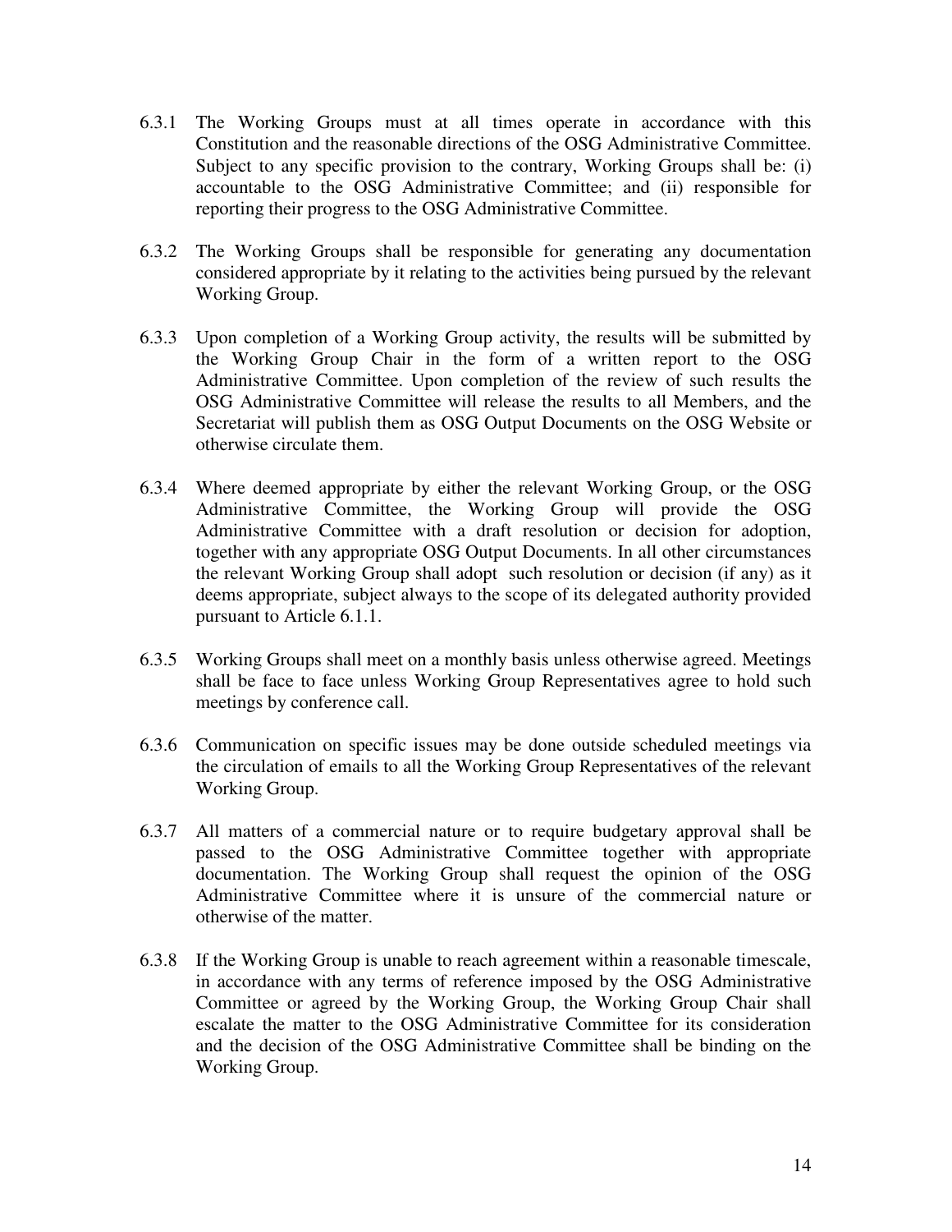6.3.1 The Working Groups must at all times operate in accordance with this Constitution and the reasonable directions of the OSG Administrative Committee. Subject to any specific provision to the contrary, Working Groups shall be: (i) accountable to the OSG Administrative Committee; and (ii) responsible for reporting their progress to the OSG Administrative Committee.

6.3.2 The Working Groups shall be responsible for generating any documentation considered appropriate by it relating to the activities being pursued by the relevant Working Group.

6.3.3 Upon completion of a Working Group activity, the results will be submitted by the Working Group Chair in the form of a written report to the OSG Administrative Committee. Upon completion of the review of such results the OSG Administrative Committee will release the results to all Members, and the Secretariat will publish them as OSG Output Documents on the OSG Website or otherwise circulate them.

6.3.4 Where deemed appropriate by either the relevant Working Group, or the OSG Administrative Committee, the Working Group will provide the OSG Administrative Committee with a draft resolution or decision for adoption, together with any appropriate OSG Output Documents. In all other circumstances the relevant Working Group shall adopt such resolution or decision (if any) as it deems appropriate, subject always to the scope of its delegated authority provided pursuant to Article 6.1.1.

6.3.5 Working Groups shall meet on a monthly basis unless otherwise agreed. Meetings shall be face to face unless Working Group Representatives agree to hold such meetings by conference call.

6.3.6 Communication on specific issues may be done outside scheduled meetings via the circulation of emails to all the Working Group Representatives of the relevant Working Group.

6.3.7 All matters of a commercial nature or to require budgetary approval shall be passed to the OSG Administrative Committee together with appropriate documentation. The Working Group shall request the opinion of the OSG Administrative Committee where it is unsure of the commercial nature or otherwise of the matter.

6.3.8 If the Working Group is unable to reach agreement within a reasonable timescale, in accordance with any terms of reference imposed by the OSG Administrative Committee or agreed by the Working Group, the Working Group Chair shall escalate the matter to the OSG Administrative Committee for its consideration and the decision of the OSG Administrative Committee shall be binding on the Working Group.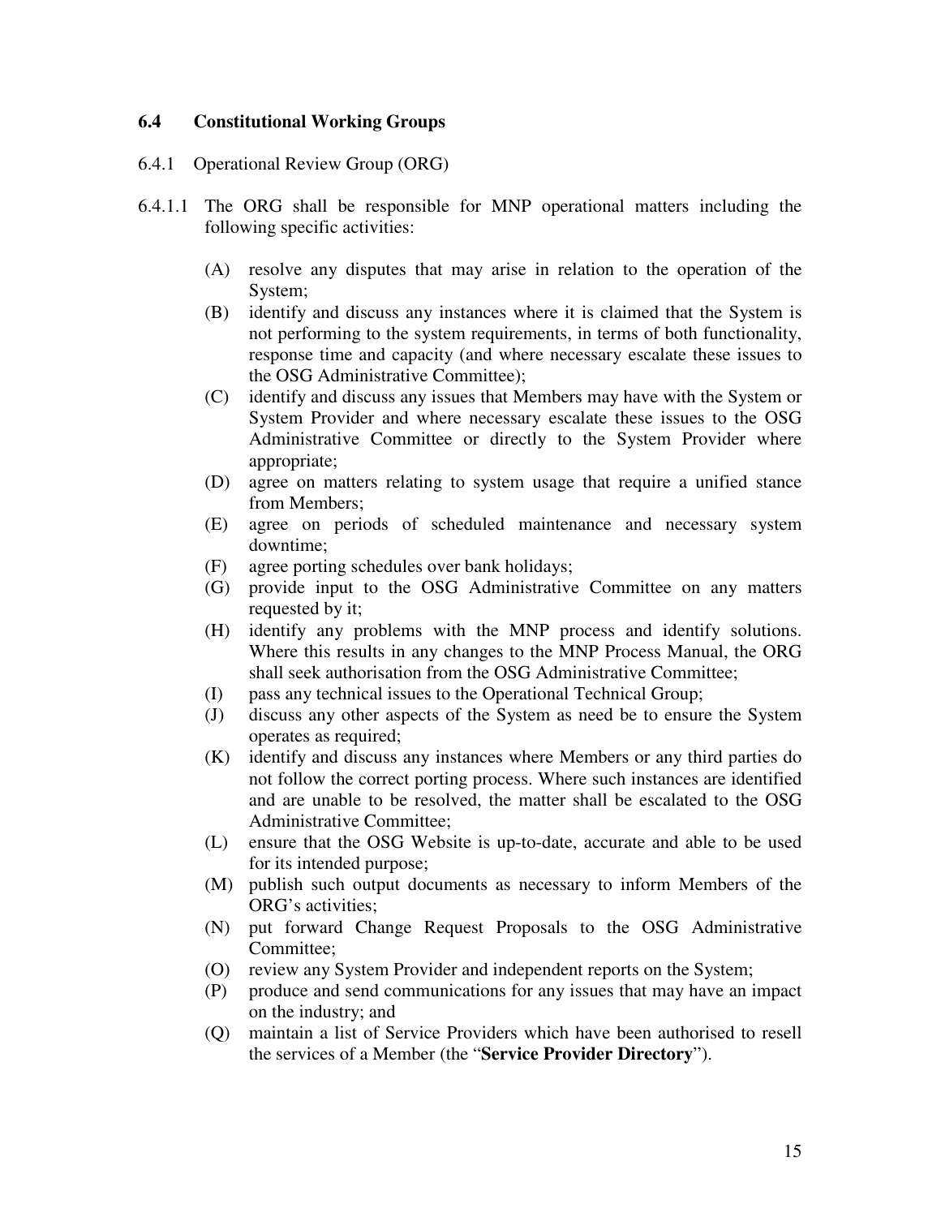### 6.4 Constitutional Working Groups

6.4.1 Operational Review Group (ORG)

6.4.1.1 The ORG shall be responsible for MNP operational matters including the following specific activities:

(A) resolve any disputes that may arise in relation to the operation of the System;

(B) identify and discuss any instances where it is claimed that the System is not performing to the system requirements, in terms of both functionality, response time and capacity (and where necessary escalate these issues to the OSG Administrative Committee);

(C) identify and discuss any issues that Members may have with the System or System Provider and where necessary escalate these issues to the OSG Administrative Committee or directly to the System Provider where appropriate;

(D) agree on matters relating to system usage that require a unified stance from Members;

(E) agree on periods of scheduled maintenance and necessary system downtime;

(F) agree porting schedules over bank holidays;

(G) provide input to the OSG Administrative Committee on any matters requested by it;

(H) identify any problems with the MNP process and identify solutions. Where this results in any changes to the MNP Process Manual, the ORG shall seek authorisation from the OSG Administrative Committee;

(I) pass any technical issues to the Operational Technical Group;

(J) discuss any other aspects of the System as need be to ensure the System operates as required;

(K) identify and discuss any instances where Members or any third parties do not follow the correct porting process. Where such instances are identified and are unable to be resolved, the matter shall be escalated to the OSG Administrative Committee;

(L) ensure that the OSG Website is up-to-date, accurate and able to be used for its intended purpose;

(M) publish such output documents as necessary to inform Members of the ORG's activities;

(N) put forward Change Request Proposals to the OSG Administrative Committee;

(O) review any System Provider and independent reports on the System;

(P) produce and send communications for any issues that may have an impact on the industry; and

(Q) maintain a list of Service Providers which have been authorised to resell the services of a Member (the "**Service Provider Directory**").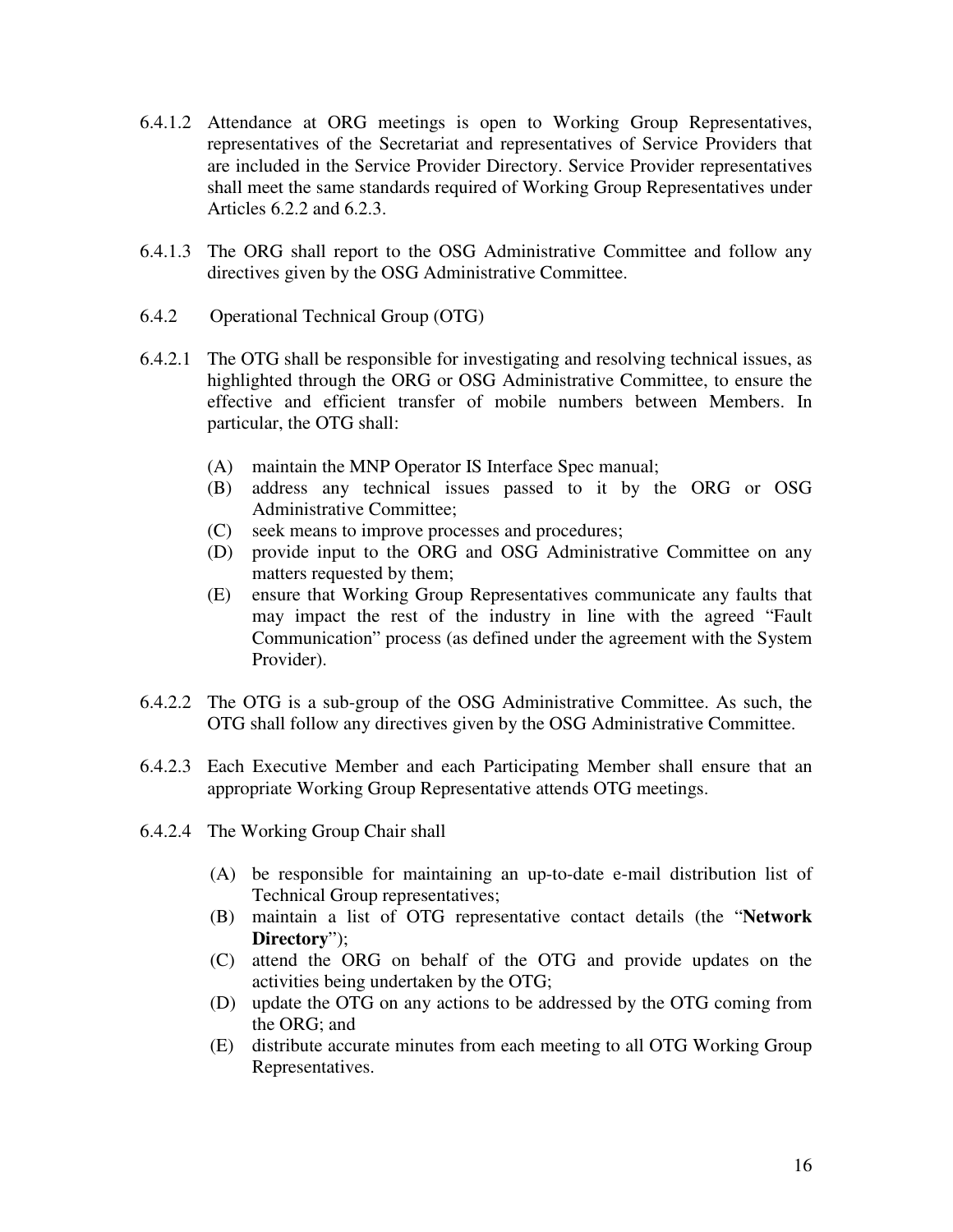6.4.1.2 Attendance at ORG meetings is open to Working Group Representatives, representatives of the Secretariat and representatives of Service Providers that are included in the Service Provider Directory. Service Provider representatives shall meet the same standards required of Working Group Representatives under Articles 6.2.2 and 6.2.3.

6.4.1.3 The ORG shall report to the OSG Administrative Committee and follow any directives given by the OSG Administrative Committee.

6.4.2 Operational Technical Group (OTG)

6.4.2.1 The OTG shall be responsible for investigating and resolving technical issues, as highlighted through the ORG or OSG Administrative Committee, to ensure the effective and efficient transfer of mobile numbers between Members. In particular, the OTG shall:

- (A) maintain the MNP Operator IS Interface Spec manual;
- (B) address any technical issues passed to it by the ORG or OSG Administrative Committee;
- (C) seek means to improve processes and procedures;
- (D) provide input to the ORG and OSG Administrative Committee on any matters requested by them;
- (E) ensure that Working Group Representatives communicate any faults that may impact the rest of the industry in line with the agreed "Fault Communication" process (as defined under the agreement with the System Provider).

6.4.2.2 The OTG is a sub-group of the OSG Administrative Committee. As such, the OTG shall follow any directives given by the OSG Administrative Committee.

6.4.2.3 Each Executive Member and each Participating Member shall ensure that an appropriate Working Group Representative attends OTG meetings.

6.4.2.4 The Working Group Chair shall

- (A) be responsible for maintaining an up-to-date e-mail distribution list of Technical Group representatives;
- (B) maintain a list of OTG representative contact details (the "**Network Directory**");
- (C) attend the ORG on behalf of the OTG and provide updates on the activities being undertaken by the OTG;
- (D) update the OTG on any actions to be addressed by the OTG coming from the ORG; and
- (E) distribute accurate minutes from each meeting to all OTG Working Group Representatives.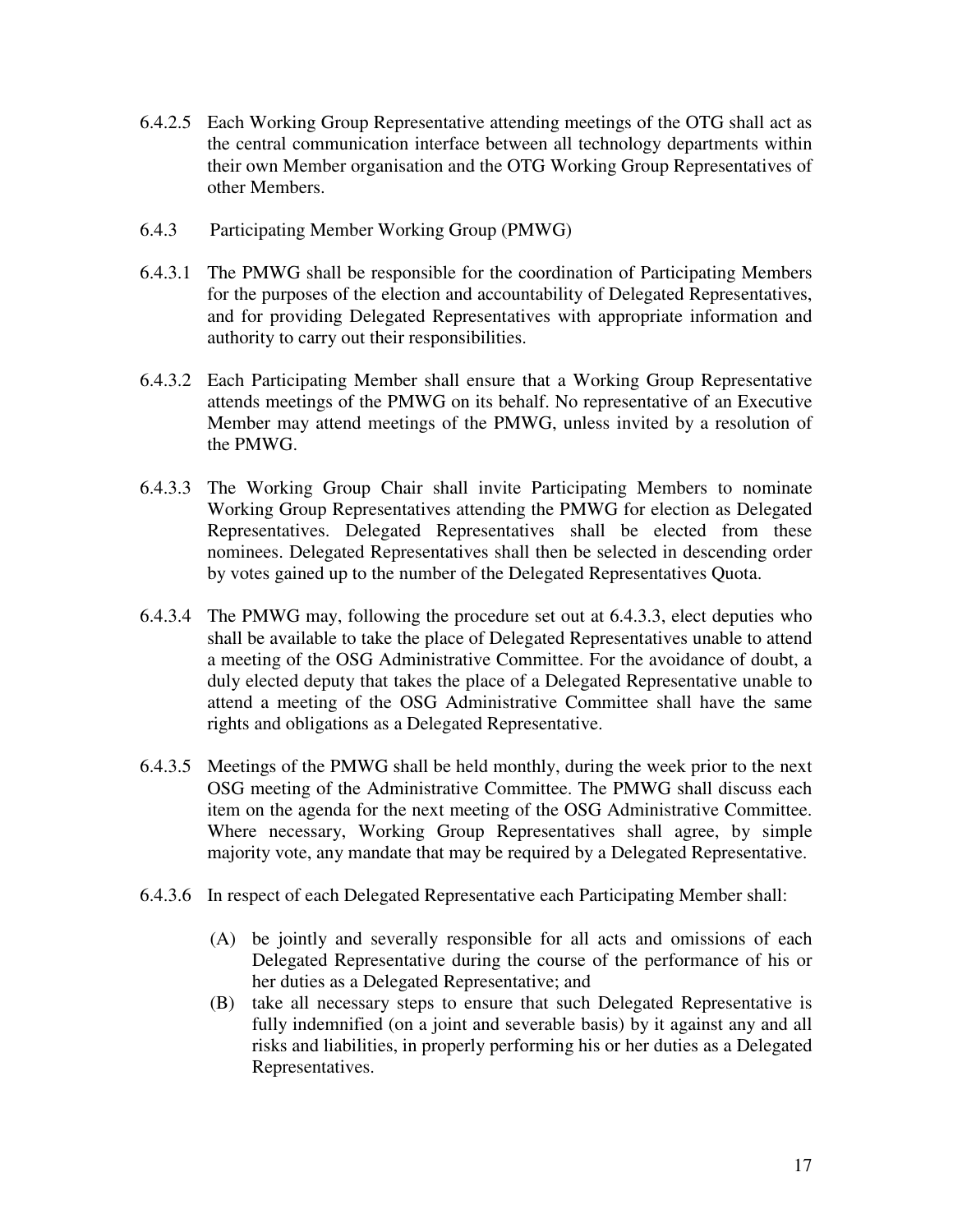6.4.2.5 Each Working Group Representative attending meetings of the OTG shall act as the central communication interface between all technology departments within their own Member organisation and the OTG Working Group Representatives of other Members.

6.4.3 Participating Member Working Group (PMWG)

6.4.3.1 The PMWG shall be responsible for the coordination of Participating Members for the purposes of the election and accountability of Delegated Representatives, and for providing Delegated Representatives with appropriate information and authority to carry out their responsibilities.

6.4.3.2 Each Participating Member shall ensure that a Working Group Representative attends meetings of the PMWG on its behalf. No representative of an Executive Member may attend meetings of the PMWG, unless invited by a resolution of the PMWG.

6.4.3.3 The Working Group Chair shall invite Participating Members to nominate Working Group Representatives attending the PMWG for election as Delegated Representatives. Delegated Representatives shall be elected from these nominees. Delegated Representatives shall then be selected in descending order by votes gained up to the number of the Delegated Representatives Quota.

6.4.3.4 The PMWG may, following the procedure set out at 6.4.3.3, elect deputies who shall be available to take the place of Delegated Representatives unable to attend a meeting of the OSG Administrative Committee. For the avoidance of doubt, a duly elected deputy that takes the place of a Delegated Representative unable to attend a meeting of the OSG Administrative Committee shall have the same rights and obligations as a Delegated Representative.

6.4.3.5 Meetings of the PMWG shall be held monthly, during the week prior to the next OSG meeting of the Administrative Committee. The PMWG shall discuss each item on the agenda for the next meeting of the OSG Administrative Committee. Where necessary, Working Group Representatives shall agree, by simple majority vote, any mandate that may be required by a Delegated Representative.

6.4.3.6 In respect of each Delegated Representative each Participating Member shall:

(A) be jointly and severally responsible for all acts and omissions of each Delegated Representative during the course of the performance of his or her duties as a Delegated Representative; and

(B) take all necessary steps to ensure that such Delegated Representative is fully indemnified (on a joint and severable basis) by it against any and all risks and liabilities, in properly performing his or her duties as a Delegated Representatives.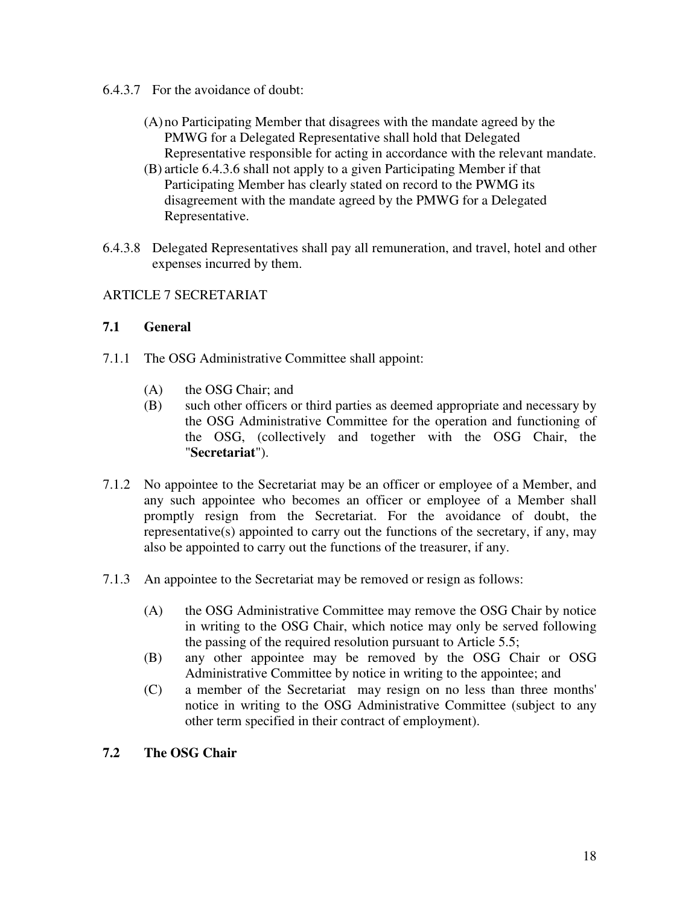6.4.3.7 For the avoidance of doubt:

(A) no Participating Member that disagrees with the mandate agreed by the PMWG for a Delegated Representative shall hold that Delegated Representative responsible for acting in accordance with the relevant mandate.

(B) article 6.4.3.6 shall not apply to a given Participating Member if that Participating Member has clearly stated on record to the PWMG its disagreement with the mandate agreed by the PMWG for a Delegated Representative.

6.4.3.8 Delegated Representatives shall pay all remuneration, and travel, hotel and other expenses incurred by them.

ARTICLE 7 SECRETARIAT

**7.1 General**

7.1.1 The OSG Administrative Committee shall appoint:

(A) the OSG Chair; and

(B) such other officers or third parties as deemed appropriate and necessary by the OSG Administrative Committee for the operation and functioning of the OSG, (collectively and together with the OSG Chair, the "**Secretariat**").

7.1.2 No appointee to the Secretariat may be an officer or employee of a Member, and any such appointee who becomes an officer or employee of a Member shall promptly resign from the Secretariat. For the avoidance of doubt, the representative(s) appointed to carry out the functions of the secretary, if any, may also be appointed to carry out the functions of the treasurer, if any.

7.1.3 An appointee to the Secretariat may be removed or resign as follows:

(A) the OSG Administrative Committee may remove the OSG Chair by notice in writing to the OSG Chair, which notice may only be served following the passing of the required resolution pursuant to Article 5.5;

(B) any other appointee may be removed by the OSG Chair or OSG Administrative Committee by notice in writing to the appointee; and

(C) a member of the Secretariat may resign on no less than three months' notice in writing to the OSG Administrative Committee (subject to any other term specified in their contract of employment).

**7.2 The OSG Chair**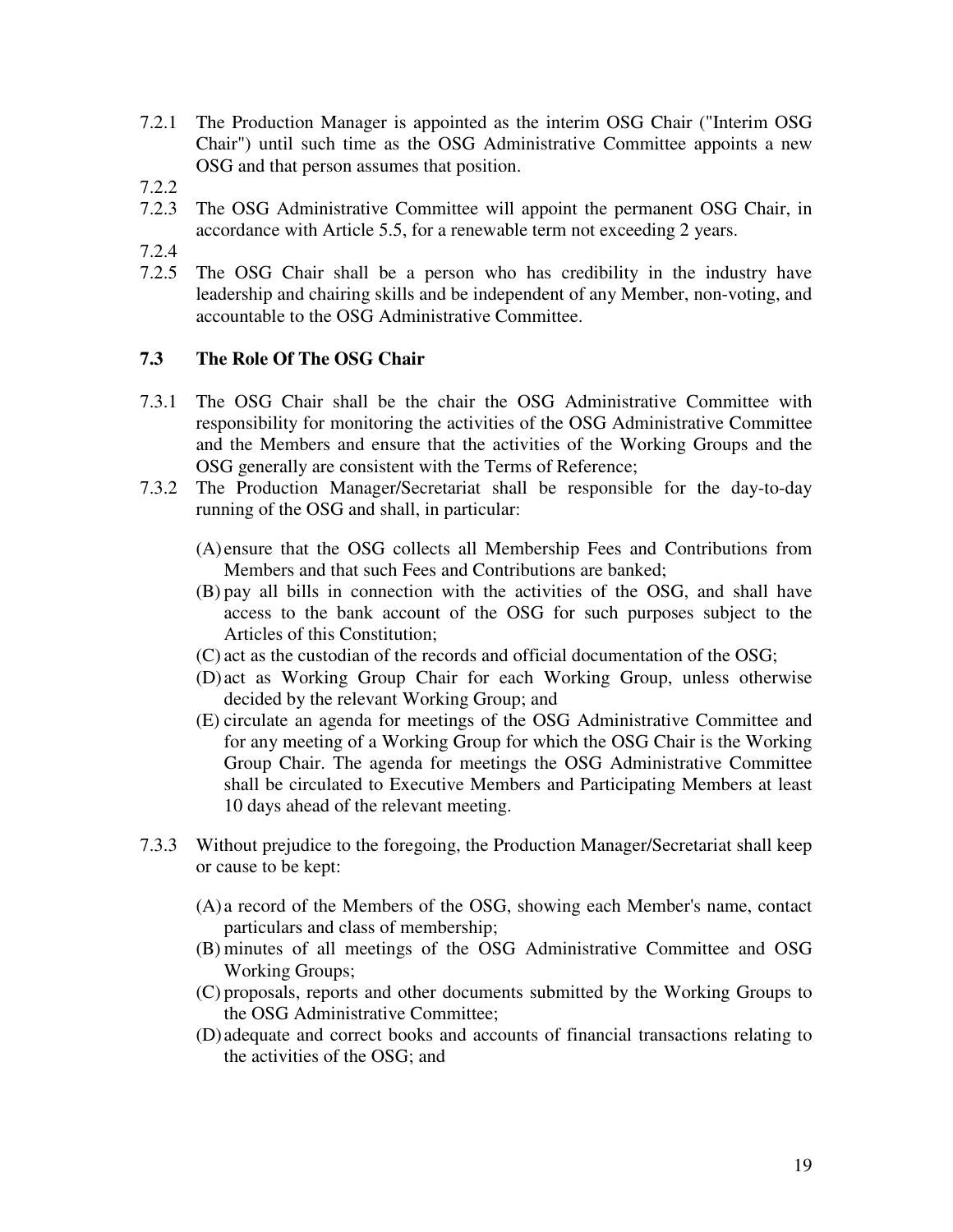7.2.1 The Production Manager is appointed as the interim OSG Chair ("Interim OSG Chair") until such time as the OSG Administrative Committee appoints a new OSG and that person assumes that position.

7.2.2

7.2.3 The OSG Administrative Committee will appoint the permanent OSG Chair, in accordance with Article 5.5, for a renewable term not exceeding 2 years.

7.2.4

7.2.5 The OSG Chair shall be a person who has credibility in the industry have leadership and chairing skills and be independent of any Member, non-voting, and accountable to the OSG Administrative Committee.

### 7.3 The Role Of The OSG Chair

7.3.1 The OSG Chair shall be the chair the OSG Administrative Committee with responsibility for monitoring the activities of the OSG Administrative Committee and the Members and ensure that the activities of the Working Groups and the OSG generally are consistent with the Terms of Reference;

7.3.2 The Production Manager/Secretariat shall be responsible for the day-to-day running of the OSG and shall, in particular:

(A) ensure that the OSG collects all Membership Fees and Contributions from Members and that such Fees and Contributions are banked;

(B) pay all bills in connection with the activities of the OSG, and shall have access to the bank account of the OSG for such purposes subject to the Articles of this Constitution;

(C) act as the custodian of the records and official documentation of the OSG;

(D) act as Working Group Chair for each Working Group, unless otherwise decided by the relevant Working Group; and

(E) circulate an agenda for meetings of the OSG Administrative Committee and for any meeting of a Working Group for which the OSG Chair is the Working Group Chair. The agenda for meetings the OSG Administrative Committee shall be circulated to Executive Members and Participating Members at least 10 days ahead of the relevant meeting.

7.3.3 Without prejudice to the foregoing, the Production Manager/Secretariat shall keep or cause to be kept:

(A) a record of the Members of the OSG, showing each Member's name, contact particulars and class of membership;

(B) minutes of all meetings of the OSG Administrative Committee and OSG Working Groups;

(C) proposals, reports and other documents submitted by the Working Groups to the OSG Administrative Committee;

(D) adequate and correct books and accounts of financial transactions relating to the activities of the OSG; and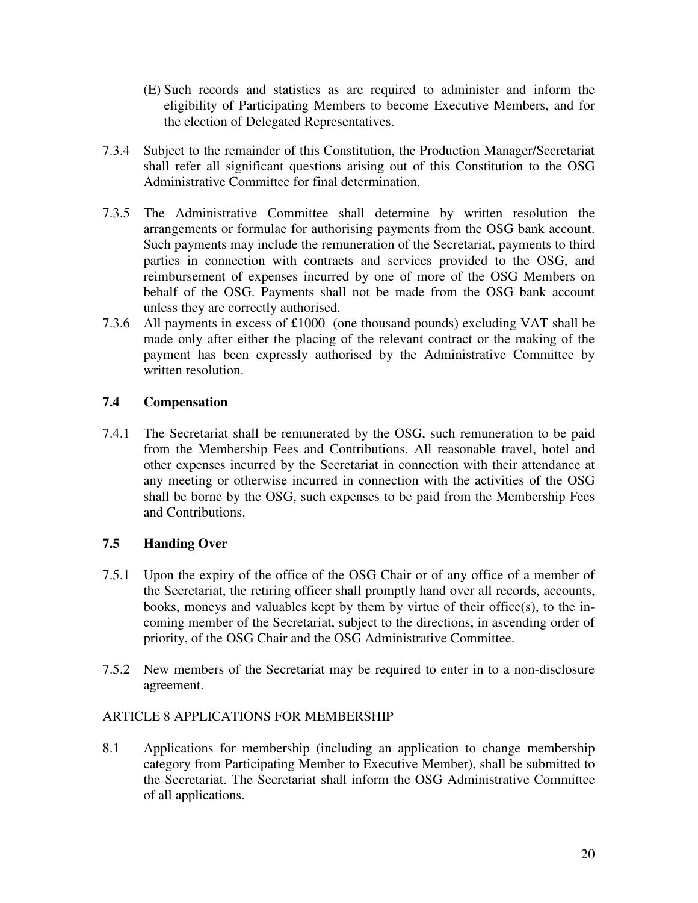(E) Such records and statistics as are required to administer and inform the eligibility of Participating Members to become Executive Members, and for the election of Delegated Representatives.

7.3.4 Subject to the remainder of this Constitution, the Production Manager/Secretariat shall refer all significant questions arising out of this Constitution to the OSG Administrative Committee for final determination.

7.3.5 The Administrative Committee shall determine by written resolution the arrangements or formulae for authorising payments from the OSG bank account. Such payments may include the remuneration of the Secretariat, payments to third parties in connection with contracts and services provided to the OSG, and reimbursement of expenses incurred by one of more of the OSG Members on behalf of the OSG. Payments shall not be made from the OSG bank account unless they are correctly authorised.

7.3.6 All payments in excess of £1000 (one thousand pounds) excluding VAT shall be made only after either the placing of the relevant contract or the making of the payment has been expressly authorised by the Administrative Committee by written resolution.

### 7.4 Compensation

7.4.1 The Secretariat shall be remunerated by the OSG, such remuneration to be paid from the Membership Fees and Contributions. All reasonable travel, hotel and other expenses incurred by the Secretariat in connection with their attendance at any meeting or otherwise incurred in connection with the activities of the OSG shall be borne by the OSG, such expenses to be paid from the Membership Fees and Contributions.

### 7.5 Handing Over

7.5.1 Upon the expiry of the office of the OSG Chair or of any office of a member of the Secretariat, the retiring officer shall promptly hand over all records, accounts, books, moneys and valuables kept by them by virtue of their office(s), to the in-coming member of the Secretariat, subject to the directions, in ascending order of priority, of the OSG Chair and the OSG Administrative Committee.

7.5.2 New members of the Secretariat may be required to enter in to a non-disclosure agreement.

## ARTICLE 8 APPLICATIONS FOR MEMBERSHIP

8.1 Applications for membership (including an application to change membership category from Participating Member to Executive Member), shall be submitted to the Secretariat. The Secretariat shall inform the OSG Administrative Committee of all applications.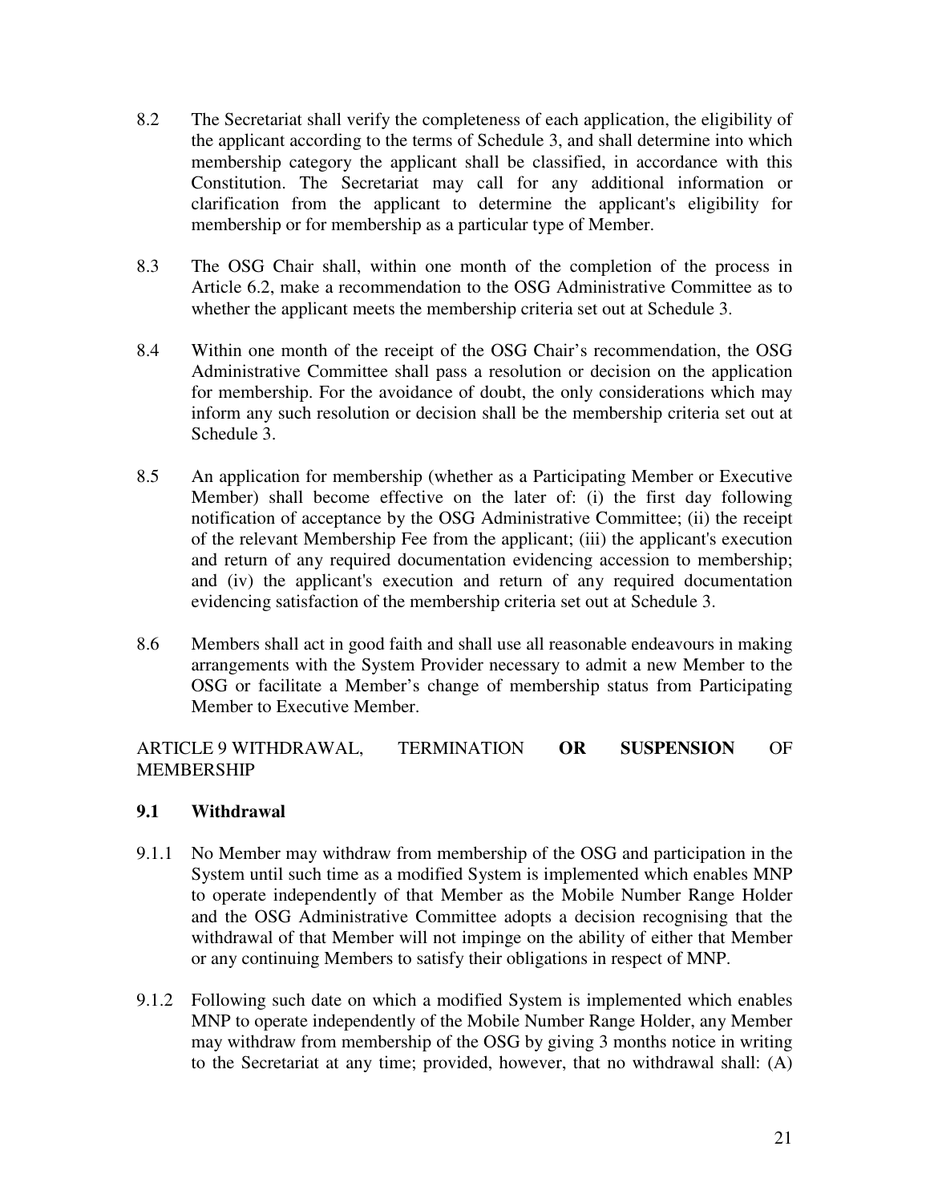8.2 The Secretariat shall verify the completeness of each application, the eligibility of the applicant according to the terms of Schedule 3, and shall determine into which membership category the applicant shall be classified, in accordance with this Constitution. The Secretariat may call for any additional information or clarification from the applicant to determine the applicant's eligibility for membership or for membership as a particular type of Member.

8.3 The OSG Chair shall, within one month of the completion of the process in Article 6.2, make a recommendation to the OSG Administrative Committee as to whether the applicant meets the membership criteria set out at Schedule 3.

8.4 Within one month of the receipt of the OSG Chair's recommendation, the OSG Administrative Committee shall pass a resolution or decision on the application for membership. For the avoidance of doubt, the only considerations which may inform any such resolution or decision shall be the membership criteria set out at Schedule 3.

8.5 An application for membership (whether as a Participating Member or Executive Member) shall become effective on the later of: (i) the first day following notification of acceptance by the OSG Administrative Committee; (ii) the receipt of the relevant Membership Fee from the applicant; (iii) the applicant's execution and return of any required documentation evidencing accession to membership; and (iv) the applicant's execution and return of any required documentation evidencing satisfaction of the membership criteria set out at Schedule 3.

8.6 Members shall act in good faith and shall use all reasonable endeavours in making arrangements with the System Provider necessary to admit a new Member to the OSG or facilitate a Member's change of membership status from Participating Member to Executive Member.

## ARTICLE 9 WITHDRAWAL, TERMINATION **OR SUSPENSION** OF MEMBERSHIP

### 9.1 Withdrawal

9.1.1 No Member may withdraw from membership of the OSG and participation in the System until such time as a modified System is implemented which enables MNP to operate independently of that Member as the Mobile Number Range Holder and the OSG Administrative Committee adopts a decision recognising that the withdrawal of that Member will not impinge on the ability of either that Member or any continuing Members to satisfy their obligations in respect of MNP.

9.1.2 Following such date on which a modified System is implemented which enables MNP to operate independently of the Mobile Number Range Holder, any Member may withdraw from membership of the OSG by giving 3 months notice in writing to the Secretariat at any time; provided, however, that no withdrawal shall: (A)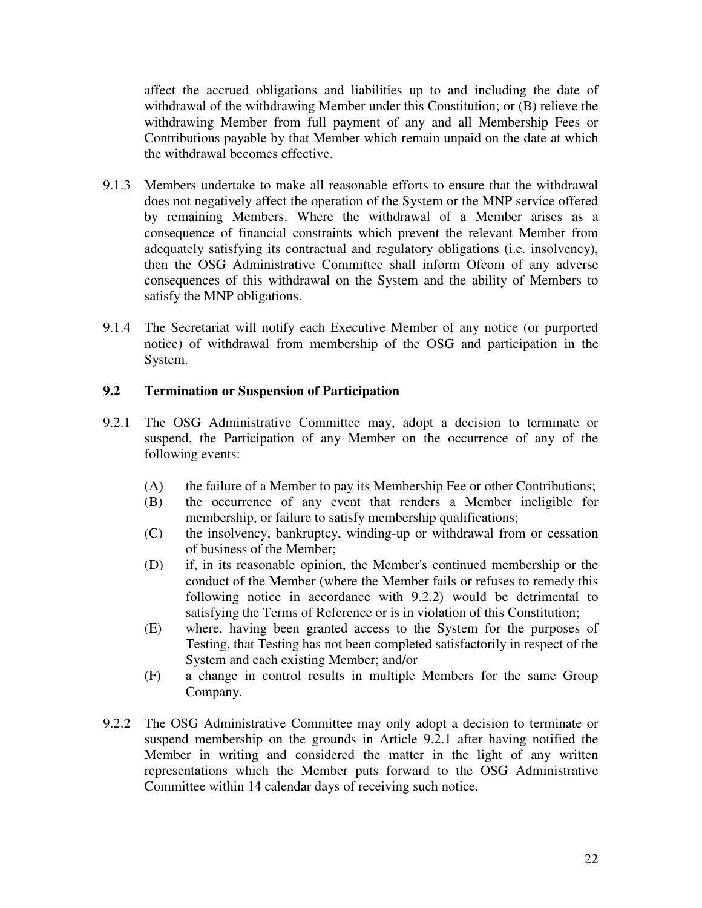affect the accrued obligations and liabilities up to and including the date of withdrawal of the withdrawing Member under this Constitution; or (B) relieve the withdrawing Member from full payment of any and all Membership Fees or Contributions payable by that Member which remain unpaid on the date at which the withdrawal becomes effective.

9.1.3 Members undertake to make all reasonable efforts to ensure that the withdrawal does not negatively affect the operation of the System or the MNP service offered by remaining Members. Where the withdrawal of a Member arises as a consequence of financial constraints which prevent the relevant Member from adequately satisfying its contractual and regulatory obligations (i.e. insolvency), then the OSG Administrative Committee shall inform Ofcom of any adverse consequences of this withdrawal on the System and the ability of Members to satisfy the MNP obligations.

9.1.4 The Secretariat will notify each Executive Member of any notice (or purported notice) of withdrawal from membership of the OSG and participation in the System.

### 9.2 Termination or Suspension of Participation

9.2.1 The OSG Administrative Committee may, adopt a decision to terminate or suspend, the Participation of any Member on the occurrence of any of the following events:

(A) the failure of a Member to pay its Membership Fee or other Contributions;
(B) the occurrence of any event that renders a Member ineligible for membership, or failure to satisfy membership qualifications;
(C) the insolvency, bankruptcy, winding-up or withdrawal from or cessation of business of the Member;
(D) if, in its reasonable opinion, the Member's continued membership or the conduct of the Member (where the Member fails or refuses to remedy this following notice in accordance with 9.2.2) would be detrimental to satisfying the Terms of Reference or is in violation of this Constitution;
(E) where, having been granted access to the System for the purposes of Testing, that Testing has not been completed satisfactorily in respect of the System and each existing Member; and/or
(F) a change in control results in multiple Members for the same Group Company.

9.2.2 The OSG Administrative Committee may only adopt a decision to terminate or suspend membership on the grounds in Article 9.2.1 after having notified the Member in writing and considered the matter in the light of any written representations which the Member puts forward to the OSG Administrative Committee within 14 calendar days of receiving such notice.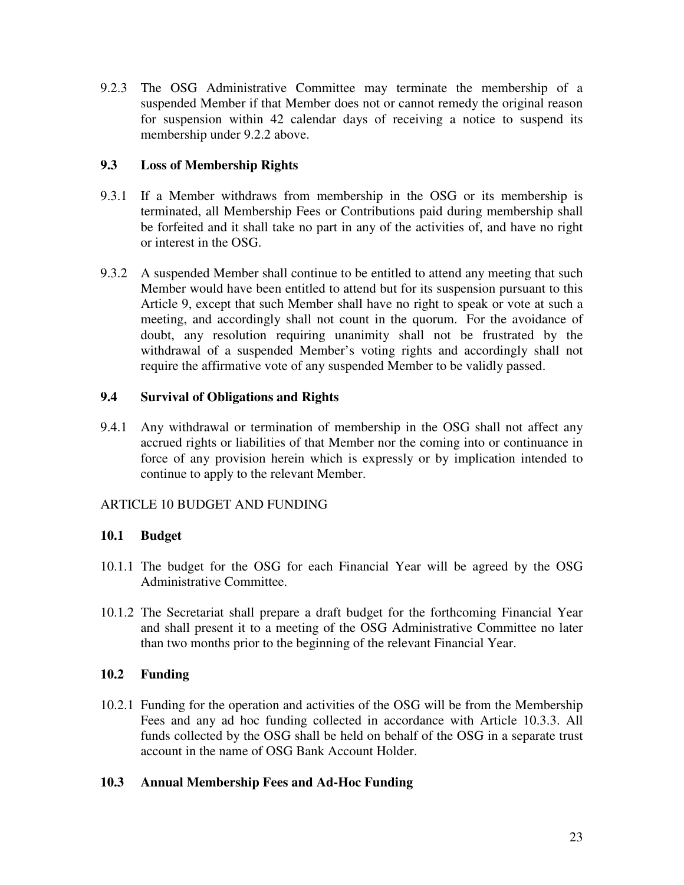9.2.3 The OSG Administrative Committee may terminate the membership of a suspended Member if that Member does not or cannot remedy the original reason for suspension within 42 calendar days of receiving a notice to suspend its membership under 9.2.2 above.

### 9.3 Loss of Membership Rights

9.3.1 If a Member withdraws from membership in the OSG or its membership is terminated, all Membership Fees or Contributions paid during membership shall be forfeited and it shall take no part in any of the activities of, and have no right or interest in the OSG.

9.3.2 A suspended Member shall continue to be entitled to attend any meeting that such Member would have been entitled to attend but for its suspension pursuant to this Article 9, except that such Member shall have no right to speak or vote at such a meeting, and accordingly shall not count in the quorum. For the avoidance of doubt, any resolution requiring unanimity shall not be frustrated by the withdrawal of a suspended Member's voting rights and accordingly shall not require the affirmative vote of any suspended Member to be validly passed.

### 9.4 Survival of Obligations and Rights

9.4.1 Any withdrawal or termination of membership in the OSG shall not affect any accrued rights or liabilities of that Member nor the coming into or continuance in force of any provision herein which is expressly or by implication intended to continue to apply to the relevant Member.

## ARTICLE 10 BUDGET AND FUNDING

### 10.1 Budget

10.1.1 The budget for the OSG for each Financial Year will be agreed by the OSG Administrative Committee.

10.1.2 The Secretariat shall prepare a draft budget for the forthcoming Financial Year and shall present it to a meeting of the OSG Administrative Committee no later than two months prior to the beginning of the relevant Financial Year.

### 10.2 Funding

10.2.1 Funding for the operation and activities of the OSG will be from the Membership Fees and any ad hoc funding collected in accordance with Article 10.3.3. All funds collected by the OSG shall be held on behalf of the OSG in a separate trust account in the name of OSG Bank Account Holder.

### 10.3 Annual Membership Fees and Ad-Hoc Funding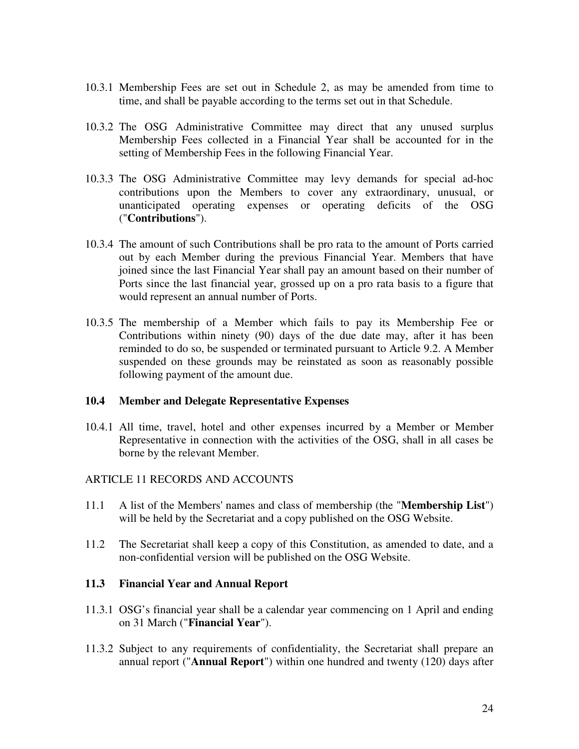10.3.1 Membership Fees are set out in Schedule 2, as may be amended from time to time, and shall be payable according to the terms set out in that Schedule.

10.3.2 The OSG Administrative Committee may direct that any unused surplus Membership Fees collected in a Financial Year shall be accounted for in the setting of Membership Fees in the following Financial Year.

10.3.3 The OSG Administrative Committee may levy demands for special ad-hoc contributions upon the Members to cover any extraordinary, unusual, or unanticipated operating expenses or operating deficits of the OSG ("**Contributions**").

10.3.4 The amount of such Contributions shall be pro rata to the amount of Ports carried out by each Member during the previous Financial Year. Members that have joined since the last Financial Year shall pay an amount based on their number of Ports since the last financial year, grossed up on a pro rata basis to a figure that would represent an annual number of Ports.

10.3.5 The membership of a Member which fails to pay its Membership Fee or Contributions within ninety (90) days of the due date may, after it has been reminded to do so, be suspended or terminated pursuant to Article 9.2. A Member suspended on these grounds may be reinstated as soon as reasonably possible following payment of the amount due.

### 10.4 Member and Delegate Representative Expenses

10.4.1 All time, travel, hotel and other expenses incurred by a Member or Member Representative in connection with the activities of the OSG, shall in all cases be borne by the relevant Member.

## ARTICLE 11 RECORDS AND ACCOUNTS

11.1 A list of the Members' names and class of membership (the "**Membership List**") will be held by the Secretariat and a copy published on the OSG Website.

11.2 The Secretariat shall keep a copy of this Constitution, as amended to date, and a non-confidential version will be published on the OSG Website.

### 11.3 Financial Year and Annual Report

11.3.1 OSG's financial year shall be a calendar year commencing on 1 April and ending on 31 March ("**Financial Year**").

11.3.2 Subject to any requirements of confidentiality, the Secretariat shall prepare an annual report ("**Annual Report**") within one hundred and twenty (120) days after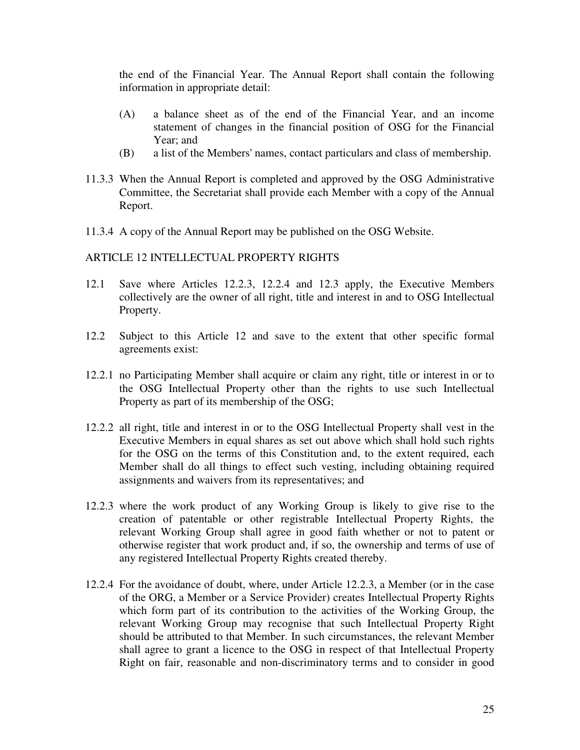the end of the Financial Year. The Annual Report shall contain the following information in appropriate detail:

(A) a balance sheet as of the end of the Financial Year, and an income statement of changes in the financial position of OSG for the Financial Year; and

(B) a list of the Members' names, contact particulars and class of membership.

11.3.3 When the Annual Report is completed and approved by the OSG Administrative Committee, the Secretariat shall provide each Member with a copy of the Annual Report.

11.3.4 A copy of the Annual Report may be published on the OSG Website.

## ARTICLE 12 INTELLECTUAL PROPERTY RIGHTS

12.1 Save where Articles 12.2.3, 12.2.4 and 12.3 apply, the Executive Members collectively are the owner of all right, title and interest in and to OSG Intellectual Property.

12.2 Subject to this Article 12 and save to the extent that other specific formal agreements exist:

12.2.1 no Participating Member shall acquire or claim any right, title or interest in or to the OSG Intellectual Property other than the rights to use such Intellectual Property as part of its membership of the OSG;

12.2.2 all right, title and interest in or to the OSG Intellectual Property shall vest in the Executive Members in equal shares as set out above which shall hold such rights for the OSG on the terms of this Constitution and, to the extent required, each Member shall do all things to effect such vesting, including obtaining required assignments and waivers from its representatives; and

12.2.3 where the work product of any Working Group is likely to give rise to the creation of patentable or other registrable Intellectual Property Rights, the relevant Working Group shall agree in good faith whether or not to patent or otherwise register that work product and, if so, the ownership and terms of use of any registered Intellectual Property Rights created thereby.

12.2.4 For the avoidance of doubt, where, under Article 12.2.3, a Member (or in the case of the ORG, a Member or a Service Provider) creates Intellectual Property Rights which form part of its contribution to the activities of the Working Group, the relevant Working Group may recognise that such Intellectual Property Right should be attributed to that Member. In such circumstances, the relevant Member shall agree to grant a licence to the OSG in respect of that Intellectual Property Right on fair, reasonable and non-discriminatory terms and to consider in good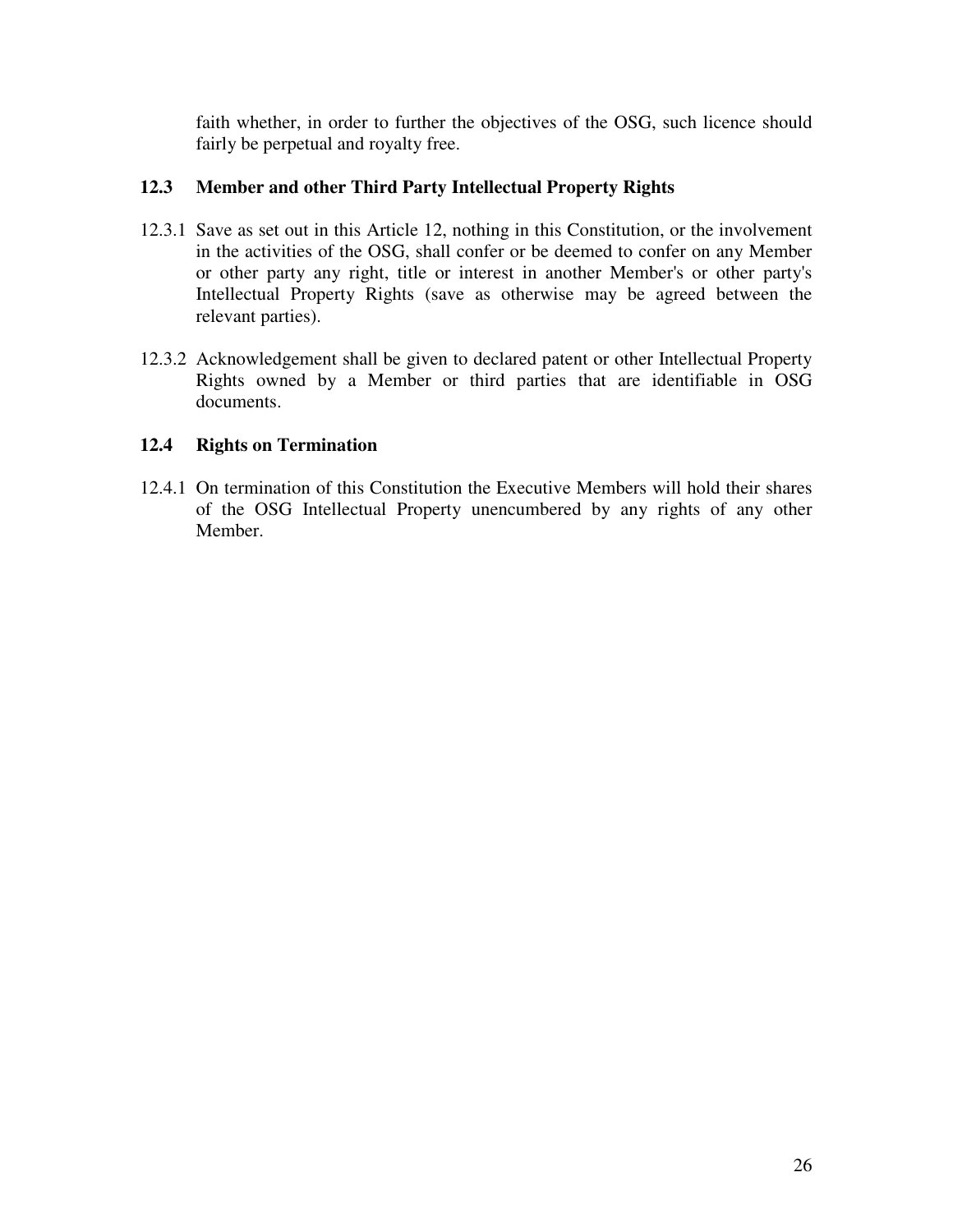faith whether, in order to further the objectives of the OSG, such licence should fairly be perpetual and royalty free.

### 12.3 Member and other Third Party Intellectual Property Rights

12.3.1 Save as set out in this Article 12, nothing in this Constitution, or the involvement in the activities of the OSG, shall confer or be deemed to confer on any Member or other party any right, title or interest in another Member's or other party's Intellectual Property Rights (save as otherwise may be agreed between the relevant parties).

12.3.2 Acknowledgement shall be given to declared patent or other Intellectual Property Rights owned by a Member or third parties that are identifiable in OSG documents.

### 12.4 Rights on Termination

12.4.1 On termination of this Constitution the Executive Members will hold their shares of the OSG Intellectual Property unencumbered by any rights of any other Member.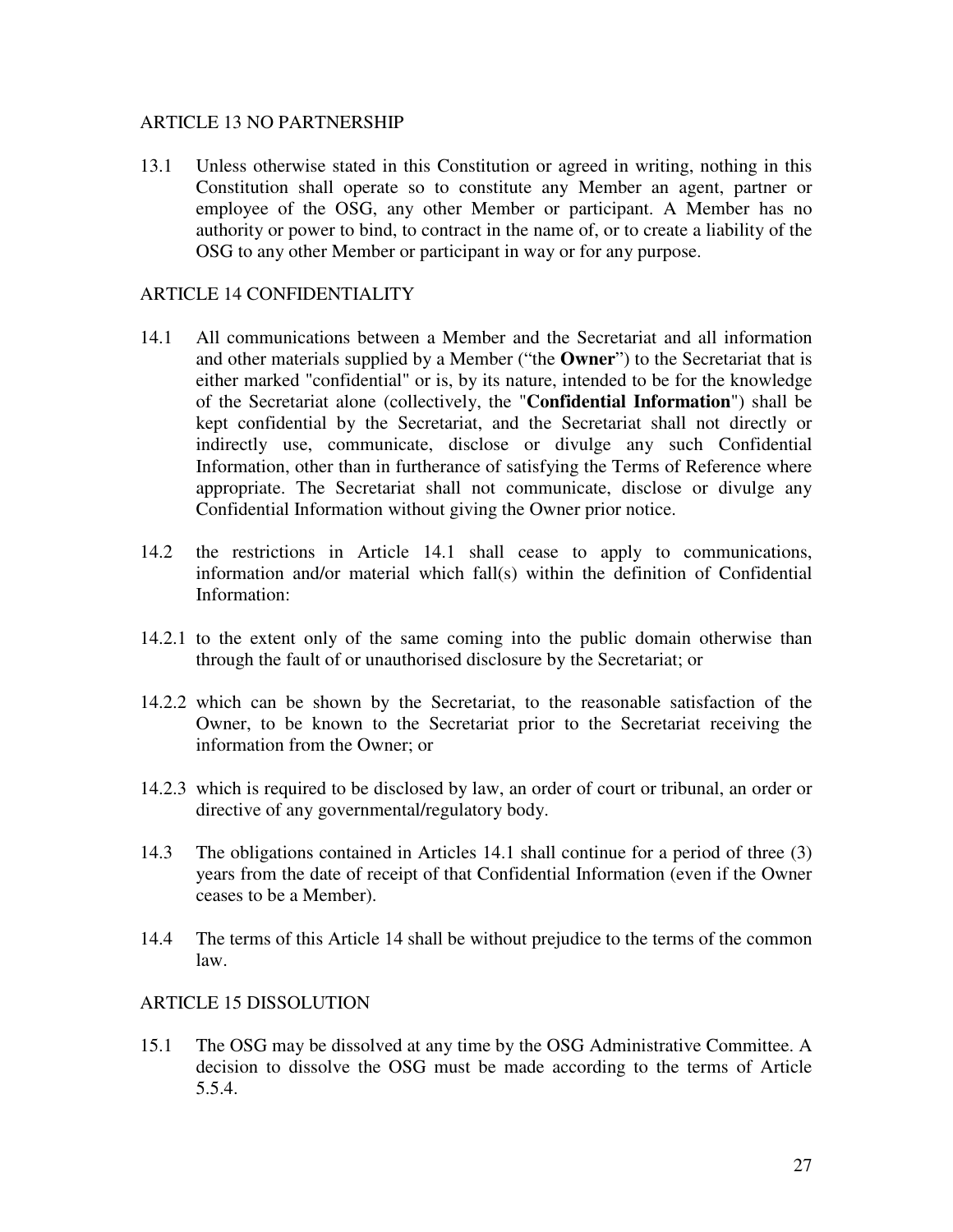## ARTICLE 13 NO PARTNERSHIP

13.1 Unless otherwise stated in this Constitution or agreed in writing, nothing in this Constitution shall operate so to constitute any Member an agent, partner or employee of the OSG, any other Member or participant. A Member has no authority or power to bind, to contract in the name of, or to create a liability of the OSG to any other Member or participant in way or for any purpose.

## ARTICLE 14 CONFIDENTIALITY

14.1 All communications between a Member and the Secretariat and all information and other materials supplied by a Member ("the **Owner**") to the Secretariat that is either marked "confidential" or is, by its nature, intended to be for the knowledge of the Secretariat alone (collectively, the "**Confidential Information**") shall be kept confidential by the Secretariat, and the Secretariat shall not directly or indirectly use, communicate, disclose or divulge any such Confidential Information, other than in furtherance of satisfying the Terms of Reference where appropriate. The Secretariat shall not communicate, disclose or divulge any Confidential Information without giving the Owner prior notice.

14.2 the restrictions in Article 14.1 shall cease to apply to communications, information and/or material which fall(s) within the definition of Confidential Information:

14.2.1 to the extent only of the same coming into the public domain otherwise than through the fault of or unauthorised disclosure by the Secretariat; or

14.2.2 which can be shown by the Secretariat, to the reasonable satisfaction of the Owner, to be known to the Secretariat prior to the Secretariat receiving the information from the Owner; or

14.2.3 which is required to be disclosed by law, an order of court or tribunal, an order or directive of any governmental/regulatory body.

14.3 The obligations contained in Articles 14.1 shall continue for a period of three (3) years from the date of receipt of that Confidential Information (even if the Owner ceases to be a Member).

14.4 The terms of this Article 14 shall be without prejudice to the terms of the common law.

## ARTICLE 15 DISSOLUTION

15.1 The OSG may be dissolved at any time by the OSG Administrative Committee. A decision to dissolve the OSG must be made according to the terms of Article 5.5.4.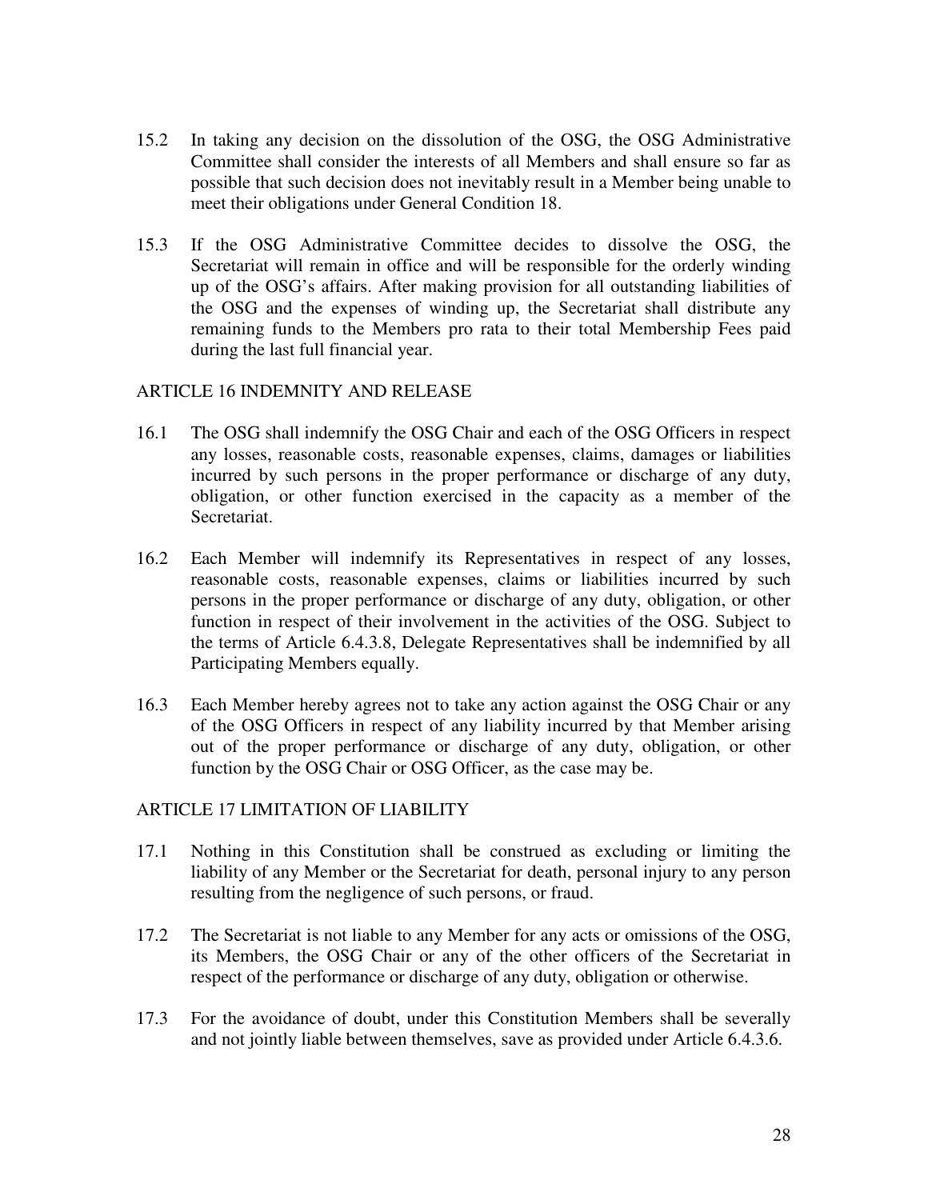15.2 In taking any decision on the dissolution of the OSG, the OSG Administrative Committee shall consider the interests of all Members and shall ensure so far as possible that such decision does not inevitably result in a Member being unable to meet their obligations under General Condition 18.

15.3 If the OSG Administrative Committee decides to dissolve the OSG, the Secretariat will remain in office and will be responsible for the orderly winding up of the OSG's affairs. After making provision for all outstanding liabilities of the OSG and the expenses of winding up, the Secretariat shall distribute any remaining funds to the Members pro rata to their total Membership Fees paid during the last full financial year.

## ARTICLE 16 INDEMNITY AND RELEASE

16.1 The OSG shall indemnify the OSG Chair and each of the OSG Officers in respect any losses, reasonable costs, reasonable expenses, claims, damages or liabilities incurred by such persons in the proper performance or discharge of any duty, obligation, or other function exercised in the capacity as a member of the Secretariat.

16.2 Each Member will indemnify its Representatives in respect of any losses, reasonable costs, reasonable expenses, claims or liabilities incurred by such persons in the proper performance or discharge of any duty, obligation, or other function in respect of their involvement in the activities of the OSG. Subject to the terms of Article 6.4.3.8, Delegate Representatives shall be indemnified by all Participating Members equally.

16.3 Each Member hereby agrees not to take any action against the OSG Chair or any of the OSG Officers in respect of any liability incurred by that Member arising out of the proper performance or discharge of any duty, obligation, or other function by the OSG Chair or OSG Officer, as the case may be.

## ARTICLE 17 LIMITATION OF LIABILITY

17.1 Nothing in this Constitution shall be construed as excluding or limiting the liability of any Member or the Secretariat for death, personal injury to any person resulting from the negligence of such persons, or fraud.

17.2 The Secretariat is not liable to any Member for any acts or omissions of the OSG, its Members, the OSG Chair or any of the other officers of the Secretariat in respect of the performance or discharge of any duty, obligation or otherwise.

17.3 For the avoidance of doubt, under this Constitution Members shall be severally and not jointly liable between themselves, save as provided under Article 6.4.3.6.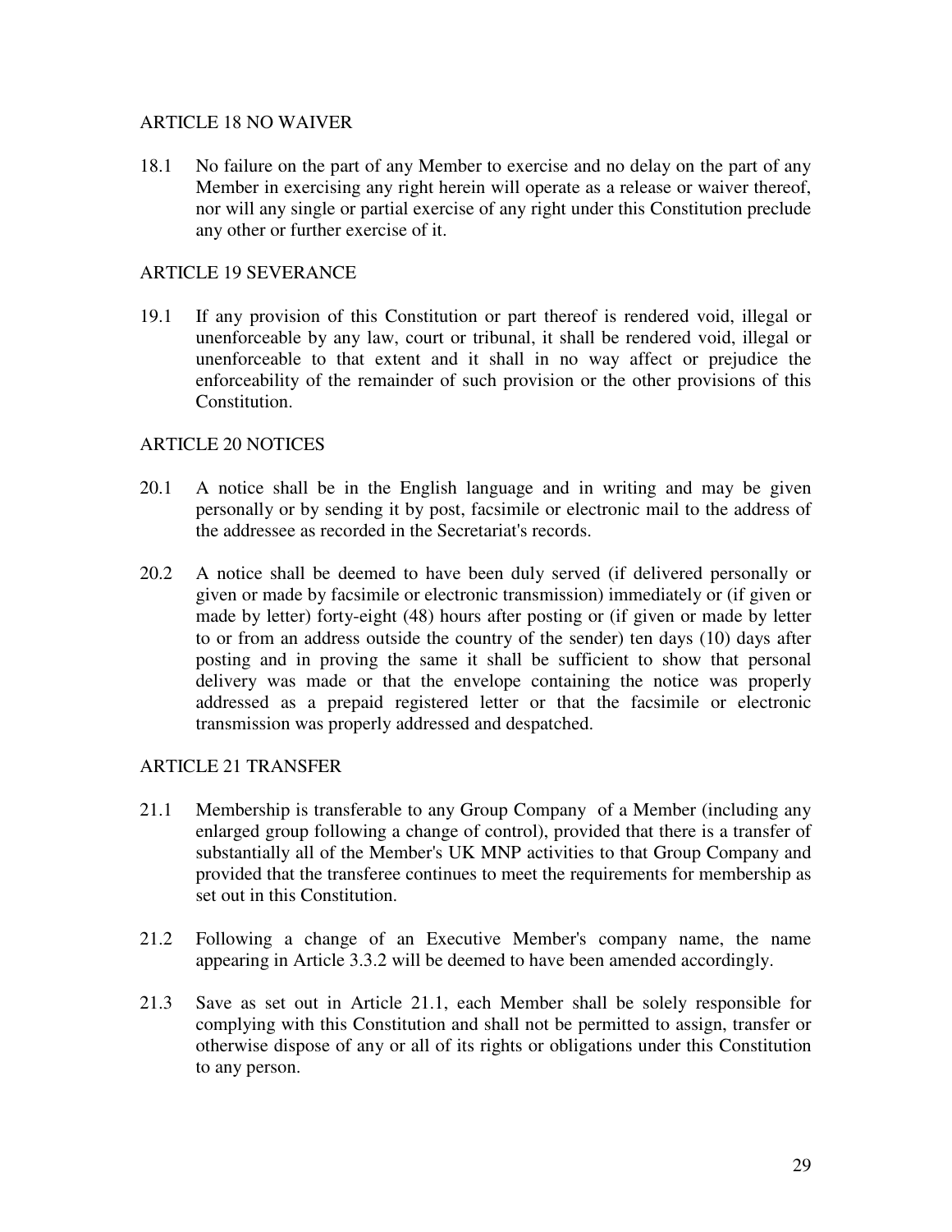## ARTICLE 18 NO WAIVER

18.1 No failure on the part of any Member to exercise and no delay on the part of any Member in exercising any right herein will operate as a release or waiver thereof, nor will any single or partial exercise of any right under this Constitution preclude any other or further exercise of it.

## ARTICLE 19 SEVERANCE

19.1 If any provision of this Constitution or part thereof is rendered void, illegal or unenforceable by any law, court or tribunal, it shall be rendered void, illegal or unenforceable to that extent and it shall in no way affect or prejudice the enforceability of the remainder of such provision or the other provisions of this Constitution.

## ARTICLE 20 NOTICES

20.1 A notice shall be in the English language and in writing and may be given personally or by sending it by post, facsimile or electronic mail to the address of the addressee as recorded in the Secretariat's records.

20.2 A notice shall be deemed to have been duly served (if delivered personally or given or made by facsimile or electronic transmission) immediately or (if given or made by letter) forty-eight (48) hours after posting or (if given or made by letter to or from an address outside the country of the sender) ten days (10) days after posting and in proving the same it shall be sufficient to show that personal delivery was made or that the envelope containing the notice was properly addressed as a prepaid registered letter or that the facsimile or electronic transmission was properly addressed and despatched.

## ARTICLE 21 TRANSFER

21.1 Membership is transferable to any Group Company of a Member (including any enlarged group following a change of control), provided that there is a transfer of substantially all of the Member's UK MNP activities to that Group Company and provided that the transferee continues to meet the requirements for membership as set out in this Constitution.

21.2 Following a change of an Executive Member's company name, the name appearing in Article 3.3.2 will be deemed to have been amended accordingly.

21.3 Save as set out in Article 21.1, each Member shall be solely responsible for complying with this Constitution and shall not be permitted to assign, transfer or otherwise dispose of any or all of its rights or obligations under this Constitution to any person.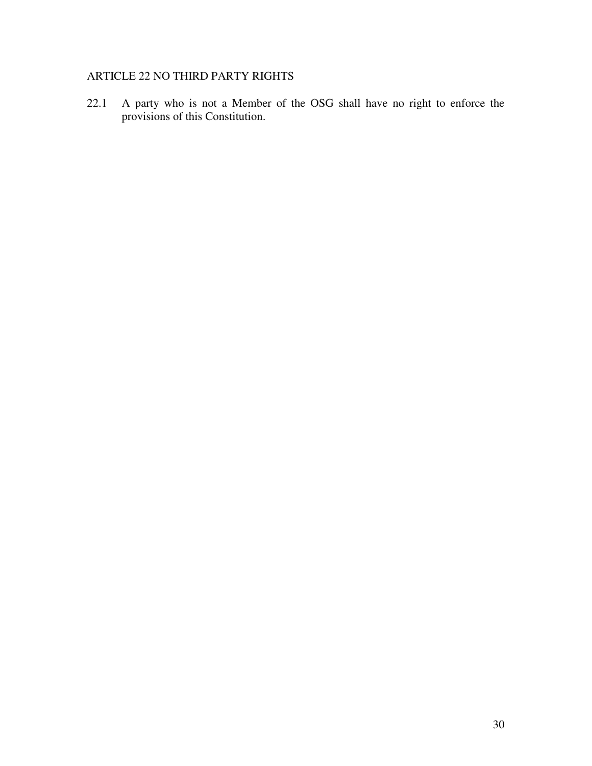## ARTICLE 22 NO THIRD PARTY RIGHTS

22.1 A party who is not a Member of the OSG shall have no right to enforce the provisions of this Constitution.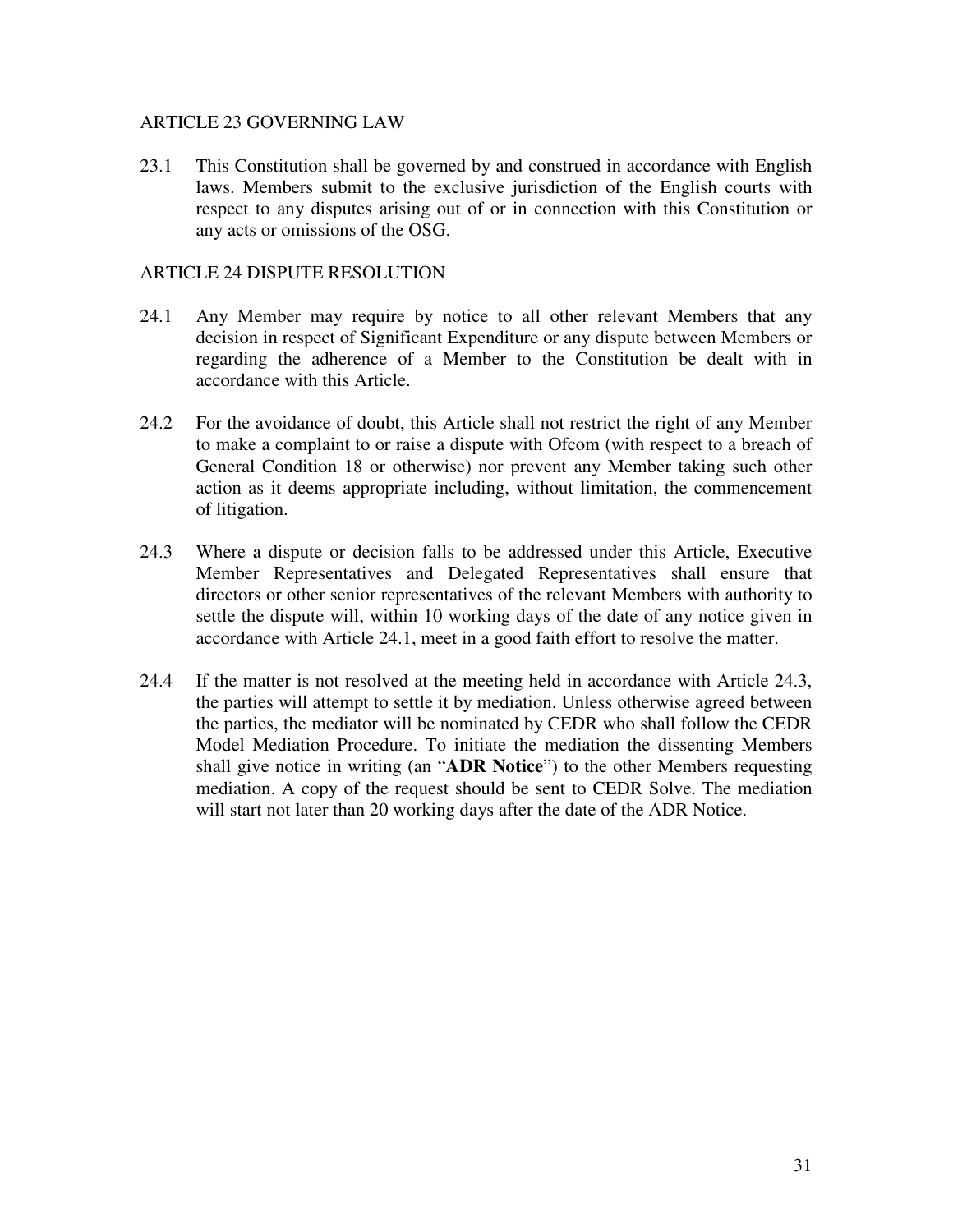## ARTICLE 23 GOVERNING LAW

23.1 This Constitution shall be governed by and construed in accordance with English laws. Members submit to the exclusive jurisdiction of the English courts with respect to any disputes arising out of or in connection with this Constitution or any acts or omissions of the OSG.

## ARTICLE 24 DISPUTE RESOLUTION

24.1 Any Member may require by notice to all other relevant Members that any decision in respect of Significant Expenditure or any dispute between Members or regarding the adherence of a Member to the Constitution be dealt with in accordance with this Article.

24.2 For the avoidance of doubt, this Article shall not restrict the right of any Member to make a complaint to or raise a dispute with Ofcom (with respect to a breach of General Condition 18 or otherwise) nor prevent any Member taking such other action as it deems appropriate including, without limitation, the commencement of litigation.

24.3 Where a dispute or decision falls to be addressed under this Article, Executive Member Representatives and Delegated Representatives shall ensure that directors or other senior representatives of the relevant Members with authority to settle the dispute will, within 10 working days of the date of any notice given in accordance with Article 24.1, meet in a good faith effort to resolve the matter.

24.4 If the matter is not resolved at the meeting held in accordance with Article 24.3, the parties will attempt to settle it by mediation. Unless otherwise agreed between the parties, the mediator will be nominated by CEDR who shall follow the CEDR Model Mediation Procedure. To initiate the mediation the dissenting Members shall give notice in writing (an "**ADR Notice**") to the other Members requesting mediation. A copy of the request should be sent to CEDR Solve. The mediation will start not later than 20 working days after the date of the ADR Notice.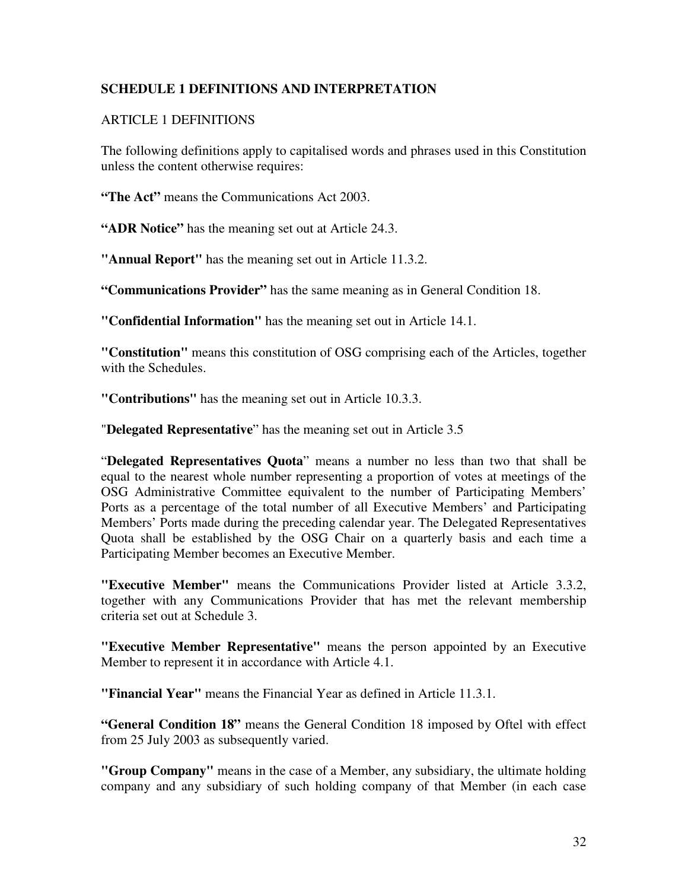## SCHEDULE 1 DEFINITIONS AND INTERPRETATION

ARTICLE 1 DEFINITIONS

The following definitions apply to capitalised words and phrases used in this Constitution unless the content otherwise requires:

**"The Act"** means the Communications Act 2003.

**"ADR Notice"** has the meaning set out at Article 24.3.

**"Annual Report"** has the meaning set out in Article 11.3.2.

**"Communications Provider"** has the same meaning as in General Condition 18.

**"Confidential Information"** has the meaning set out in Article 14.1.

**"Constitution"** means this constitution of OSG comprising each of the Articles, together with the Schedules.

**"Contributions"** has the meaning set out in Article 10.3.3.

"**Delegated Representative**" has the meaning set out in Article 3.5

"**Delegated Representatives Quota**" means a number no less than two that shall be equal to the nearest whole number representing a proportion of votes at meetings of the OSG Administrative Committee equivalent to the number of Participating Members' Ports as a percentage of the total number of all Executive Members' and Participating Members' Ports made during the preceding calendar year. The Delegated Representatives Quota shall be established by the OSG Chair on a quarterly basis and each time a Participating Member becomes an Executive Member.

**"Executive Member"** means the Communications Provider listed at Article 3.3.2, together with any Communications Provider that has met the relevant membership criteria set out at Schedule 3.

**"Executive Member Representative"** means the person appointed by an Executive Member to represent it in accordance with Article 4.1.

**"Financial Year"** means the Financial Year as defined in Article 11.3.1.

**"General Condition 18"** means the General Condition 18 imposed by Oftel with effect from 25 July 2003 as subsequently varied.

**"Group Company"** means in the case of a Member, any subsidiary, the ultimate holding company and any subsidiary of such holding company of that Member (in each case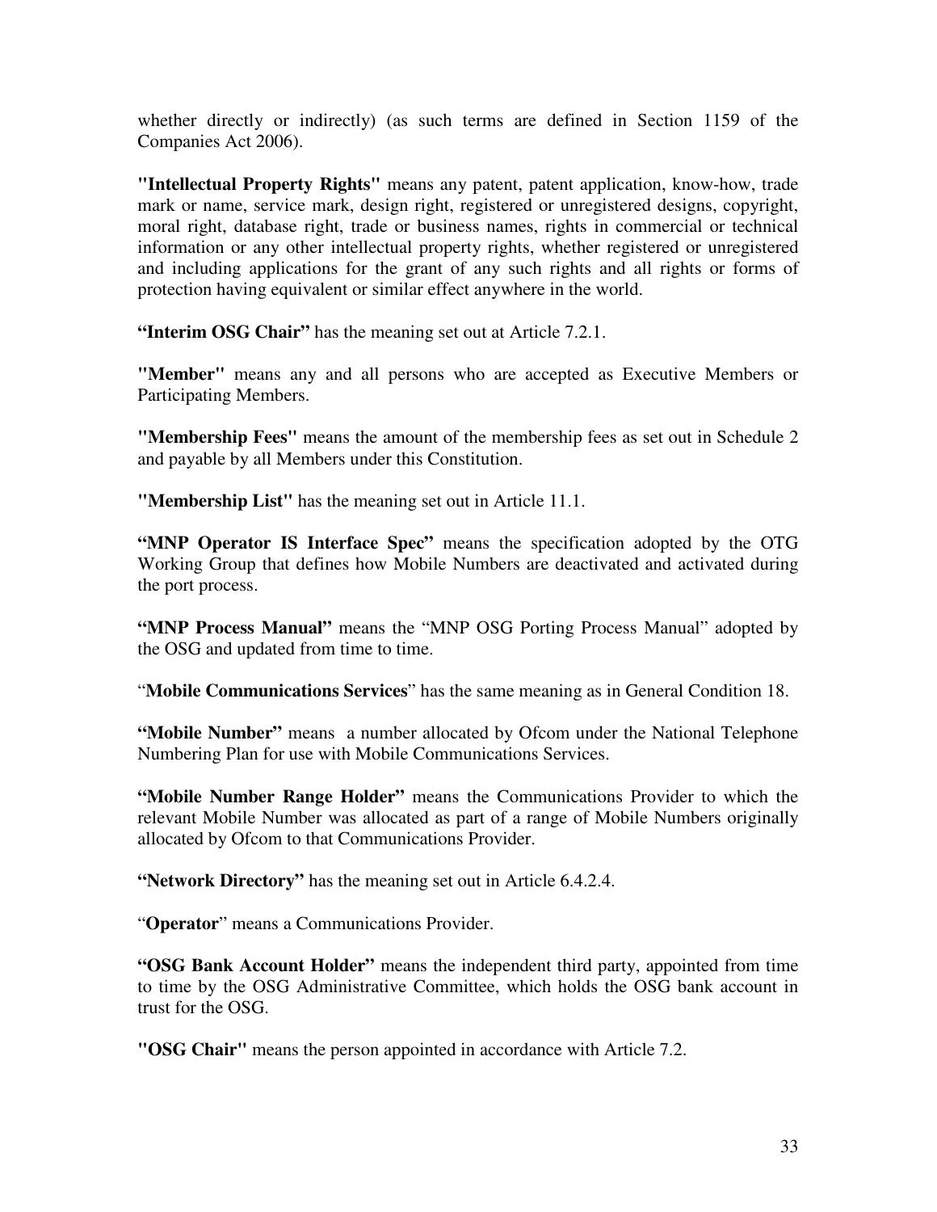whether directly or indirectly) (as such terms are defined in Section 1159 of the Companies Act 2006).

**"Intellectual Property Rights"** means any patent, patent application, know-how, trade mark or name, service mark, design right, registered or unregistered designs, copyright, moral right, database right, trade or business names, rights in commercial or technical information or any other intellectual property rights, whether registered or unregistered and including applications for the grant of any such rights and all rights or forms of protection having equivalent or similar effect anywhere in the world.

**"Interim OSG Chair"** has the meaning set out at Article 7.2.1.

**"Member"** means any and all persons who are accepted as Executive Members or Participating Members.

**"Membership Fees"** means the amount of the membership fees as set out in Schedule 2 and payable by all Members under this Constitution.

**"Membership List"** has the meaning set out in Article 11.1.

**"MNP Operator IS Interface Spec"** means the specification adopted by the OTG Working Group that defines how Mobile Numbers are deactivated and activated during the port process.

**"MNP Process Manual"** means the "MNP OSG Porting Process Manual" adopted by the OSG and updated from time to time.

"**Mobile Communications Services**" has the same meaning as in General Condition 18.

**"Mobile Number"** means a number allocated by Ofcom under the National Telephone Numbering Plan for use with Mobile Communications Services.

**"Mobile Number Range Holder"** means the Communications Provider to which the relevant Mobile Number was allocated as part of a range of Mobile Numbers originally allocated by Ofcom to that Communications Provider.

**"Network Directory"** has the meaning set out in Article 6.4.2.4.

"**Operator**" means a Communications Provider.

**"OSG Bank Account Holder"** means the independent third party, appointed from time to time by the OSG Administrative Committee, which holds the OSG bank account in trust for the OSG.

**"OSG Chair"** means the person appointed in accordance with Article 7.2.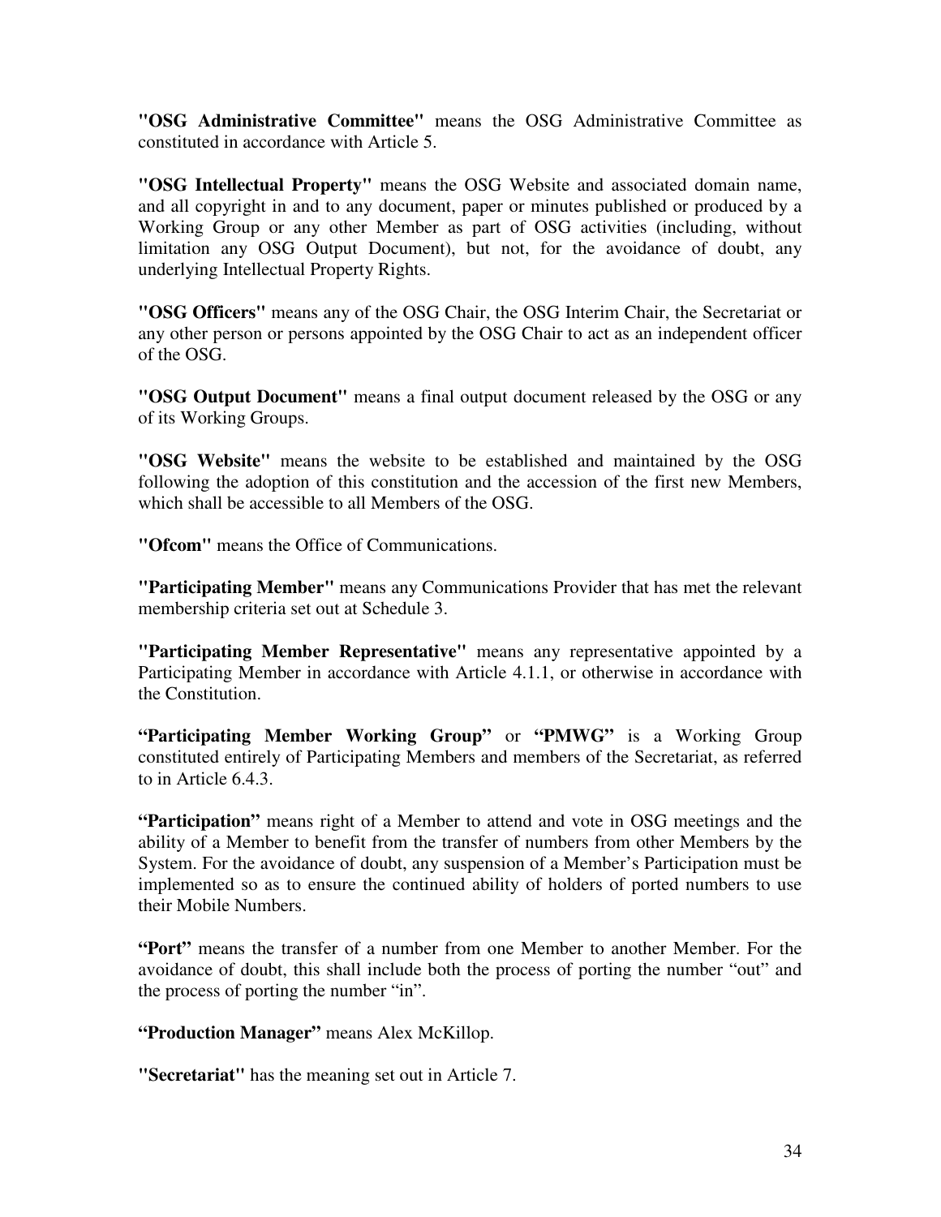**"OSG Administrative Committee"** means the OSG Administrative Committee as constituted in accordance with Article 5.

**"OSG Intellectual Property"** means the OSG Website and associated domain name, and all copyright in and to any document, paper or minutes published or produced by a Working Group or any other Member as part of OSG activities (including, without limitation any OSG Output Document), but not, for the avoidance of doubt, any underlying Intellectual Property Rights.

**"OSG Officers"** means any of the OSG Chair, the OSG Interim Chair, the Secretariat or any other person or persons appointed by the OSG Chair to act as an independent officer of the OSG.

**"OSG Output Document"** means a final output document released by the OSG or any of its Working Groups.

**"OSG Website"** means the website to be established and maintained by the OSG following the adoption of this constitution and the accession of the first new Members, which shall be accessible to all Members of the OSG.

**"Ofcom"** means the Office of Communications.

**"Participating Member"** means any Communications Provider that has met the relevant membership criteria set out at Schedule 3.

**"Participating Member Representative"** means any representative appointed by a Participating Member in accordance with Article 4.1.1, or otherwise in accordance with the Constitution.

**"Participating Member Working Group"** or **"PMWG"** is a Working Group constituted entirely of Participating Members and members of the Secretariat, as referred to in Article 6.4.3.

**"Participation"** means right of a Member to attend and vote in OSG meetings and the ability of a Member to benefit from the transfer of numbers from other Members by the System. For the avoidance of doubt, any suspension of a Member's Participation must be implemented so as to ensure the continued ability of holders of ported numbers to use their Mobile Numbers.

**"Port"** means the transfer of a number from one Member to another Member. For the avoidance of doubt, this shall include both the process of porting the number "out" and the process of porting the number "in".

**"Production Manager"** means Alex McKillop.

**"Secretariat"** has the meaning set out in Article 7.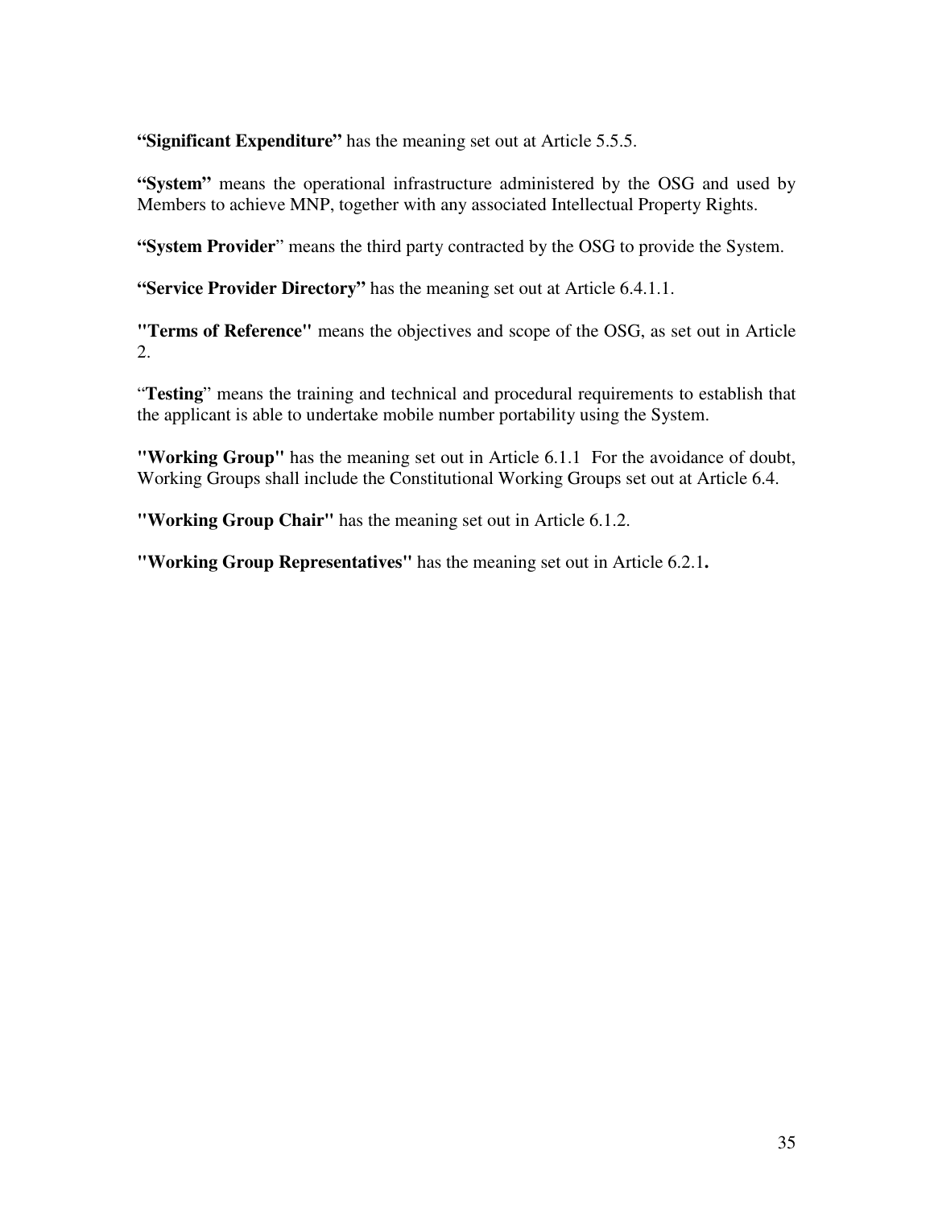**“Significant Expenditure”** has the meaning set out at Article 5.5.5.

**“System”** means the operational infrastructure administered by the OSG and used by Members to achieve MNP, together with any associated Intellectual Property Rights.

**“System Provider**” means the third party contracted by the OSG to provide the System.

**“Service Provider Directory”** has the meaning set out at Article 6.4.1.1.

**"Terms of Reference"** means the objectives and scope of the OSG, as set out in Article 2.

“**Testing**” means the training and technical and procedural requirements to establish that the applicant is able to undertake mobile number portability using the System.

**"Working Group"** has the meaning set out in Article 6.1.1  For the avoidance of doubt, Working Groups shall include the Constitutional Working Groups set out at Article 6.4.

**"Working Group Chair"** has the meaning set out in Article 6.1.2.

**"Working Group Representatives"** has the meaning set out in Article 6.2.1**.**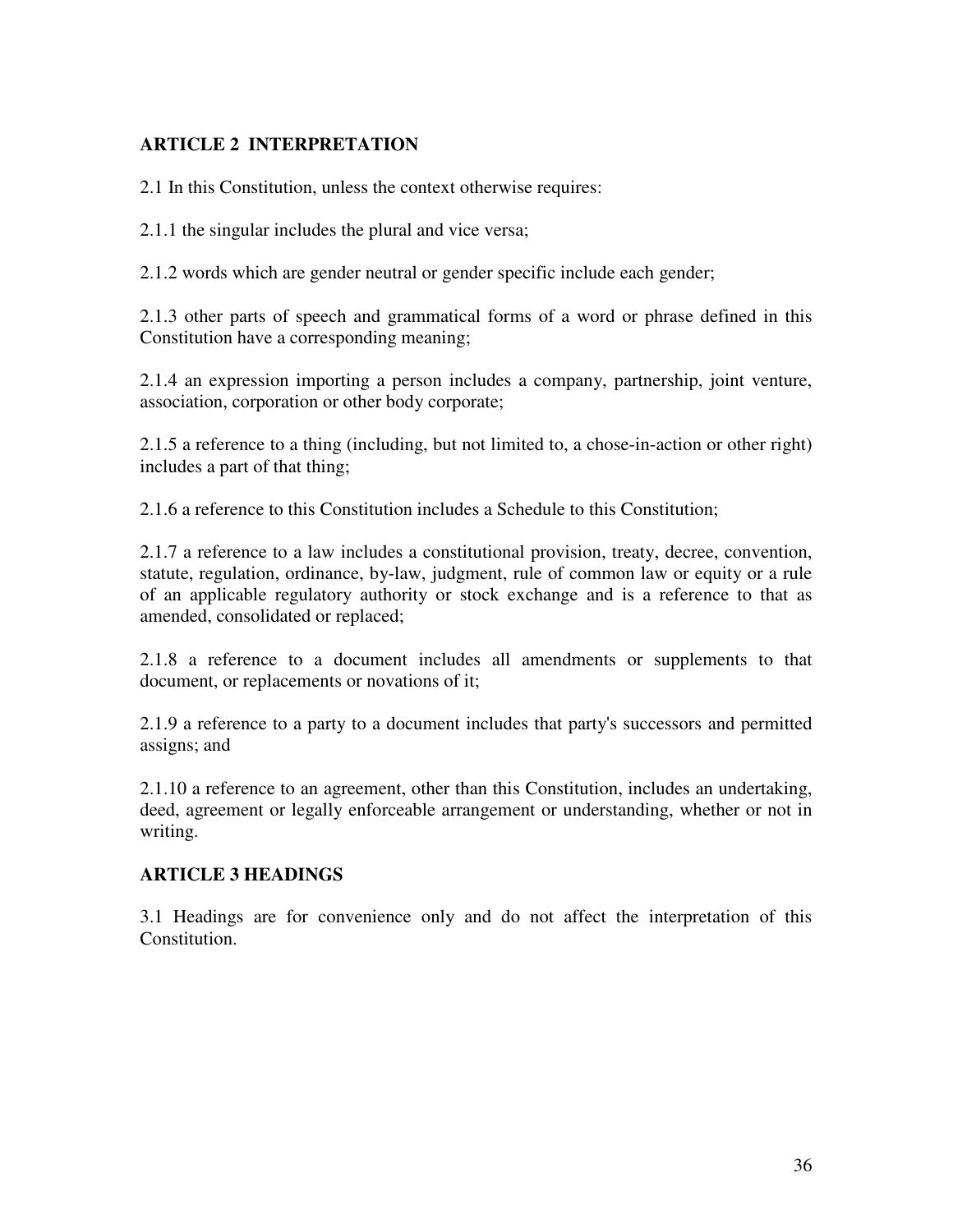## ARTICLE 2 INTERPRETATION

2.1 In this Constitution, unless the context otherwise requires:

2.1.1 the singular includes the plural and vice versa;

2.1.2 words which are gender neutral or gender specific include each gender;

2.1.3 other parts of speech and grammatical forms of a word or phrase defined in this Constitution have a corresponding meaning;

2.1.4 an expression importing a person includes a company, partnership, joint venture, association, corporation or other body corporate;

2.1.5 a reference to a thing (including, but not limited to, a chose-in-action or other right) includes a part of that thing;

2.1.6 a reference to this Constitution includes a Schedule to this Constitution;

2.1.7 a reference to a law includes a constitutional provision, treaty, decree, convention, statute, regulation, ordinance, by-law, judgment, rule of common law or equity or a rule of an applicable regulatory authority or stock exchange and is a reference to that as amended, consolidated or replaced;

2.1.8 a reference to a document includes all amendments or supplements to that document, or replacements or novations of it;

2.1.9 a reference to a party to a document includes that party's successors and permitted assigns; and

2.1.10 a reference to an agreement, other than this Constitution, includes an undertaking, deed, agreement or legally enforceable arrangement or understanding, whether or not in writing.

## ARTICLE 3 HEADINGS

3.1 Headings are for convenience only and do not affect the interpretation of this Constitution.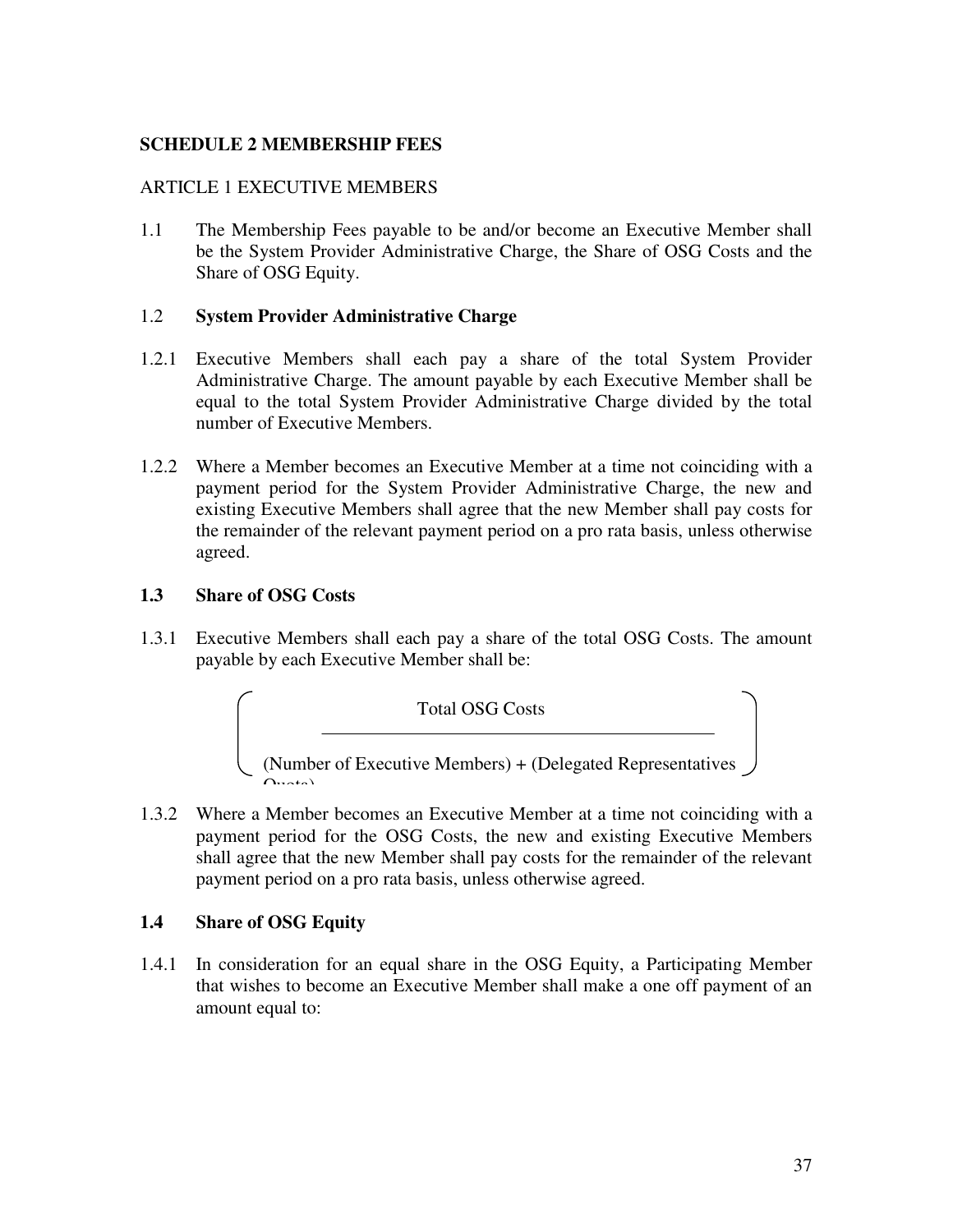**SCHEDULE 2 MEMBERSHIP FEES**

ARTICLE 1 EXECUTIVE MEMBERS

1.1 The Membership Fees payable to be and/or become an Executive Member shall be the System Provider Administrative Charge, the Share of OSG Costs and the Share of OSG Equity.

1.2 **System Provider Administrative Charge**

1.2.1 Executive Members shall each pay a share of the total System Provider Administrative Charge. The amount payable by each Executive Member shall be equal to the total System Provider Administrative Charge divided by the total number of Executive Members.

1.2.2 Where a Member becomes an Executive Member at a time not coinciding with a payment period for the System Provider Administrative Charge, the new and existing Executive Members shall agree that the new Member shall pay costs for the remainder of the relevant payment period on a pro rata basis, unless otherwise agreed.

**1.3 Share of OSG Costs**

1.3.1 Executive Members shall each pay a share of the total OSG Costs. The amount payable by each Executive Member shall be:

$$\left( \frac{\text{Total OSG Costs}}{(\text{Number of Executive Members}) + (\text{Delegated Representatives Quota})} \right)$$

1.3.2 Where a Member becomes an Executive Member at a time not coinciding with a payment period for the OSG Costs, the new and existing Executive Members shall agree that the new Member shall pay costs for the remainder of the relevant payment period on a pro rata basis, unless otherwise agreed.

**1.4 Share of OSG Equity**

1.4.1 In consideration for an equal share in the OSG Equity, a Participating Member that wishes to become an Executive Member shall make a one off payment of an amount equal to: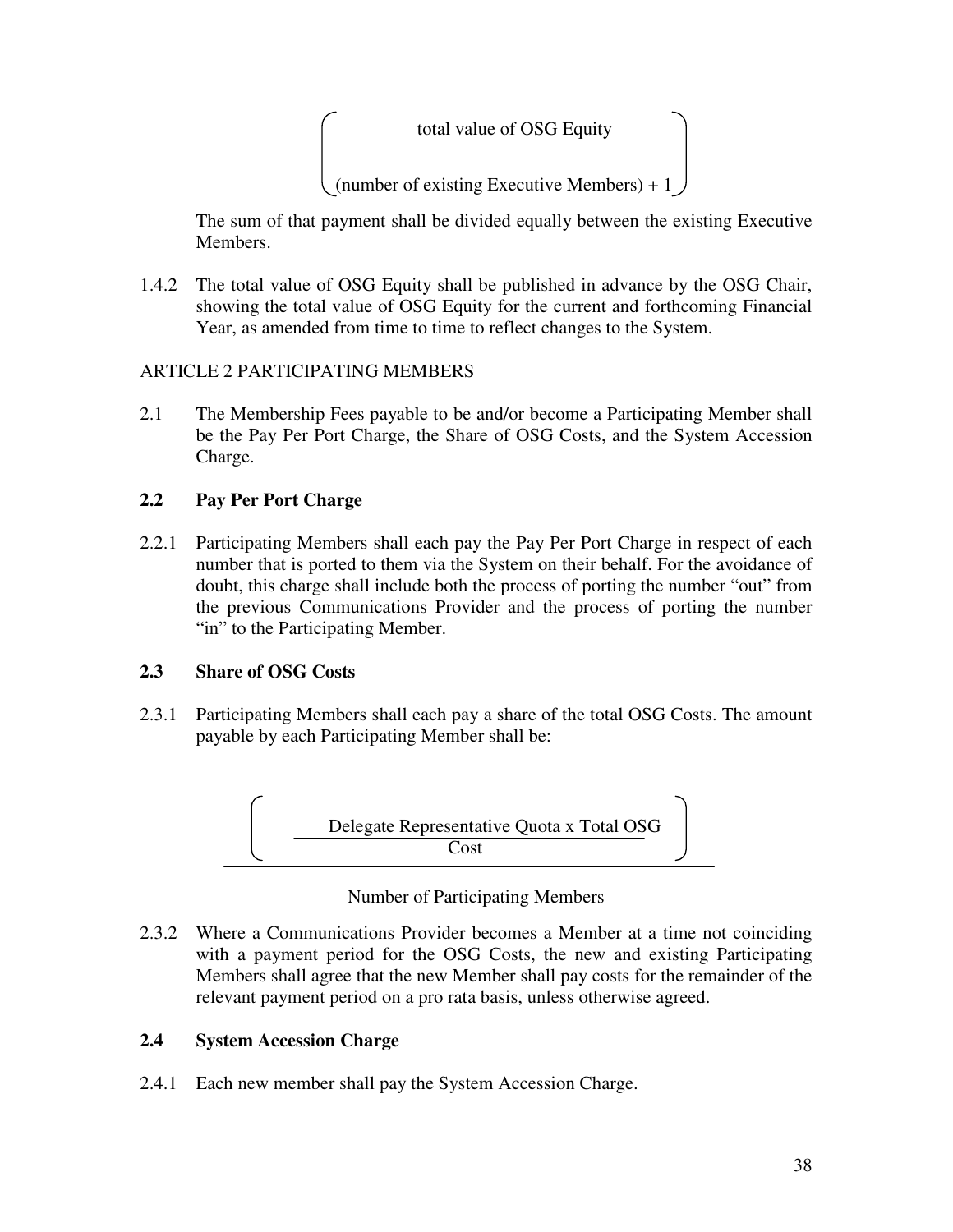$$\left( \frac{\text{total value of OSG Equity}}{(\text{number of existing Executive Members}) + 1} \right)$$

The sum of that payment shall be divided equally between the existing Executive Members.

1.4.2 The total value of OSG Equity shall be published in advance by the OSG Chair, showing the total value of OSG Equity for the current and forthcoming Financial Year, as amended from time to time to reflect changes to the System.

ARTICLE 2 PARTICIPATING MEMBERS

2.1 The Membership Fees payable to be and/or become a Participating Member shall be the Pay Per Port Charge, the Share of OSG Costs, and the System Accession Charge.

**2.2 Pay Per Port Charge**

2.2.1 Participating Members shall each pay the Pay Per Port Charge in respect of each number that is ported to them via the System on their behalf. For the avoidance of doubt, this charge shall include both the process of porting the number "out" from the previous Communications Provider and the process of porting the number "in" to the Participating Member.

**2.3 Share of OSG Costs**

2.3.1 Participating Members shall each pay a share of the total OSG Costs. The amount payable by each Participating Member shall be:

$$\frac{\left( \frac{\text{Delegate Representative Quota x Total OSG Cost}}{} \right)}{\text{Number of Participating Members}}$$

2.3.2 Where a Communications Provider becomes a Member at a time not coinciding with a payment period for the OSG Costs, the new and existing Participating Members shall agree that the new Member shall pay costs for the remainder of the relevant payment period on a pro rata basis, unless otherwise agreed.

**2.4 System Accession Charge**

2.4.1 Each new member shall pay the System Accession Charge.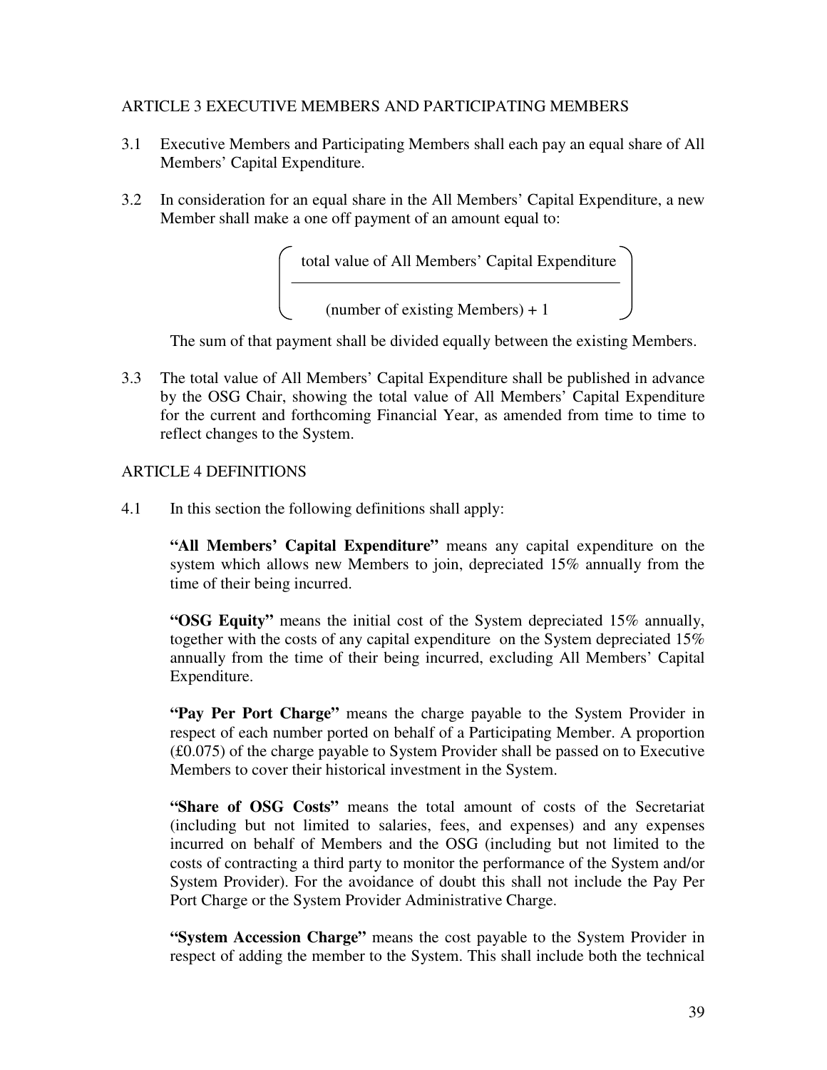## ARTICLE 3 EXECUTIVE MEMBERS AND PARTICIPATING MEMBERS

3.1 Executive Members and Participating Members shall each pay an equal share of All Members' Capital Expenditure.

3.2 In consideration for an equal share in the All Members' Capital Expenditure, a new Member shall make a one off payment of an amount equal to:

$$\left( \frac{\text{total value of All Members' Capital Expenditure}}{\text{(number of existing Members)} + 1} \right)$$

The sum of that payment shall be divided equally between the existing Members.

3.3 The total value of All Members' Capital Expenditure shall be published in advance by the OSG Chair, showing the total value of All Members' Capital Expenditure for the current and forthcoming Financial Year, as amended from time to time to reflect changes to the System.

## ARTICLE 4 DEFINITIONS

4.1 In this section the following definitions shall apply:

**"All Members' Capital Expenditure"** means any capital expenditure on the system which allows new Members to join, depreciated 15% annually from the time of their being incurred.

**"OSG Equity"** means the initial cost of the System depreciated 15% annually, together with the costs of any capital expenditure on the System depreciated 15% annually from the time of their being incurred, excluding All Members' Capital Expenditure.

**"Pay Per Port Charge"** means the charge payable to the System Provider in respect of each number ported on behalf of a Participating Member. A proportion (£0.075) of the charge payable to System Provider shall be passed on to Executive Members to cover their historical investment in the System.

**"Share of OSG Costs"** means the total amount of costs of the Secretariat (including but not limited to salaries, fees, and expenses) and any expenses incurred on behalf of Members and the OSG (including but not limited to the costs of contracting a third party to monitor the performance of the System and/or System Provider). For the avoidance of doubt this shall not include the Pay Per Port Charge or the System Provider Administrative Charge.

**"System Accession Charge"** means the cost payable to the System Provider in respect of adding the member to the System. This shall include both the technical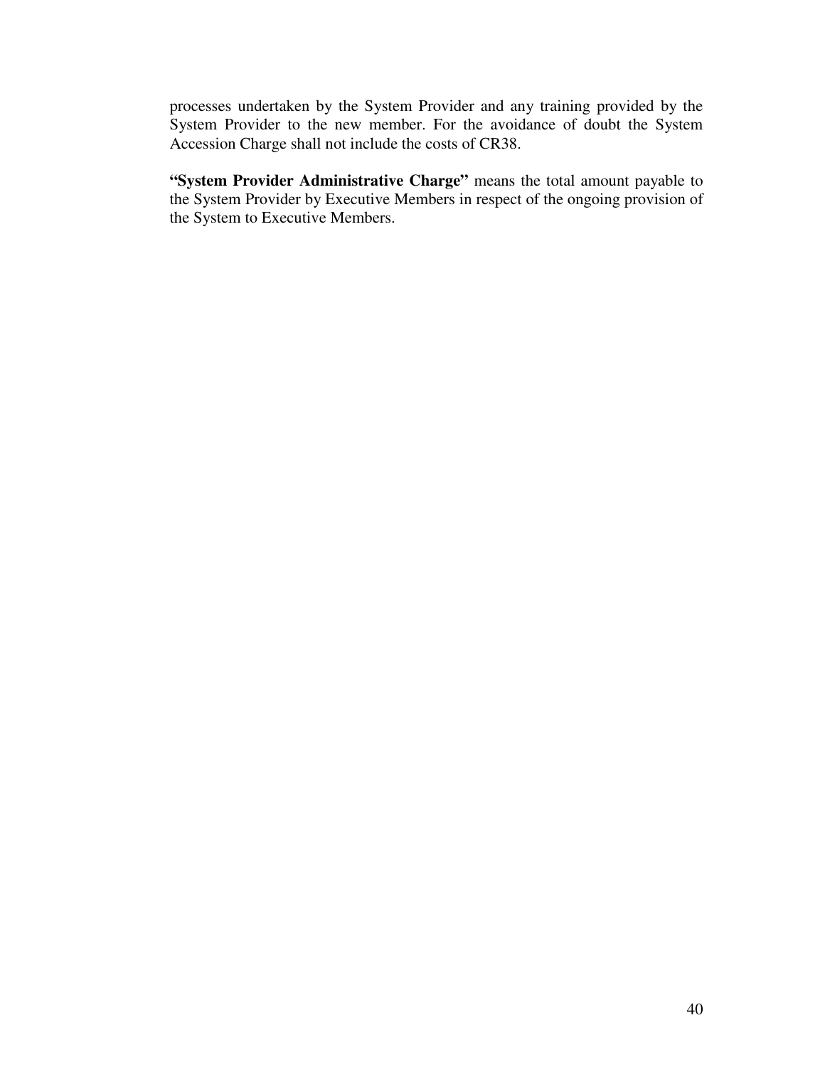processes undertaken by the System Provider and any training provided by the System Provider to the new member. For the avoidance of doubt the System Accession Charge shall not include the costs of CR38.

**"System Provider Administrative Charge"** means the total amount payable to the System Provider by Executive Members in respect of the ongoing provision of the System to Executive Members.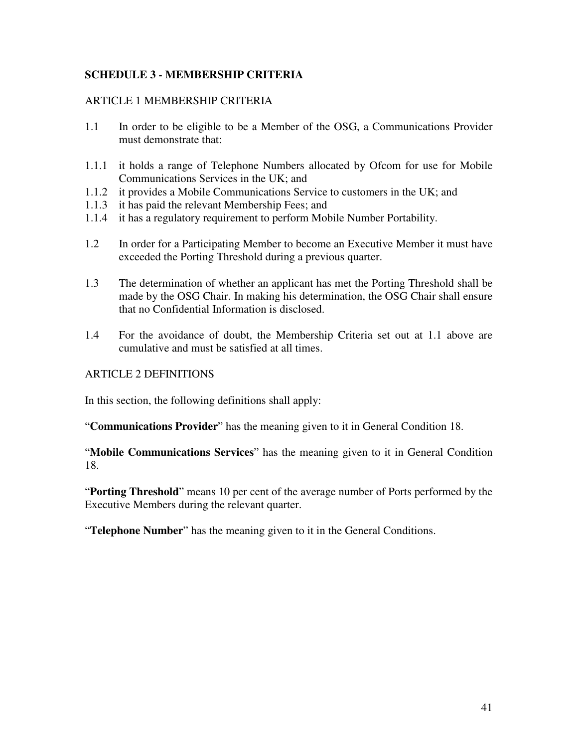## SCHEDULE 3 - MEMBERSHIP CRITERIA

ARTICLE 1 MEMBERSHIP CRITERIA

1.1 In order to be eligible to be a Member of the OSG, a Communications Provider must demonstrate that:

1.1.1 it holds a range of Telephone Numbers allocated by Ofcom for use for Mobile Communications Services in the UK; and
1.1.2 it provides a Mobile Communications Service to customers in the UK; and
1.1.3 it has paid the relevant Membership Fees; and
1.1.4 it has a regulatory requirement to perform Mobile Number Portability.

1.2 In order for a Participating Member to become an Executive Member it must have exceeded the Porting Threshold during a previous quarter.

1.3 The determination of whether an applicant has met the Porting Threshold shall be made by the OSG Chair. In making his determination, the OSG Chair shall ensure that no Confidential Information is disclosed.

1.4 For the avoidance of doubt, the Membership Criteria set out at 1.1 above are cumulative and must be satisfied at all times.

ARTICLE 2 DEFINITIONS

In this section, the following definitions shall apply:

"**Communications Provider**" has the meaning given to it in General Condition 18.

"**Mobile Communications Services**" has the meaning given to it in General Condition 18.

"**Porting Threshold**" means 10 per cent of the average number of Ports performed by the Executive Members during the relevant quarter.

"**Telephone Number**" has the meaning given to it in the General Conditions.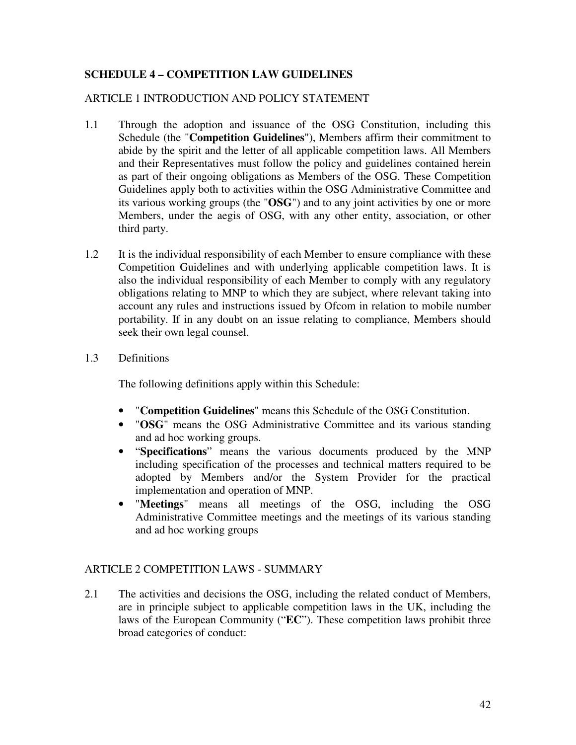## SCHEDULE 4 – COMPETITION LAW GUIDELINES

### ARTICLE 1 INTRODUCTION AND POLICY STATEMENT

1.1 Through the adoption and issuance of the OSG Constitution, including this Schedule (the "**Competition Guidelines**"), Members affirm their commitment to abide by the spirit and the letter of all applicable competition laws. All Members and their Representatives must follow the policy and guidelines contained herein as part of their ongoing obligations as Members of the OSG. These Competition Guidelines apply both to activities within the OSG Administrative Committee and its various working groups (the "**OSG**") and to any joint activities by one or more Members, under the aegis of OSG, with any other entity, association, or other third party.

1.2 It is the individual responsibility of each Member to ensure compliance with these Competition Guidelines and with underlying applicable competition laws. It is also the individual responsibility of each Member to comply with any regulatory obligations relating to MNP to which they are subject, where relevant taking into account any rules and instructions issued by Ofcom in relation to mobile number portability. If in any doubt on an issue relating to compliance, Members should seek their own legal counsel.

1.3 Definitions

The following definitions apply within this Schedule:

- "**Competition Guidelines**" means this Schedule of the OSG Constitution.
- "**OSG**" means the OSG Administrative Committee and its various standing and ad hoc working groups.
- "**Specifications**" means the various documents produced by the MNP including specification of the processes and technical matters required to be adopted by Members and/or the System Provider for the practical implementation and operation of MNP.
- "**Meetings**" means all meetings of the OSG, including the OSG Administrative Committee meetings and the meetings of its various standing and ad hoc working groups

### ARTICLE 2 COMPETITION LAWS - SUMMARY

2.1 The activities and decisions the OSG, including the related conduct of Members, are in principle subject to applicable competition laws in the UK, including the laws of the European Community ("**EC**"). These competition laws prohibit three broad categories of conduct: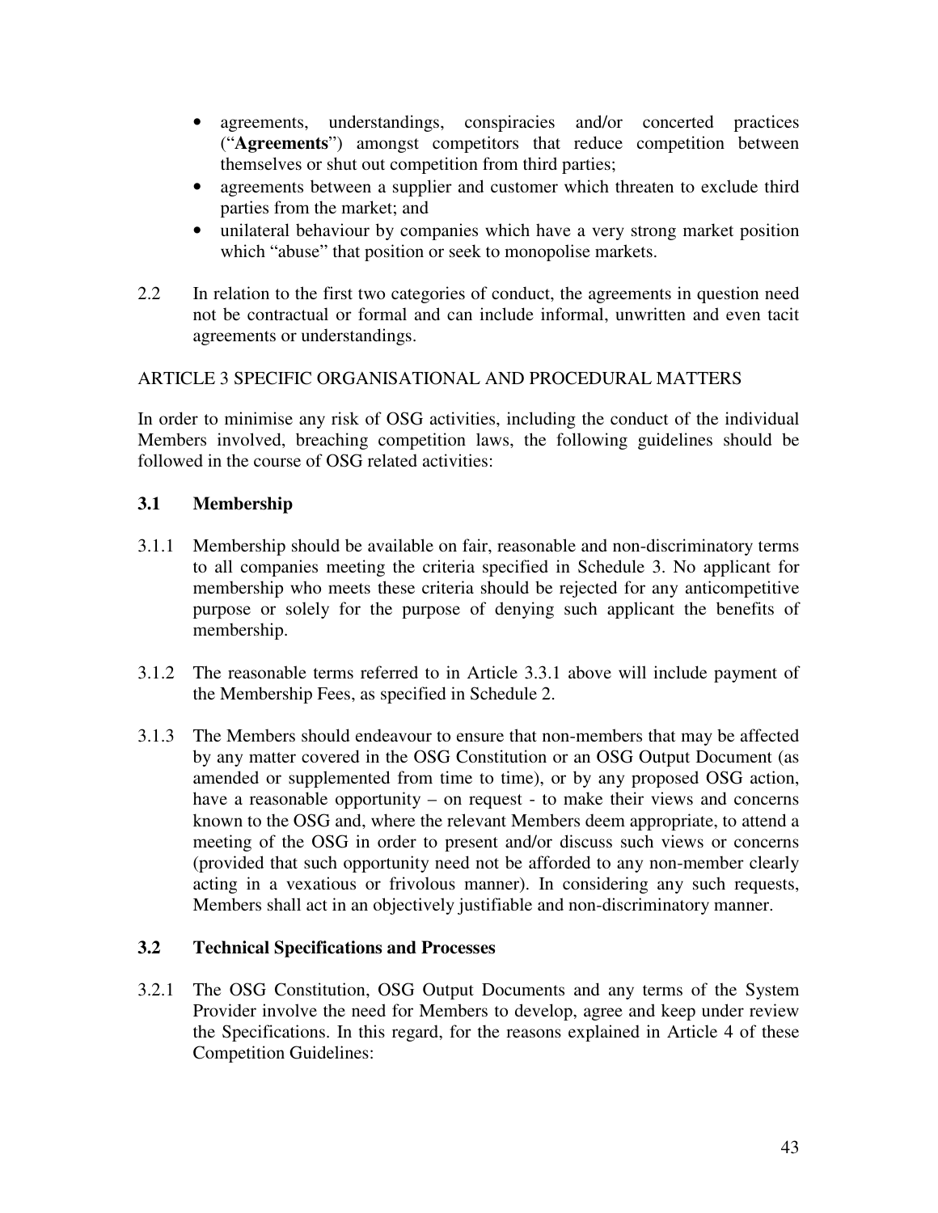- agreements, understandings, conspiracies and/or concerted practices ("**Agreements**") amongst competitors that reduce competition between themselves or shut out competition from third parties;
- agreements between a supplier and customer which threaten to exclude third parties from the market; and
- unilateral behaviour by companies which have a very strong market position which "abuse" that position or seek to monopolise markets.

2.2 In relation to the first two categories of conduct, the agreements in question need not be contractual or formal and can include informal, unwritten and even tacit agreements or understandings.

ARTICLE 3 SPECIFIC ORGANISATIONAL AND PROCEDURAL MATTERS

In order to minimise any risk of OSG activities, including the conduct of the individual Members involved, breaching competition laws, the following guidelines should be followed in the course of OSG related activities:

### 3.1 Membership

3.1.1 Membership should be available on fair, reasonable and non-discriminatory terms to all companies meeting the criteria specified in Schedule 3. No applicant for membership who meets these criteria should be rejected for any anticompetitive purpose or solely for the purpose of denying such applicant the benefits of membership.

3.1.2 The reasonable terms referred to in Article 3.3.1 above will include payment of the Membership Fees, as specified in Schedule 2.

3.1.3 The Members should endeavour to ensure that non-members that may be affected by any matter covered in the OSG Constitution or an OSG Output Document (as amended or supplemented from time to time), or by any proposed OSG action, have a reasonable opportunity – on request - to make their views and concerns known to the OSG and, where the relevant Members deem appropriate, to attend a meeting of the OSG in order to present and/or discuss such views or concerns (provided that such opportunity need not be afforded to any non-member clearly acting in a vexatious or frivolous manner). In considering any such requests, Members shall act in an objectively justifiable and non-discriminatory manner.

### 3.2 Technical Specifications and Processes

3.2.1 The OSG Constitution, OSG Output Documents and any terms of the System Provider involve the need for Members to develop, agree and keep under review the Specifications. In this regard, for the reasons explained in Article 4 of these Competition Guidelines: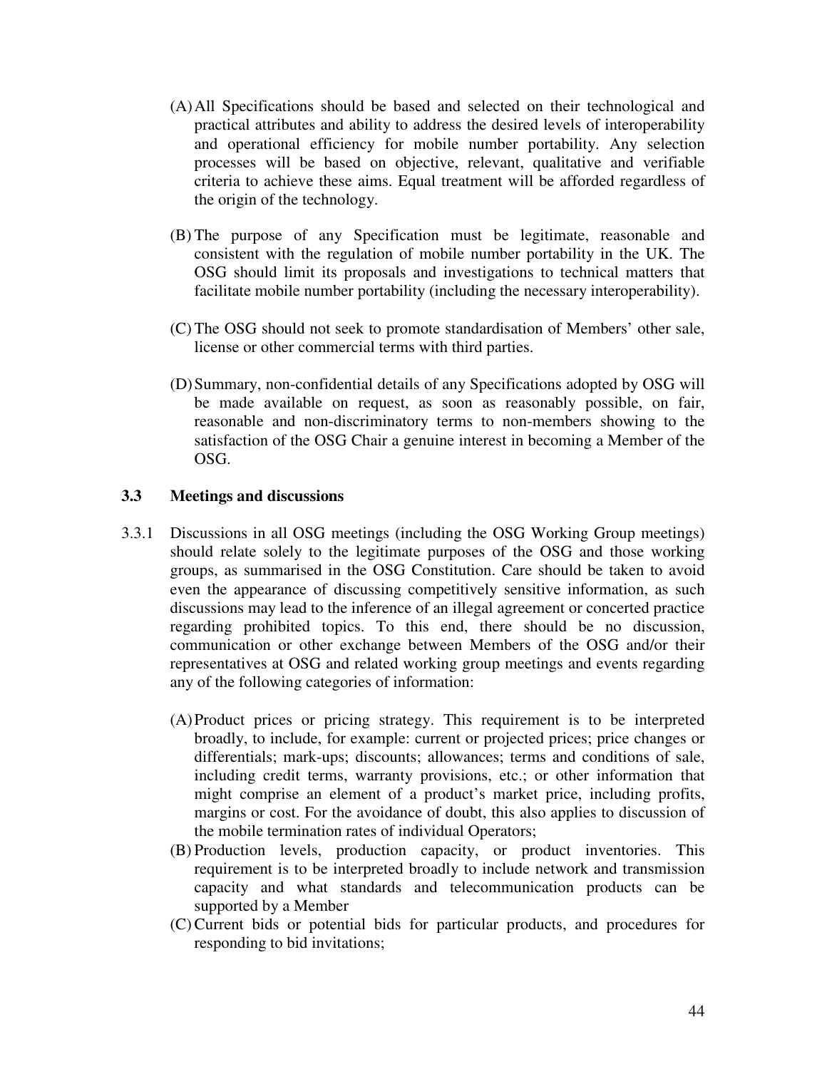(A) All Specifications should be based and selected on their technological and practical attributes and ability to address the desired levels of interoperability and operational efficiency for mobile number portability. Any selection processes will be based on objective, relevant, qualitative and verifiable criteria to achieve these aims. Equal treatment will be afforded regardless of the origin of the technology.

(B) The purpose of any Specification must be legitimate, reasonable and consistent with the regulation of mobile number portability in the UK. The OSG should limit its proposals and investigations to technical matters that facilitate mobile number portability (including the necessary interoperability).

(C) The OSG should not seek to promote standardisation of Members' other sale, license or other commercial terms with third parties.

(D) Summary, non-confidential details of any Specifications adopted by OSG will be made available on request, as soon as reasonably possible, on fair, reasonable and non-discriminatory terms to non-members showing to the satisfaction of the OSG Chair a genuine interest in becoming a Member of the OSG.

### 3.3 Meetings and discussions

3.3.1 Discussions in all OSG meetings (including the OSG Working Group meetings) should relate solely to the legitimate purposes of the OSG and those working groups, as summarised in the OSG Constitution. Care should be taken to avoid even the appearance of discussing competitively sensitive information, as such discussions may lead to the inference of an illegal agreement or concerted practice regarding prohibited topics. To this end, there should be no discussion, communication or other exchange between Members of the OSG and/or their representatives at OSG and related working group meetings and events regarding any of the following categories of information:

(A) Product prices or pricing strategy. This requirement is to be interpreted broadly, to include, for example: current or projected prices; price changes or differentials; mark-ups; discounts; allowances; terms and conditions of sale, including credit terms, warranty provisions, etc.; or other information that might comprise an element of a product's market price, including profits, margins or cost. For the avoidance of doubt, this also applies to discussion of the mobile termination rates of individual Operators;

(B) Production levels, production capacity, or product inventories. This requirement is to be interpreted broadly to include network and transmission capacity and what standards and telecommunication products can be supported by a Member

(C) Current bids or potential bids for particular products, and procedures for responding to bid invitations;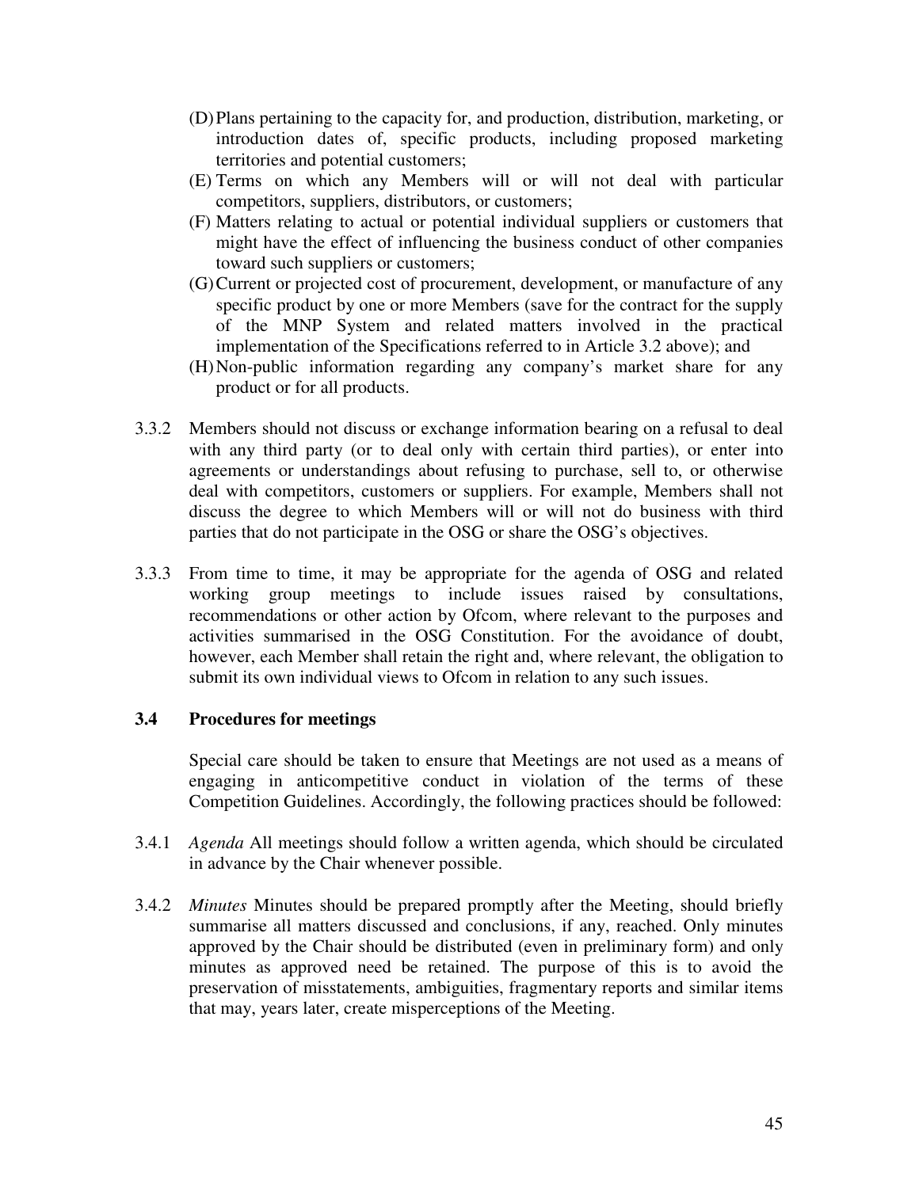(D) Plans pertaining to the capacity for, and production, distribution, marketing, or introduction dates of, specific products, including proposed marketing territories and potential customers;

(E) Terms on which any Members will or will not deal with particular competitors, suppliers, distributors, or customers;

(F) Matters relating to actual or potential individual suppliers or customers that might have the effect of influencing the business conduct of other companies toward such suppliers or customers;

(G) Current or projected cost of procurement, development, or manufacture of any specific product by one or more Members (save for the contract for the supply of the MNP System and related matters involved in the practical implementation of the Specifications referred to in Article 3.2 above); and

(H) Non-public information regarding any company's market share for any product or for all products.

3.3.2 Members should not discuss or exchange information bearing on a refusal to deal with any third party (or to deal only with certain third parties), or enter into agreements or understandings about refusing to purchase, sell to, or otherwise deal with competitors, customers or suppliers. For example, Members shall not discuss the degree to which Members will or will not do business with third parties that do not participate in the OSG or share the OSG's objectives.

3.3.3 From time to time, it may be appropriate for the agenda of OSG and related working group meetings to include issues raised by consultations, recommendations or other action by Ofcom, where relevant to the purposes and activities summarised in the OSG Constitution. For the avoidance of doubt, however, each Member shall retain the right and, where relevant, the obligation to submit its own individual views to Ofcom in relation to any such issues.

### 3.4 Procedures for meetings

Special care should be taken to ensure that Meetings are not used as a means of engaging in anticompetitive conduct in violation of the terms of these Competition Guidelines. Accordingly, the following practices should be followed:

3.4.1 *Agenda* All meetings should follow a written agenda, which should be circulated in advance by the Chair whenever possible.

3.4.2 *Minutes* Minutes should be prepared promptly after the Meeting, should briefly summarise all matters discussed and conclusions, if any, reached. Only minutes approved by the Chair should be distributed (even in preliminary form) and only minutes as approved need be retained. The purpose of this is to avoid the preservation of misstatements, ambiguities, fragmentary reports and similar items that may, years later, create misperceptions of the Meeting.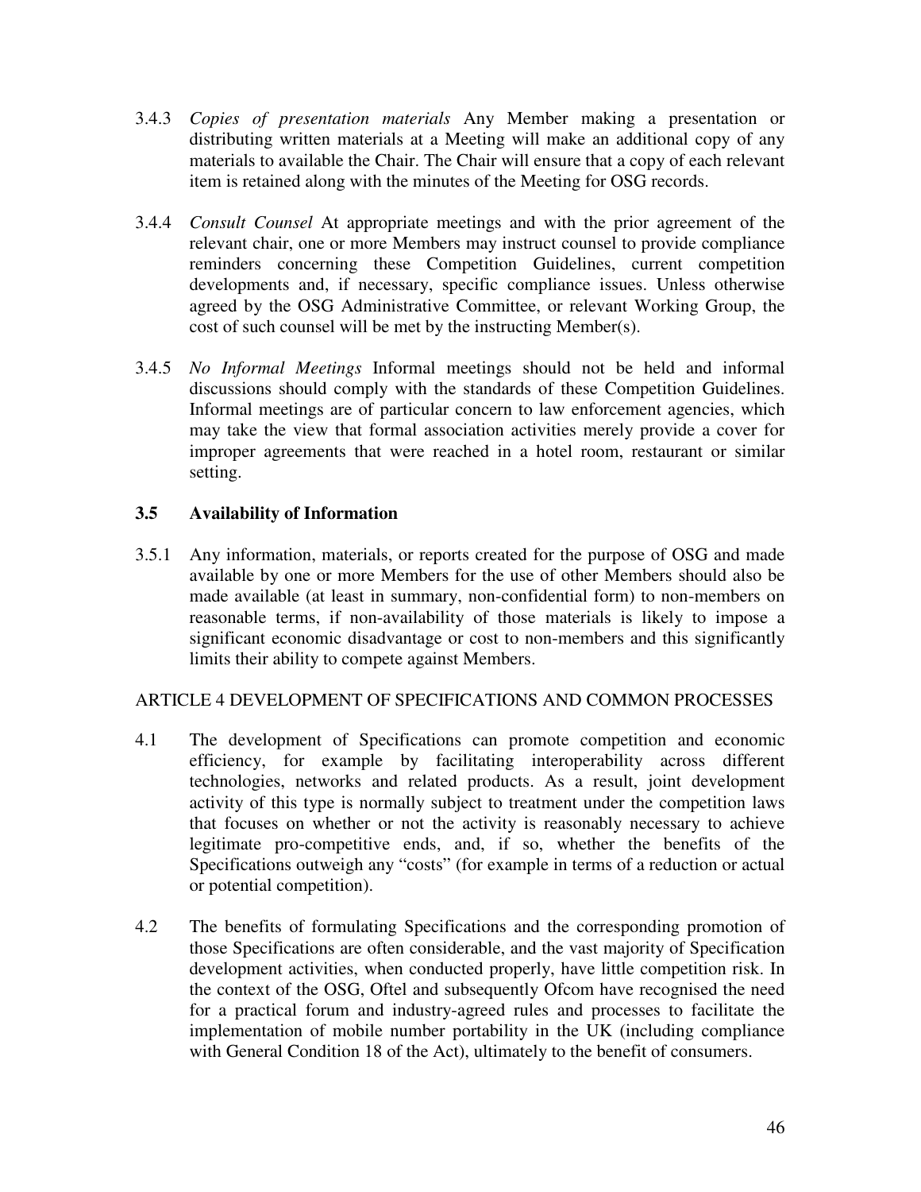3.4.3 *Copies of presentation materials* Any Member making a presentation or distributing written materials at a Meeting will make an additional copy of any materials to available the Chair. The Chair will ensure that a copy of each relevant item is retained along with the minutes of the Meeting for OSG records.

3.4.4 *Consult Counsel* At appropriate meetings and with the prior agreement of the relevant chair, one or more Members may instruct counsel to provide compliance reminders concerning these Competition Guidelines, current competition developments and, if necessary, specific compliance issues. Unless otherwise agreed by the OSG Administrative Committee, or relevant Working Group, the cost of such counsel will be met by the instructing Member(s).

3.4.5 *No Informal Meetings* Informal meetings should not be held and informal discussions should comply with the standards of these Competition Guidelines. Informal meetings are of particular concern to law enforcement agencies, which may take the view that formal association activities merely provide a cover for improper agreements that were reached in a hotel room, restaurant or similar setting.

### 3.5 Availability of Information

3.5.1 Any information, materials, or reports created for the purpose of OSG and made available by one or more Members for the use of other Members should also be made available (at least in summary, non-confidential form) to non-members on reasonable terms, if non-availability of those materials is likely to impose a significant economic disadvantage or cost to non-members and this significantly limits their ability to compete against Members.

## ARTICLE 4 DEVELOPMENT OF SPECIFICATIONS AND COMMON PROCESSES

4.1 The development of Specifications can promote competition and economic efficiency, for example by facilitating interoperability across different technologies, networks and related products. As a result, joint development activity of this type is normally subject to treatment under the competition laws that focuses on whether or not the activity is reasonably necessary to achieve legitimate pro-competitive ends, and, if so, whether the benefits of the Specifications outweigh any "costs" (for example in terms of a reduction or actual or potential competition).

4.2 The benefits of formulating Specifications and the corresponding promotion of those Specifications are often considerable, and the vast majority of Specification development activities, when conducted properly, have little competition risk. In the context of the OSG, Oftel and subsequently Ofcom have recognised the need for a practical forum and industry-agreed rules and processes to facilitate the implementation of mobile number portability in the UK (including compliance with General Condition 18 of the Act), ultimately to the benefit of consumers.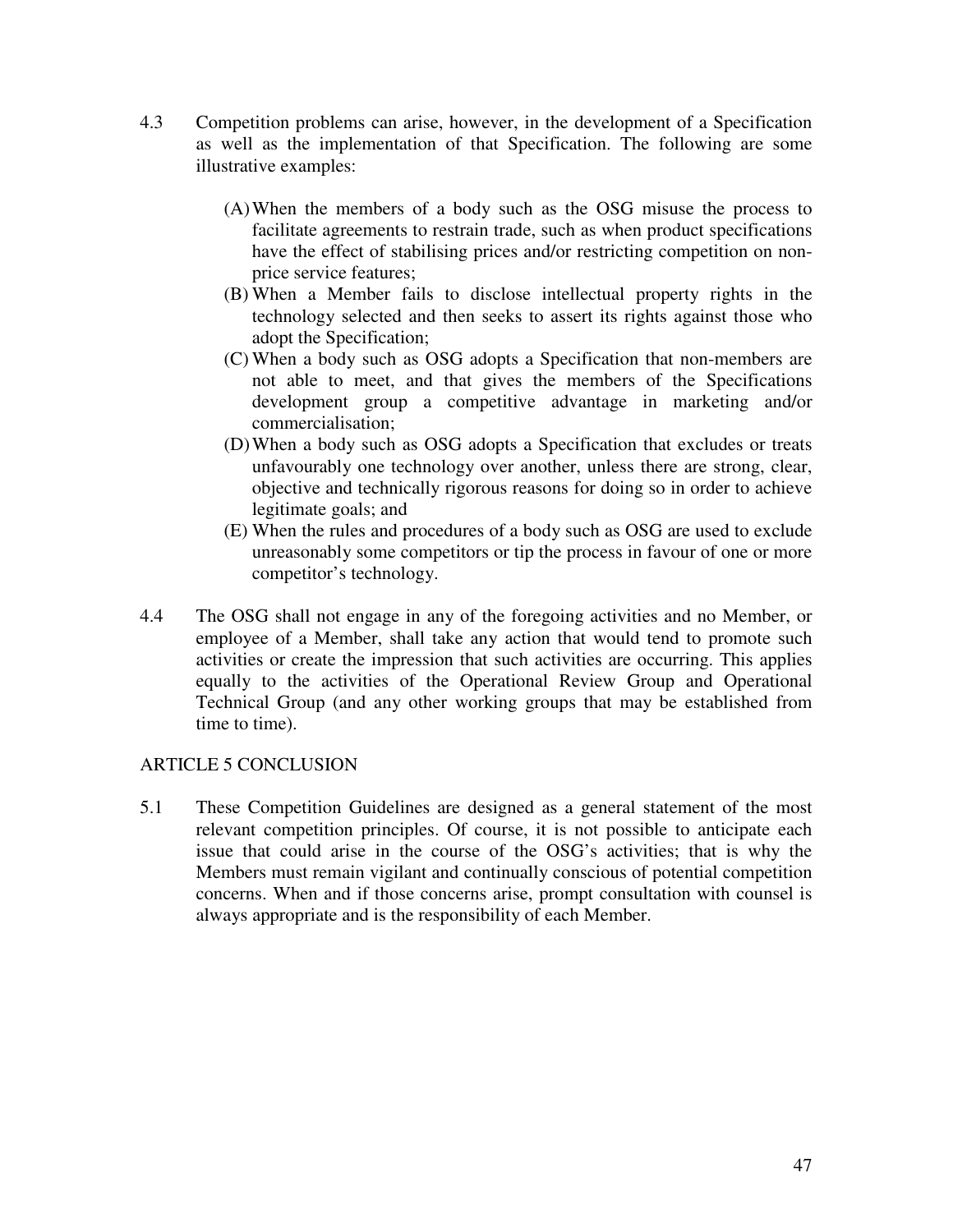4.3 Competition problems can arise, however, in the development of a Specification as well as the implementation of that Specification. The following are some illustrative examples:

(A) When the members of a body such as the OSG misuse the process to facilitate agreements to restrain trade, such as when product specifications have the effect of stabilising prices and/or restricting competition on non-price service features;

(B) When a Member fails to disclose intellectual property rights in the technology selected and then seeks to assert its rights against those who adopt the Specification;

(C) When a body such as OSG adopts a Specification that non-members are not able to meet, and that gives the members of the Specifications development group a competitive advantage in marketing and/or commercialisation;

(D) When a body such as OSG adopts a Specification that excludes or treats unfavourably one technology over another, unless there are strong, clear, objective and technically rigorous reasons for doing so in order to achieve legitimate goals; and

(E) When the rules and procedures of a body such as OSG are used to exclude unreasonably some competitors or tip the process in favour of one or more competitor's technology.

4.4 The OSG shall not engage in any of the foregoing activities and no Member, or employee of a Member, shall take any action that would tend to promote such activities or create the impression that such activities are occurring. This applies equally to the activities of the Operational Review Group and Operational Technical Group (and any other working groups that may be established from time to time).

## ARTICLE 5 CONCLUSION

5.1 These Competition Guidelines are designed as a general statement of the most relevant competition principles. Of course, it is not possible to anticipate each issue that could arise in the course of the OSG's activities; that is why the Members must remain vigilant and continually conscious of potential competition concerns. When and if those concerns arise, prompt consultation with counsel is always appropriate and is the responsibility of each Member.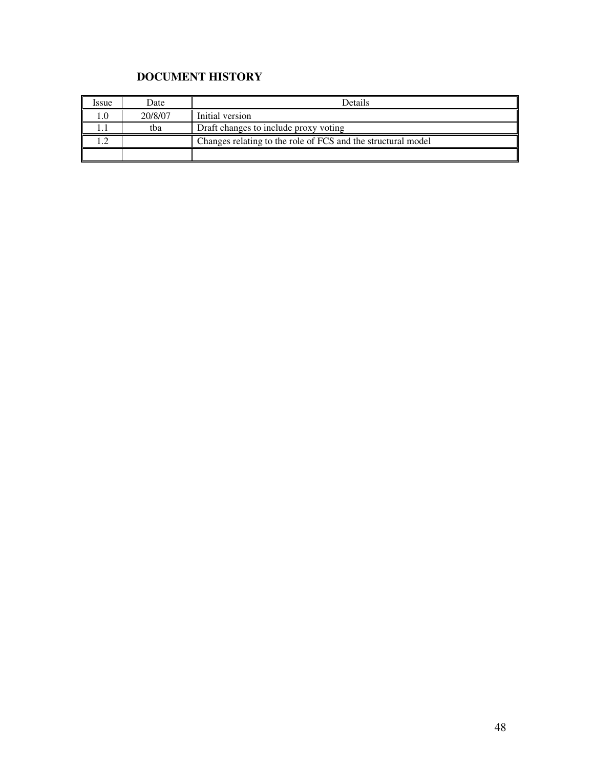## DOCUMENT HISTORY

| Issue | Date | Details |
| --- | --- | --- |
| 1.0 | 20/8/07 | Initial version |
| 1.1 | tba | Draft changes to include proxy voting |
| 1.2 | | Changes relating to the role of FCS and the structural model |
| | | |